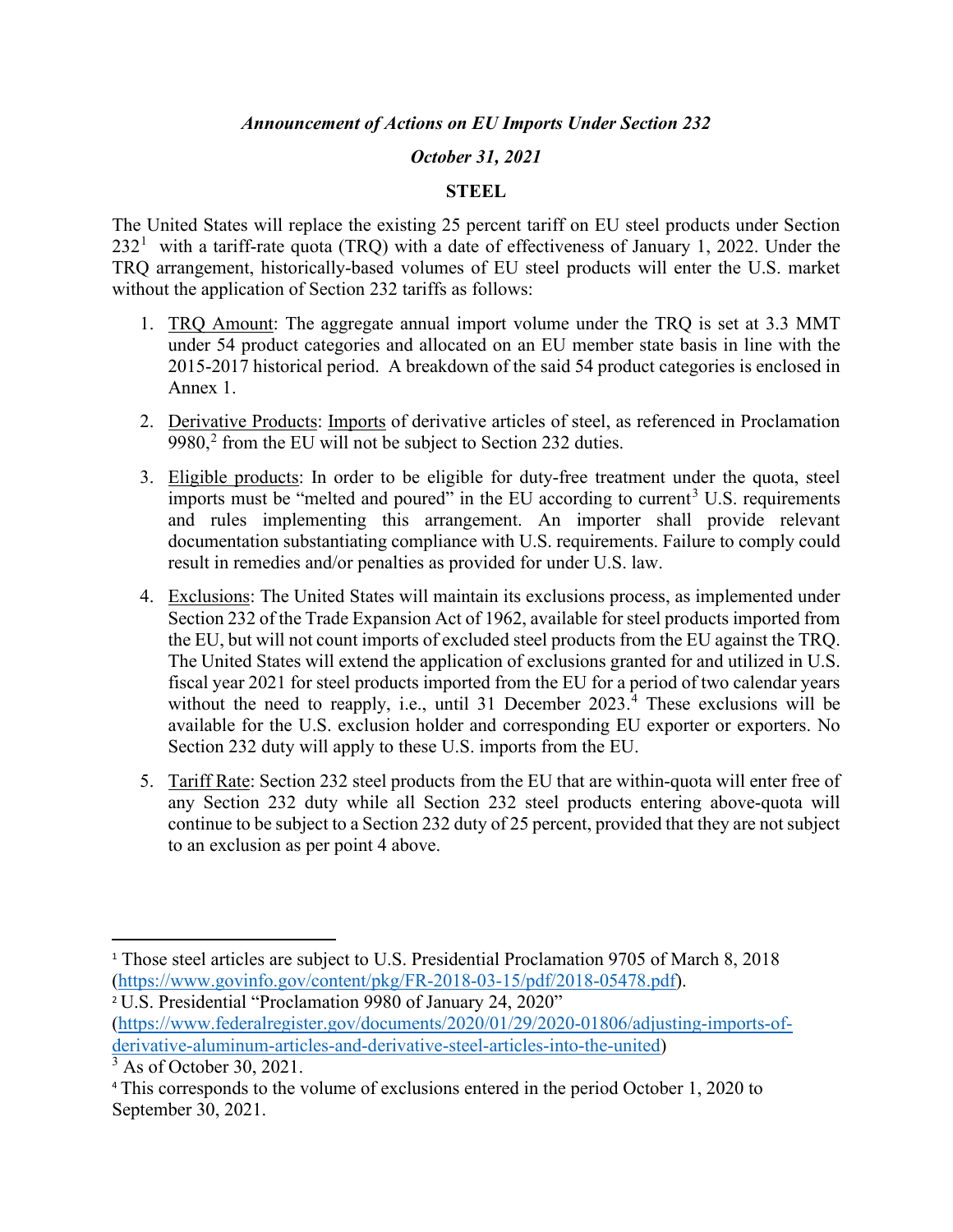*Announcement of Actions on EU Imports Under Section 232*

*October 31, 2021*

**STEEL**

The United States will replace the existing 25 percent tariff on EU steel products under Section 232[1] with a tariff-rate quota (TRQ) with a date of effectiveness of January 1, 2022. Under the TRQ arrangement, historically-based volumes of EU steel products will enter the U.S. market without the application of Section 232 tariffs as follows:

1. TRQ Amount: The aggregate annual import volume under the TRQ is set at 3.3 MMT under 54 product categories and allocated on an EU member state basis in line with the 2015-2017 historical period. A breakdown of the said 54 product categories is enclosed in Annex 1.

2. Derivative Products: Imports of derivative articles of steel, as referenced in Proclamation 9980,[2] from the EU will not be subject to Section 232 duties.

3. Eligible products: In order to be eligible for duty-free treatment under the quota, steel imports must be "melted and poured" in the EU according to current[3] U.S. requirements and rules implementing this arrangement. An importer shall provide relevant documentation substantiating compliance with U.S. requirements. Failure to comply could result in remedies and/or penalties as provided for under U.S. law.

4. Exclusions: The United States will maintain its exclusions process, as implemented under Section 232 of the Trade Expansion Act of 1962, available for steel products imported from the EU, but will not count imports of excluded steel products from the EU against the TRQ. The United States will extend the application of exclusions granted for and utilized in U.S. fiscal year 2021 for steel products imported from the EU for a period of two calendar years without the need to reapply, i.e., until 31 December 2023.[4] These exclusions will be available for the U.S. exclusion holder and corresponding EU exporter or exporters. No Section 232 duty will apply to these U.S. imports from the EU.

5. Tariff Rate: Section 232 steel products from the EU that are within-quota will enter free of any Section 232 duty while all Section 232 steel products entering above-quota will continue to be subject to a Section 232 duty of 25 percent, provided that they are not subject to an exclusion as per point 4 above.

---

[1] Those steel articles are subject to U.S. Presidential Proclamation 9705 of March 8, 2018 (https://www.govinfo.gov/content/pkg/FR-2018-03-15/pdf/2018-05478.pdf).

[2] U.S. Presidential "Proclamation 9980 of January 24, 2020" (https://www.federalregister.gov/documents/2020/01/29/2020-01806/adjusting-imports-of-derivative-aluminum-articles-and-derivative-steel-articles-into-the-united)

[3] As of October 30, 2021.

[4] This corresponds to the volume of exclusions entered in the period October 1, 2020 to September 30, 2021.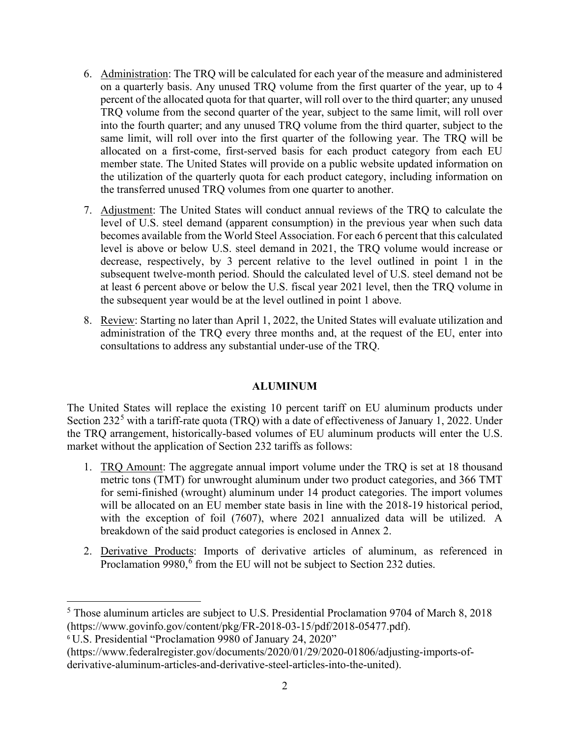6. Administration: The TRQ will be calculated for each year of the measure and administered on a quarterly basis. Any unused TRQ volume from the first quarter of the year, up to 4 percent of the allocated quota for that quarter, will roll over to the third quarter; any unused TRQ volume from the second quarter of the year, subject to the same limit, will roll over into the fourth quarter; and any unused TRQ volume from the third quarter, subject to the same limit, will roll over into the first quarter of the following year. The TRQ will be allocated on a first-come, first-served basis for each product category from each EU member state. The United States will provide on a public website updated information on the utilization of the quarterly quota for each product category, including information on the transferred unused TRQ volumes from one quarter to another.

7. Adjustment: The United States will conduct annual reviews of the TRQ to calculate the level of U.S. steel demand (apparent consumption) in the previous year when such data becomes available from the World Steel Association. For each 6 percent that this calculated level is above or below U.S. steel demand in 2021, the TRQ volume would increase or decrease, respectively, by 3 percent relative to the level outlined in point 1 in the subsequent twelve-month period. Should the calculated level of U.S. steel demand not be at least 6 percent above or below the U.S. fiscal year 2021 level, then the TRQ volume in the subsequent year would be at the level outlined in point 1 above.

8. Review: Starting no later than April 1, 2022, the United States will evaluate utilization and administration of the TRQ every three months and, at the request of the EU, enter into consultations to address any substantial under-use of the TRQ.

## ALUMINUM

The United States will replace the existing 10 percent tariff on EU aluminum products under Section 232[5] with a tariff-rate quota (TRQ) with a date of effectiveness of January 1, 2022. Under the TRQ arrangement, historically-based volumes of EU aluminum products will enter the U.S. market without the application of Section 232 tariffs as follows:

1. TRQ Amount: The aggregate annual import volume under the TRQ is set at 18 thousand metric tons (TMT) for unwrought aluminum under two product categories, and 366 TMT for semi-finished (wrought) aluminum under 14 product categories. The import volumes will be allocated on an EU member state basis in line with the 2018-19 historical period, with the exception of foil (7607), where 2021 annualized data will be utilized. A breakdown of the said product categories is enclosed in Annex 2.

2. Derivative Products: Imports of derivative articles of aluminum, as referenced in Proclamation 9980,[6] from the EU will not be subject to Section 232 duties.

---

[5] Those aluminum articles are subject to U.S. Presidential Proclamation 9704 of March 8, 2018 (https://www.govinfo.gov/content/pkg/FR-2018-03-15/pdf/2018-05477.pdf).

[6] U.S. Presidential "Proclamation 9980 of January 24, 2020" (https://www.federalregister.gov/documents/2020/01/29/2020-01806/adjusting-imports-of-derivative-aluminum-articles-and-derivative-steel-articles-into-the-united).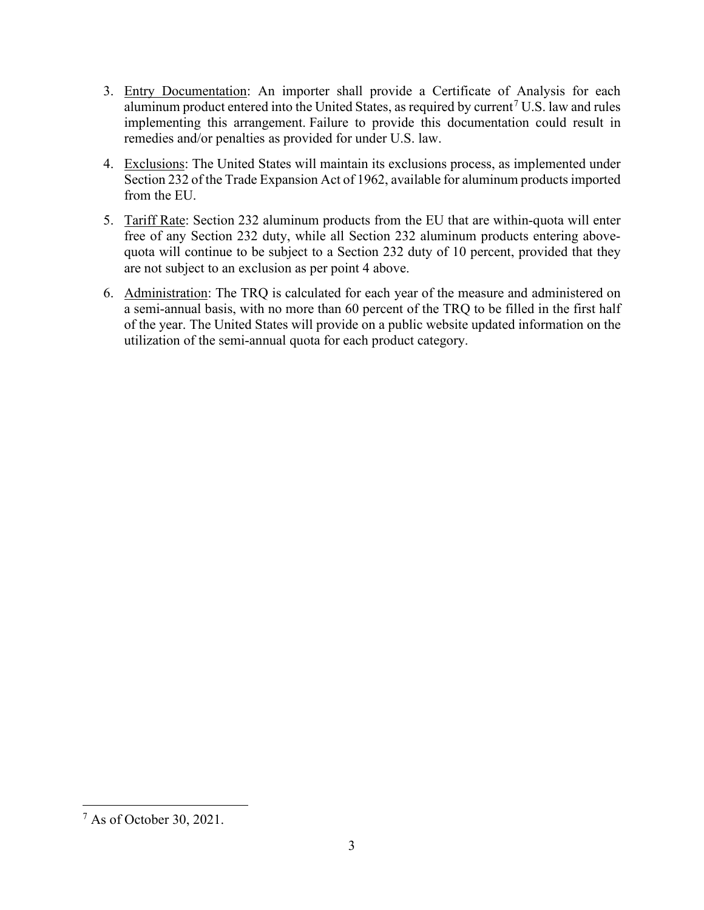3. Entry Documentation: An importer shall provide a Certificate of Analysis for each aluminum product entered into the United States, as required by current[7] U.S. law and rules implementing this arrangement. Failure to provide this documentation could result in remedies and/or penalties as provided for under U.S. law.

4. Exclusions: The United States will maintain its exclusions process, as implemented under Section 232 of the Trade Expansion Act of 1962, available for aluminum products imported from the EU.

5. Tariff Rate: Section 232 aluminum products from the EU that are within-quota will enter free of any Section 232 duty, while all Section 232 aluminum products entering above-quota will continue to be subject to a Section 232 duty of 10 percent, provided that they are not subject to an exclusion as per point 4 above.

6. Administration: The TRQ is calculated for each year of the measure and administered on a semi-annual basis, with no more than 60 percent of the TRQ to be filled in the first half of the year. The United States will provide on a public website updated information on the utilization of the semi-annual quota for each product category.

---

[7] As of October 30, 2021.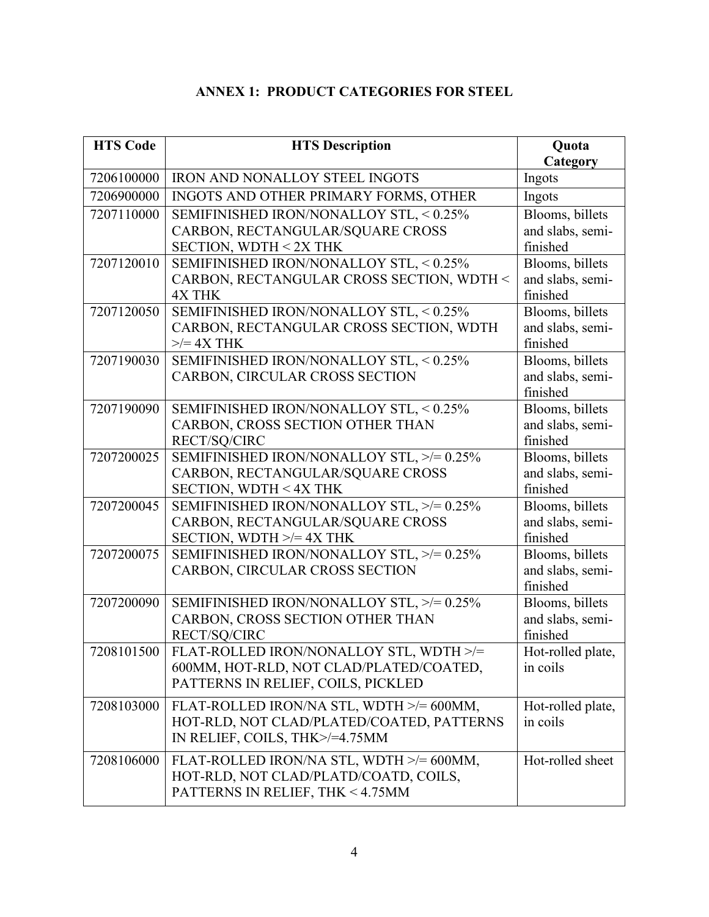**ANNEX 1: PRODUCT CATEGORIES FOR STEEL**

| HTS Code | HTS Description | Quota Category |
|---|---|---|
| 7206100000 | IRON AND NONALLOY STEEL INGOTS | Ingots |
| 7206900000 | INGOTS AND OTHER PRIMARY FORMS, OTHER | Ingots |
| 7207110000 | SEMIFINISHED IRON/NONALLOY STL, < 0.25% CARBON, RECTANGULAR/SQUARE CROSS SECTION, WDTH < 2X THK | Blooms, billets and slabs, semi-finished |
| 7207120010 | SEMIFINISHED IRON/NONALLOY STL, < 0.25% CARBON, RECTANGULAR CROSS SECTION, WDTH < 4X THK | Blooms, billets and slabs, semi-finished |
| 7207120050 | SEMIFINISHED IRON/NONALLOY STL, < 0.25% CARBON, RECTANGULAR CROSS SECTION, WDTH >/= 4X THK | Blooms, billets and slabs, semi-finished |
| 7207190030 | SEMIFINISHED IRON/NONALLOY STL, < 0.25% CARBON, CIRCULAR CROSS SECTION | Blooms, billets and slabs, semi-finished |
| 7207190090 | SEMIFINISHED IRON/NONALLOY STL, < 0.25% CARBON, CROSS SECTION OTHER THAN RECT/SQ/CIRC | Blooms, billets and slabs, semi-finished |
| 7207200025 | SEMIFINISHED IRON/NONALLOY STL, >/= 0.25% CARBON, RECTANGULAR/SQUARE CROSS SECTION, WDTH < 4X THK | Blooms, billets and slabs, semi-finished |
| 7207200045 | SEMIFINISHED IRON/NONALLOY STL, >/= 0.25% CARBON, RECTANGULAR/SQUARE CROSS SECTION, WDTH >/= 4X THK | Blooms, billets and slabs, semi-finished |
| 7207200075 | SEMIFINISHED IRON/NONALLOY STL, >/= 0.25% CARBON, CIRCULAR CROSS SECTION | Blooms, billets and slabs, semi-finished |
| 7207200090 | SEMIFINISHED IRON/NONALLOY STL, >/= 0.25% CARBON, CROSS SECTION OTHER THAN RECT/SQ/CIRC | Blooms, billets and slabs, semi-finished |
| 7208101500 | FLAT-ROLLED IRON/NONALLOY STL, WDTH >/= 600MM, HOT-RLD, NOT CLAD/PLATED/COATED, PATTERNS IN RELIEF, COILS, PICKLED | Hot-rolled plate, in coils |
| 7208103000 | FLAT-ROLLED IRON/NA STL, WDTH >/= 600MM, HOT-RLD, NOT CLAD/PLATED/COATED, PATTERNS IN RELIEF, COILS, THK>/=4.75MM | Hot-rolled plate, in coils |
| 7208106000 | FLAT-ROLLED IRON/NA STL, WDTH >/= 600MM, HOT-RLD, NOT CLAD/PLATD/COATD, COILS, PATTERNS IN RELIEF, THK < 4.75MM | Hot-rolled sheet |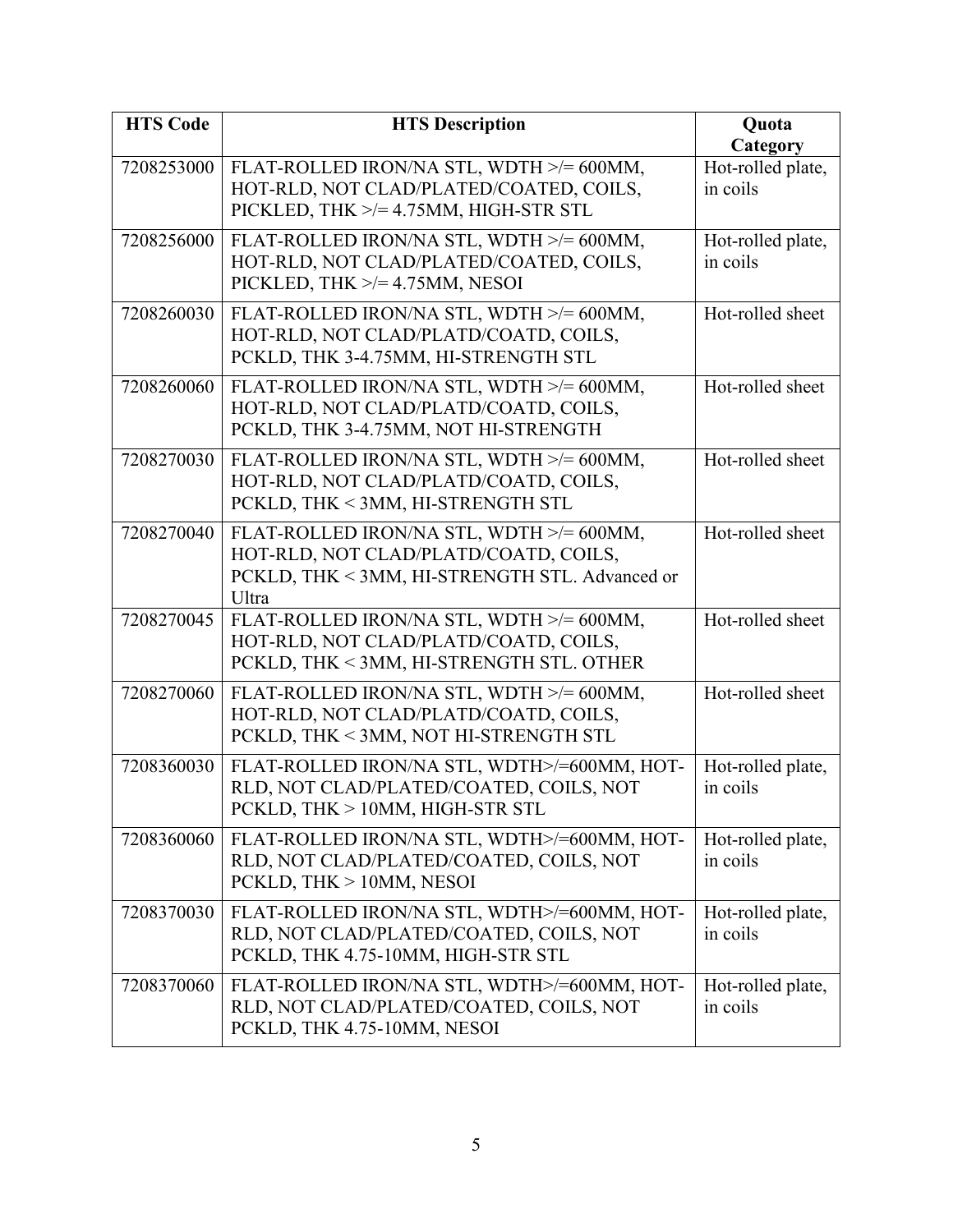| HTS Code | HTS Description | Quota Category |
|---|---|---|
| 7208253000 | FLAT-ROLLED IRON/NA STL, WDTH >/= 600MM, HOT-RLD, NOT CLAD/PLATED/COATED, COILS, PICKLED, THK >/= 4.75MM, HIGH-STR STL | Hot-rolled plate, in coils |
| 7208256000 | FLAT-ROLLED IRON/NA STL, WDTH >/= 600MM, HOT-RLD, NOT CLAD/PLATED/COATED, COILS, PICKLED, THK >/= 4.75MM, NESOI | Hot-rolled plate, in coils |
| 7208260030 | FLAT-ROLLED IRON/NA STL, WDTH >/= 600MM, HOT-RLD, NOT CLAD/PLATD/COATD, COILS, PCKLD, THK 3-4.75MM, HI-STRENGTH STL | Hot-rolled sheet |
| 7208260060 | FLAT-ROLLED IRON/NA STL, WDTH >/= 600MM, HOT-RLD, NOT CLAD/PLATD/COATD, COILS, PCKLD, THK 3-4.75MM, NOT HI-STRENGTH | Hot-rolled sheet |
| 7208270030 | FLAT-ROLLED IRON/NA STL, WDTH >/= 600MM, HOT-RLD, NOT CLAD/PLATD/COATD, COILS, PCKLD, THK < 3MM, HI-STRENGTH STL | Hot-rolled sheet |
| 7208270040 | FLAT-ROLLED IRON/NA STL, WDTH >/= 600MM, HOT-RLD, NOT CLAD/PLATD/COATD, COILS, PCKLD, THK < 3MM, HI-STRENGTH STL. Advanced or Ultra | Hot-rolled sheet |
| 7208270045 | FLAT-ROLLED IRON/NA STL, WDTH >/= 600MM, HOT-RLD, NOT CLAD/PLATD/COATD, COILS, PCKLD, THK < 3MM, HI-STRENGTH STL. OTHER | Hot-rolled sheet |
| 7208270060 | FLAT-ROLLED IRON/NA STL, WDTH >/= 600MM, HOT-RLD, NOT CLAD/PLATD/COATD, COILS, PCKLD, THK < 3MM, NOT HI-STRENGTH STL | Hot-rolled sheet |
| 7208360030 | FLAT-ROLLED IRON/NA STL, WDTH>/=600MM, HOT-RLD, NOT CLAD/PLATED/COATED, COILS, NOT PCKLD, THK > 10MM, HIGH-STR STL | Hot-rolled plate, in coils |
| 7208360060 | FLAT-ROLLED IRON/NA STL, WDTH>/=600MM, HOT-RLD, NOT CLAD/PLATED/COATED, COILS, NOT PCKLD, THK > 10MM, NESOI | Hot-rolled plate, in coils |
| 7208370030 | FLAT-ROLLED IRON/NA STL, WDTH>/=600MM, HOT-RLD, NOT CLAD/PLATED/COATED, COILS, NOT PCKLD, THK 4.75-10MM, HIGH-STR STL | Hot-rolled plate, in coils |
| 7208370060 | FLAT-ROLLED IRON/NA STL, WDTH>/=600MM, HOT-RLD, NOT CLAD/PLATED/COATED, COILS, NOT PCKLD, THK 4.75-10MM, NESOI | Hot-rolled plate, in coils |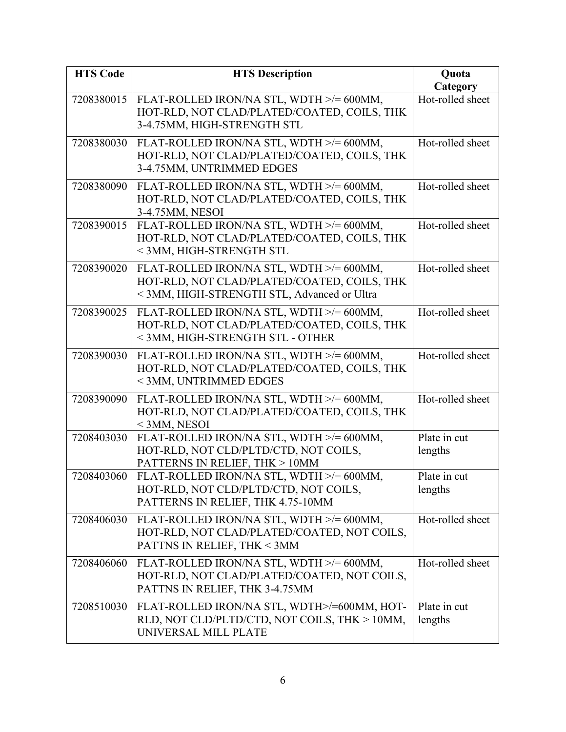| HTS Code | HTS Description | Quota Category |
| --- | --- | --- |
| 7208380015 | FLAT-ROLLED IRON/NA STL, WDTH >/= 600MM, HOT-RLD, NOT CLAD/PLATED/COATED, COILS, THK 3-4.75MM, HIGH-STRENGTH STL | Hot-rolled sheet |
| 7208380030 | FLAT-ROLLED IRON/NA STL, WDTH >/= 600MM, HOT-RLD, NOT CLAD/PLATED/COATED, COILS, THK 3-4.75MM, UNTRIMMED EDGES | Hot-rolled sheet |
| 7208380090 | FLAT-ROLLED IRON/NA STL, WDTH >/= 600MM, HOT-RLD, NOT CLAD/PLATED/COATED, COILS, THK 3-4.75MM, NESOI | Hot-rolled sheet |
| 7208390015 | FLAT-ROLLED IRON/NA STL, WDTH >/= 600MM, HOT-RLD, NOT CLAD/PLATED/COATED, COILS, THK < 3MM, HIGH-STRENGTH STL | Hot-rolled sheet |
| 7208390020 | FLAT-ROLLED IRON/NA STL, WDTH >/= 600MM, HOT-RLD, NOT CLAD/PLATED/COATED, COILS, THK < 3MM, HIGH-STRENGTH STL, Advanced or Ultra | Hot-rolled sheet |
| 7208390025 | FLAT-ROLLED IRON/NA STL, WDTH >/= 600MM, HOT-RLD, NOT CLAD/PLATED/COATED, COILS, THK < 3MM, HIGH-STRENGTH STL - OTHER | Hot-rolled sheet |
| 7208390030 | FLAT-ROLLED IRON/NA STL, WDTH >/= 600MM, HOT-RLD, NOT CLAD/PLATED/COATED, COILS, THK < 3MM, UNTRIMMED EDGES | Hot-rolled sheet |
| 7208390090 | FLAT-ROLLED IRON/NA STL, WDTH >/= 600MM, HOT-RLD, NOT CLAD/PLATED/COATED, COILS, THK < 3MM, NESOI | Hot-rolled sheet |
| 7208403030 | FLAT-ROLLED IRON/NA STL, WDTH >/= 600MM, HOT-RLD, NOT CLD/PLTD/CTD, NOT COILS, PATTERNS IN RELIEF, THK > 10MM | Plate in cut lengths |
| 7208403060 | FLAT-ROLLED IRON/NA STL, WDTH >/= 600MM, HOT-RLD, NOT CLD/PLTD/CTD, NOT COILS, PATTERNS IN RELIEF, THK 4.75-10MM | Plate in cut lengths |
| 7208406030 | FLAT-ROLLED IRON/NA STL, WDTH >/= 600MM, HOT-RLD, NOT CLAD/PLATED/COATED, NOT COILS, PATTNS IN RELIEF, THK < 3MM | Hot-rolled sheet |
| 7208406060 | FLAT-ROLLED IRON/NA STL, WDTH >/= 600MM, HOT-RLD, NOT CLAD/PLATED/COATED, NOT COILS, PATTNS IN RELIEF, THK 3-4.75MM | Hot-rolled sheet |
| 7208510030 | FLAT-ROLLED IRON/NA STL, WDTH>/=600MM, HOT-RLD, NOT CLD/PLTD/CTD, NOT COILS, THK > 10MM, UNIVERSAL MILL PLATE | Plate in cut lengths |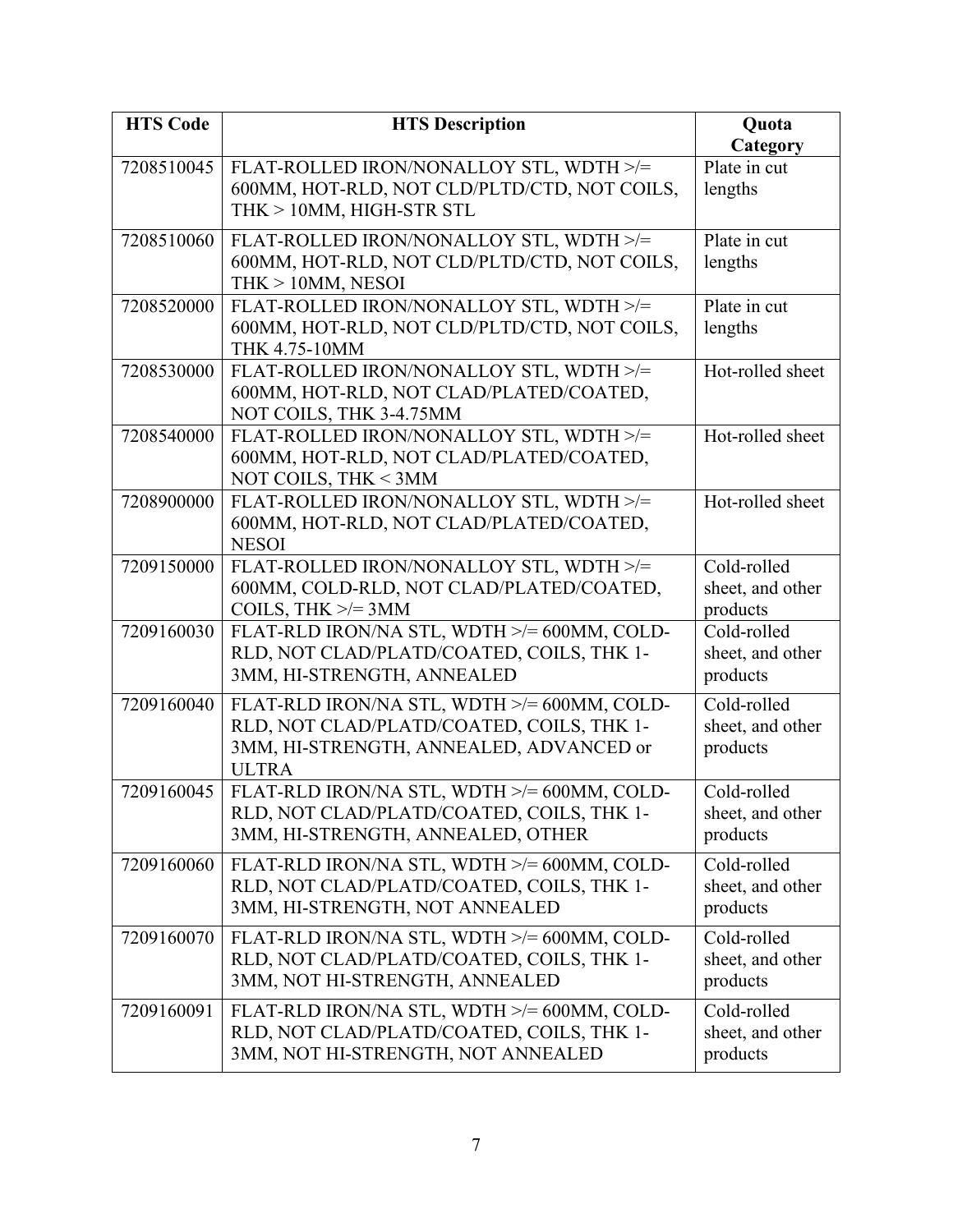| HTS Code | HTS Description | Quota Category |
|---|---|---|
| 7208510045 | FLAT-ROLLED IRON/NONALLOY STL, WDTH >/= 600MM, HOT-RLD, NOT CLD/PLTD/CTD, NOT COILS, THK > 10MM, HIGH-STR STL | Plate in cut lengths |
| 7208510060 | FLAT-ROLLED IRON/NONALLOY STL, WDTH >/= 600MM, HOT-RLD, NOT CLD/PLTD/CTD, NOT COILS, THK > 10MM, NESOI | Plate in cut lengths |
| 7208520000 | FLAT-ROLLED IRON/NONALLOY STL, WDTH >/= 600MM, HOT-RLD, NOT CLD/PLTD/CTD, NOT COILS, THK 4.75-10MM | Plate in cut lengths |
| 7208530000 | FLAT-ROLLED IRON/NONALLOY STL, WDTH >/= 600MM, HOT-RLD, NOT CLAD/PLATED/COATED, NOT COILS, THK 3-4.75MM | Hot-rolled sheet |
| 7208540000 | FLAT-ROLLED IRON/NONALLOY STL, WDTH >/= 600MM, HOT-RLD, NOT CLAD/PLATED/COATED, NOT COILS, THK < 3MM | Hot-rolled sheet |
| 7208900000 | FLAT-ROLLED IRON/NONALLOY STL, WDTH >/= 600MM, HOT-RLD, NOT CLAD/PLATED/COATED, NESOI | Hot-rolled sheet |
| 7209150000 | FLAT-ROLLED IRON/NONALLOY STL, WDTH >/= 600MM, COLD-RLD, NOT CLAD/PLATED/COATED, COILS, THK >/= 3MM | Cold-rolled sheet, and other products |
| 7209160030 | FLAT-RLD IRON/NA STL, WDTH >/= 600MM, COLD-RLD, NOT CLAD/PLATD/COATED, COILS, THK 1-3MM, HI-STRENGTH, ANNEALED | Cold-rolled sheet, and other products |
| 7209160040 | FLAT-RLD IRON/NA STL, WDTH >/= 600MM, COLD-RLD, NOT CLAD/PLATD/COATED, COILS, THK 1-3MM, HI-STRENGTH, ANNEALED, ADVANCED or ULTRA | Cold-rolled sheet, and other products |
| 7209160045 | FLAT-RLD IRON/NA STL, WDTH >/= 600MM, COLD-RLD, NOT CLAD/PLATD/COATED, COILS, THK 1-3MM, HI-STRENGTH, ANNEALED, OTHER | Cold-rolled sheet, and other products |
| 7209160060 | FLAT-RLD IRON/NA STL, WDTH >/= 600MM, COLD-RLD, NOT CLAD/PLATD/COATED, COILS, THK 1-3MM, HI-STRENGTH, NOT ANNEALED | Cold-rolled sheet, and other products |
| 7209160070 | FLAT-RLD IRON/NA STL, WDTH >/= 600MM, COLD-RLD, NOT CLAD/PLATD/COATED, COILS, THK 1-3MM, NOT HI-STRENGTH, ANNEALED | Cold-rolled sheet, and other products |
| 7209160091 | FLAT-RLD IRON/NA STL, WDTH >/= 600MM, COLD-RLD, NOT CLAD/PLATD/COATED, COILS, THK 1-3MM, NOT HI-STRENGTH, NOT ANNEALED | Cold-rolled sheet, and other products |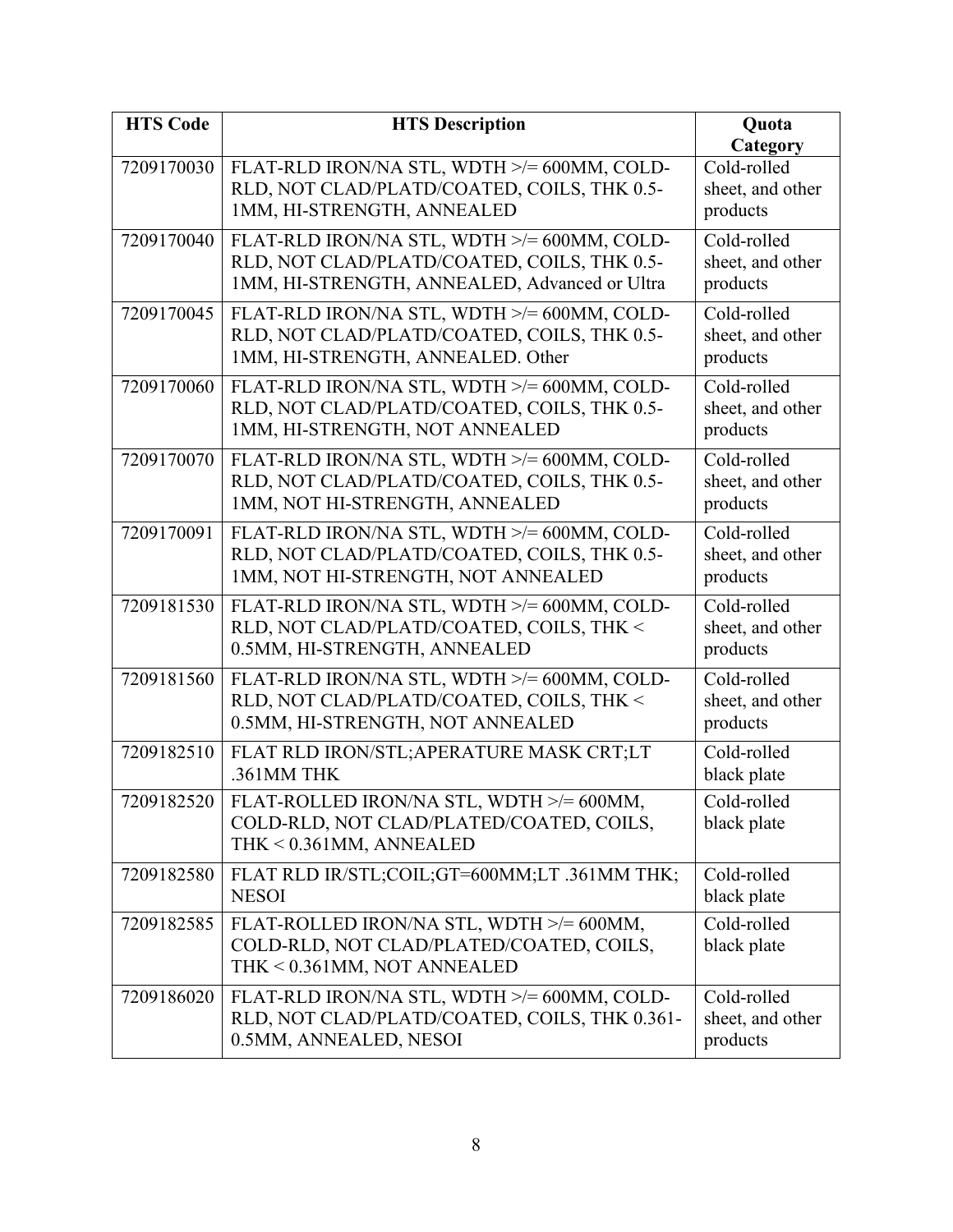| HTS Code | HTS Description | Quota Category |
| --- | --- | --- |
| 7209170030 | FLAT-RLD IRON/NA STL, WDTH >/= 600MM, COLD-RLD, NOT CLAD/PLATD/COATED, COILS, THK 0.5-1MM, HI-STRENGTH, ANNEALED | Cold-rolled sheet, and other products |
| 7209170040 | FLAT-RLD IRON/NA STL, WDTH >/= 600MM, COLD-RLD, NOT CLAD/PLATD/COATED, COILS, THK 0.5-1MM, HI-STRENGTH, ANNEALED, Advanced or Ultra | Cold-rolled sheet, and other products |
| 7209170045 | FLAT-RLD IRON/NA STL, WDTH >/= 600MM, COLD-RLD, NOT CLAD/PLATD/COATED, COILS, THK 0.5-1MM, HI-STRENGTH, ANNEALED. Other | Cold-rolled sheet, and other products |
| 7209170060 | FLAT-RLD IRON/NA STL, WDTH >/= 600MM, COLD-RLD, NOT CLAD/PLATD/COATED, COILS, THK 0.5-1MM, HI-STRENGTH, NOT ANNEALED | Cold-rolled sheet, and other products |
| 7209170070 | FLAT-RLD IRON/NA STL, WDTH >/= 600MM, COLD-RLD, NOT CLAD/PLATD/COATED, COILS, THK 0.5-1MM, NOT HI-STRENGTH, ANNEALED | Cold-rolled sheet, and other products |
| 7209170091 | FLAT-RLD IRON/NA STL, WDTH >/= 600MM, COLD-RLD, NOT CLAD/PLATD/COATED, COILS, THK 0.5-1MM, NOT HI-STRENGTH, NOT ANNEALED | Cold-rolled sheet, and other products |
| 7209181530 | FLAT-RLD IRON/NA STL, WDTH >/= 600MM, COLD-RLD, NOT CLAD/PLATD/COATED, COILS, THK < 0.5MM, HI-STRENGTH, ANNEALED | Cold-rolled sheet, and other products |
| 7209181560 | FLAT-RLD IRON/NA STL, WDTH >/= 600MM, COLD-RLD, NOT CLAD/PLATD/COATED, COILS, THK < 0.5MM, HI-STRENGTH, NOT ANNEALED | Cold-rolled sheet, and other products |
| 7209182510 | FLAT RLD IRON/STL;APERATURE MASK CRT;LT .361MM THK | Cold-rolled black plate |
| 7209182520 | FLAT-ROLLED IRON/NA STL, WDTH >/= 600MM, COLD-RLD, NOT CLAD/PLATED/COATED, COILS, THK < 0.361MM, ANNEALED | Cold-rolled black plate |
| 7209182580 | FLAT RLD IR/STL;COIL;GT=600MM;LT .361MM THK; NESOI | Cold-rolled black plate |
| 7209182585 | FLAT-ROLLED IRON/NA STL, WDTH >/= 600MM, COLD-RLD, NOT CLAD/PLATED/COATED, COILS, THK < 0.361MM, NOT ANNEALED | Cold-rolled black plate |
| 7209186020 | FLAT-RLD IRON/NA STL, WDTH >/= 600MM, COLD-RLD, NOT CLAD/PLATD/COATED, COILS, THK 0.361-0.5MM, ANNEALED, NESOI | Cold-rolled sheet, and other products |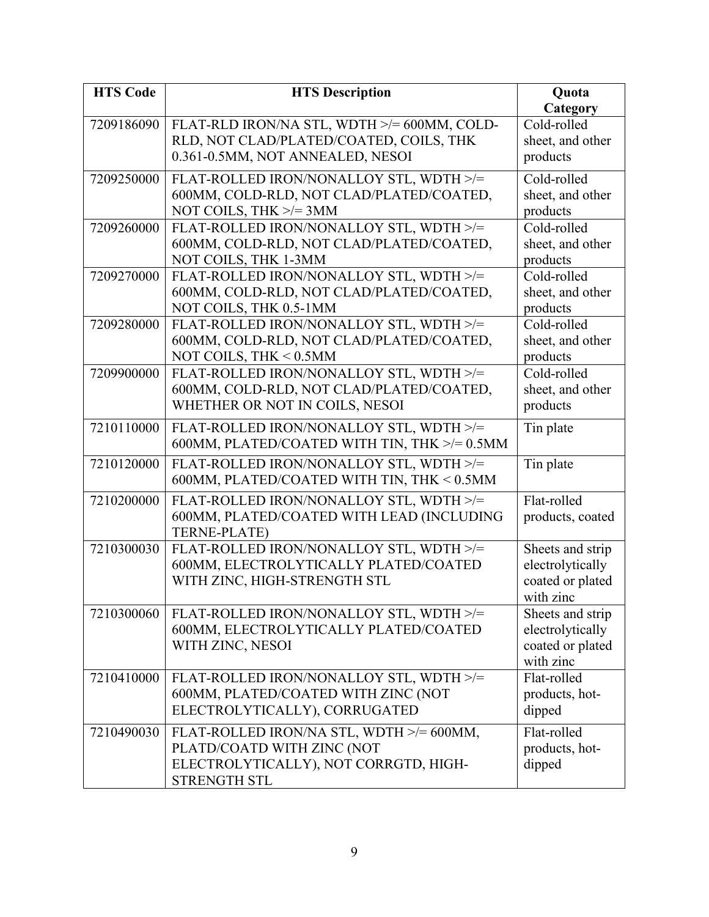| HTS Code | HTS Description | Quota Category |
|---|---|---|
| 7209186090 | FLAT-RLD IRON/NA STL, WDTH >/= 600MM, COLD-RLD, NOT CLAD/PLATED/COATED, COILS, THK 0.361-0.5MM, NOT ANNEALED, NESOI | Cold-rolled sheet, and other products |
| 7209250000 | FLAT-ROLLED IRON/NONALLOY STL, WDTH >/= 600MM, COLD-RLD, NOT CLAD/PLATED/COATED, NOT COILS, THK >/= 3MM | Cold-rolled sheet, and other products |
| 7209260000 | FLAT-ROLLED IRON/NONALLOY STL, WDTH >/= 600MM, COLD-RLD, NOT CLAD/PLATED/COATED, NOT COILS, THK 1-3MM | Cold-rolled sheet, and other products |
| 7209270000 | FLAT-ROLLED IRON/NONALLOY STL, WDTH >/= 600MM, COLD-RLD, NOT CLAD/PLATED/COATED, NOT COILS, THK 0.5-1MM | Cold-rolled sheet, and other products |
| 7209280000 | FLAT-ROLLED IRON/NONALLOY STL, WDTH >/= 600MM, COLD-RLD, NOT CLAD/PLATED/COATED, NOT COILS, THK < 0.5MM | Cold-rolled sheet, and other products |
| 7209900000 | FLAT-ROLLED IRON/NONALLOY STL, WDTH >/= 600MM, COLD-RLD, NOT CLAD/PLATED/COATED, WHETHER OR NOT IN COILS, NESOI | Cold-rolled sheet, and other products |
| 7210110000 | FLAT-ROLLED IRON/NONALLOY STL, WDTH >/= 600MM, PLATED/COATED WITH TIN, THK >/= 0.5MM | Tin plate |
| 7210120000 | FLAT-ROLLED IRON/NONALLOY STL, WDTH >/= 600MM, PLATED/COATED WITH TIN, THK < 0.5MM | Tin plate |
| 7210200000 | FLAT-ROLLED IRON/NONALLOY STL, WDTH >/= 600MM, PLATED/COATED WITH LEAD (INCLUDING TERNE-PLATE) | Flat-rolled products, coated |
| 7210300030 | FLAT-ROLLED IRON/NONALLOY STL, WDTH >/= 600MM, ELECTROLYTICALLY PLATED/COATED WITH ZINC, HIGH-STRENGTH STL | Sheets and strip electrolytically coated or plated with zinc |
| 7210300060 | FLAT-ROLLED IRON/NONALLOY STL, WDTH >/= 600MM, ELECTROLYTICALLY PLATED/COATED WITH ZINC, NESOI | Sheets and strip electrolytically coated or plated with zinc |
| 7210410000 | FLAT-ROLLED IRON/NONALLOY STL, WDTH >/= 600MM, PLATED/COATED WITH ZINC (NOT ELECTROLYTICALLY), CORRUGATED | Flat-rolled products, hot-dipped |
| 7210490030 | FLAT-ROLLED IRON/NA STL, WDTH >/= 600MM, PLATD/COATD WITH ZINC (NOT ELECTROLYTICALLY), NOT CORRGTD, HIGH-STRENGTH STL | Flat-rolled products, hot-dipped |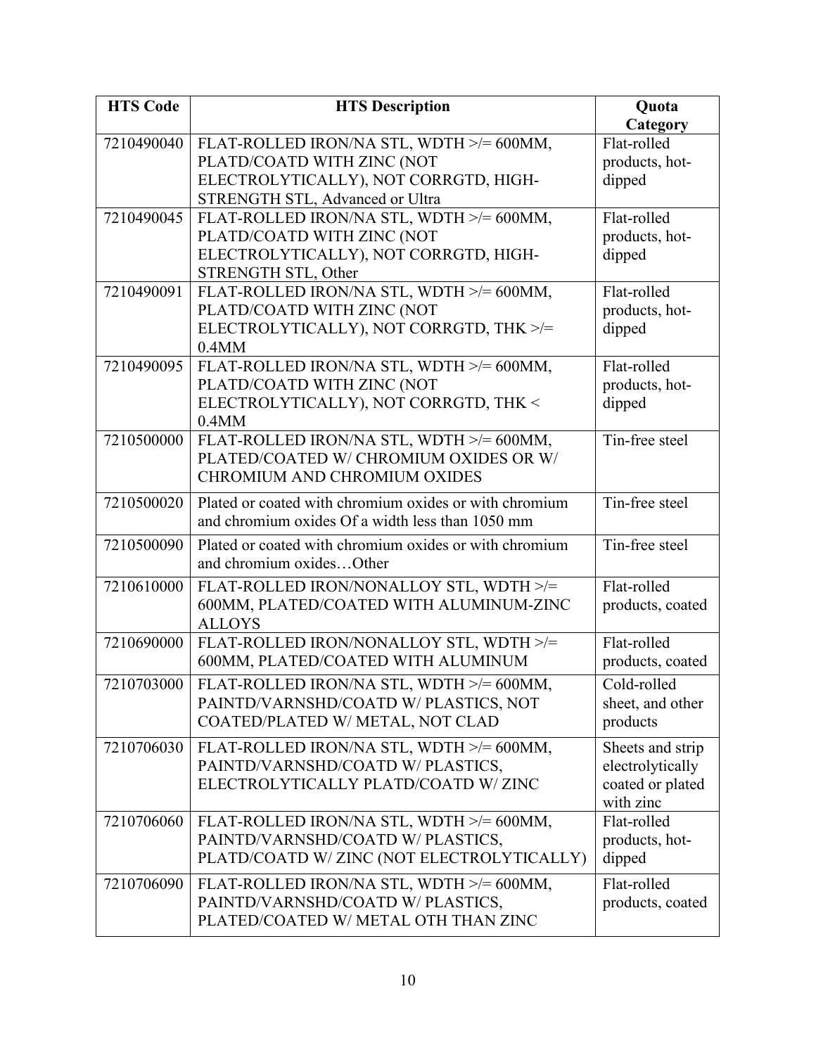| HTS Code | HTS Description | Quota Category |
| --- | --- | --- |
| 7210490040 | FLAT-ROLLED IRON/NA STL, WDTH >/= 600MM, PLATD/COATD WITH ZINC (NOT ELECTROLYTICALLY), NOT CORRGTD, HIGH-STRENGTH STL, Advanced or Ultra | Flat-rolled products, hot-dipped |
| 7210490045 | FLAT-ROLLED IRON/NA STL, WDTH >/= 600MM, PLATD/COATD WITH ZINC (NOT ELECTROLYTICALLY), NOT CORRGTD, HIGH-STRENGTH STL, Other | Flat-rolled products, hot-dipped |
| 7210490091 | FLAT-ROLLED IRON/NA STL, WDTH >/= 600MM, PLATD/COATD WITH ZINC (NOT ELECTROLYTICALLY), NOT CORRGTD, THK >/= 0.4MM | Flat-rolled products, hot-dipped |
| 7210490095 | FLAT-ROLLED IRON/NA STL, WDTH >/= 600MM, PLATD/COATD WITH ZINC (NOT ELECTROLYTICALLY), NOT CORRGTD, THK < 0.4MM | Flat-rolled products, hot-dipped |
| 7210500000 | FLAT-ROLLED IRON/NA STL, WDTH >/= 600MM, PLATED/COATED W/ CHROMIUM OXIDES OR W/ CHROMIUM AND CHROMIUM OXIDES | Tin-free steel |
| 7210500020 | Plated or coated with chromium oxides or with chromium and chromium oxides Of a width less than 1050 mm | Tin-free steel |
| 7210500090 | Plated or coated with chromium oxides or with chromium and chromium oxides…Other | Tin-free steel |
| 7210610000 | FLAT-ROLLED IRON/NONALLOY STL, WDTH >/= 600MM, PLATED/COATED WITH ALUMINUM-ZINC ALLOYS | Flat-rolled products, coated |
| 7210690000 | FLAT-ROLLED IRON/NONALLOY STL, WDTH >/= 600MM, PLATED/COATED WITH ALUMINUM | Flat-rolled products, coated |
| 7210703000 | FLAT-ROLLED IRON/NA STL, WDTH >/= 600MM, PAINTD/VARNSHD/COATD W/ PLASTICS, NOT COATED/PLATED W/ METAL, NOT CLAD | Cold-rolled sheet, and other products |
| 7210706030 | FLAT-ROLLED IRON/NA STL, WDTH >/= 600MM, PAINTD/VARNSHD/COATD W/ PLASTICS, ELECTROLYTICALLY PLATD/COATD W/ ZINC | Sheets and strip electrolytically coated or plated with zinc |
| 7210706060 | FLAT-ROLLED IRON/NA STL, WDTH >/= 600MM, PAINTD/VARNSHD/COATD W/ PLASTICS, PLATD/COATD W/ ZINC (NOT ELECTROLYTICALLY) | Flat-rolled products, hot-dipped |
| 7210706090 | FLAT-ROLLED IRON/NA STL, WDTH >/= 600MM, PAINTD/VARNSHD/COATD W/ PLASTICS, PLATED/COATED W/ METAL OTH THAN ZINC | Flat-rolled products, coated |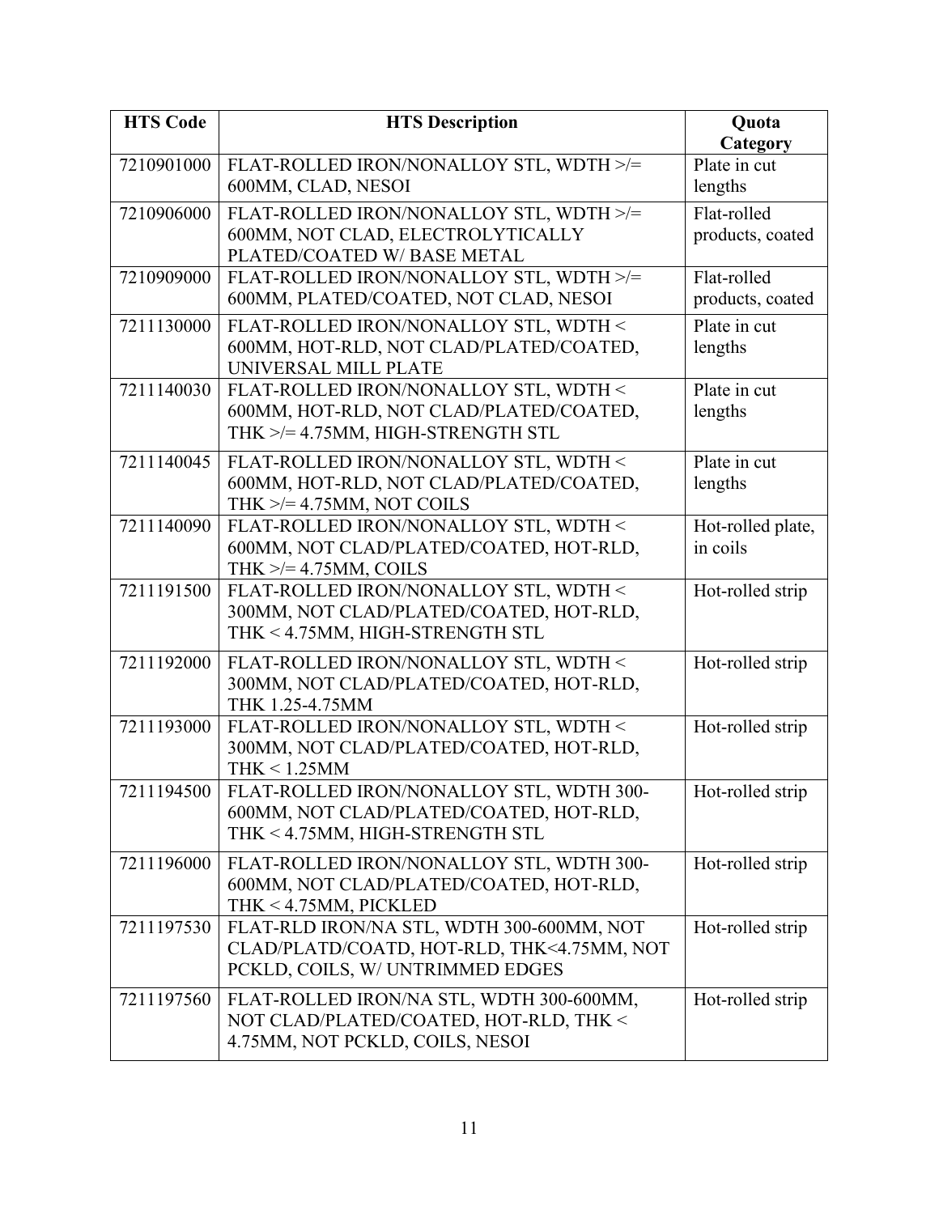| HTS Code | HTS Description | Quota Category |
|---|---|---|
| 7210901000 | FLAT-ROLLED IRON/NONALLOY STL, WDTH >/= 600MM, CLAD, NESOI | Plate in cut lengths |
| 7210906000 | FLAT-ROLLED IRON/NONALLOY STL, WDTH >/= 600MM, NOT CLAD, ELECTROLYTICALLY PLATED/COATED W/ BASE METAL | Flat-rolled products, coated |
| 7210909000 | FLAT-ROLLED IRON/NONALLOY STL, WDTH >/= 600MM, PLATED/COATED, NOT CLAD, NESOI | Flat-rolled products, coated |
| 7211130000 | FLAT-ROLLED IRON/NONALLOY STL, WDTH < 600MM, HOT-RLD, NOT CLAD/PLATED/COATED, UNIVERSAL MILL PLATE | Plate in cut lengths |
| 7211140030 | FLAT-ROLLED IRON/NONALLOY STL, WDTH < 600MM, HOT-RLD, NOT CLAD/PLATED/COATED, THK >/= 4.75MM, HIGH-STRENGTH STL | Plate in cut lengths |
| 7211140045 | FLAT-ROLLED IRON/NONALLOY STL, WDTH < 600MM, HOT-RLD, NOT CLAD/PLATED/COATED, THK >/= 4.75MM, NOT COILS | Plate in cut lengths |
| 7211140090 | FLAT-ROLLED IRON/NONALLOY STL, WDTH < 600MM, NOT CLAD/PLATED/COATED, HOT-RLD, THK >/= 4.75MM, COILS | Hot-rolled plate, in coils |
| 7211191500 | FLAT-ROLLED IRON/NONALLOY STL, WDTH < 300MM, NOT CLAD/PLATED/COATED, HOT-RLD, THK < 4.75MM, HIGH-STRENGTH STL | Hot-rolled strip |
| 7211192000 | FLAT-ROLLED IRON/NONALLOY STL, WDTH < 300MM, NOT CLAD/PLATED/COATED, HOT-RLD, THK 1.25-4.75MM | Hot-rolled strip |
| 7211193000 | FLAT-ROLLED IRON/NONALLOY STL, WDTH < 300MM, NOT CLAD/PLATED/COATED, HOT-RLD, THK < 1.25MM | Hot-rolled strip |
| 7211194500 | FLAT-ROLLED IRON/NONALLOY STL, WDTH 300-600MM, NOT CLAD/PLATED/COATED, HOT-RLD, THK < 4.75MM, HIGH-STRENGTH STL | Hot-rolled strip |
| 7211196000 | FLAT-ROLLED IRON/NONALLOY STL, WDTH 300-600MM, NOT CLAD/PLATED/COATED, HOT-RLD, THK < 4.75MM, PICKLED | Hot-rolled strip |
| 7211197530 | FLAT-RLD IRON/NA STL, WDTH 300-600MM, NOT CLAD/PLATD/COATD, HOT-RLD, THK<4.75MM, NOT PCKLD, COILS, W/ UNTRIMMED EDGES | Hot-rolled strip |
| 7211197560 | FLAT-ROLLED IRON/NA STL, WDTH 300-600MM, NOT CLAD/PLATED/COATED, HOT-RLD, THK < 4.75MM, NOT PCKLD, COILS, NESOI | Hot-rolled strip |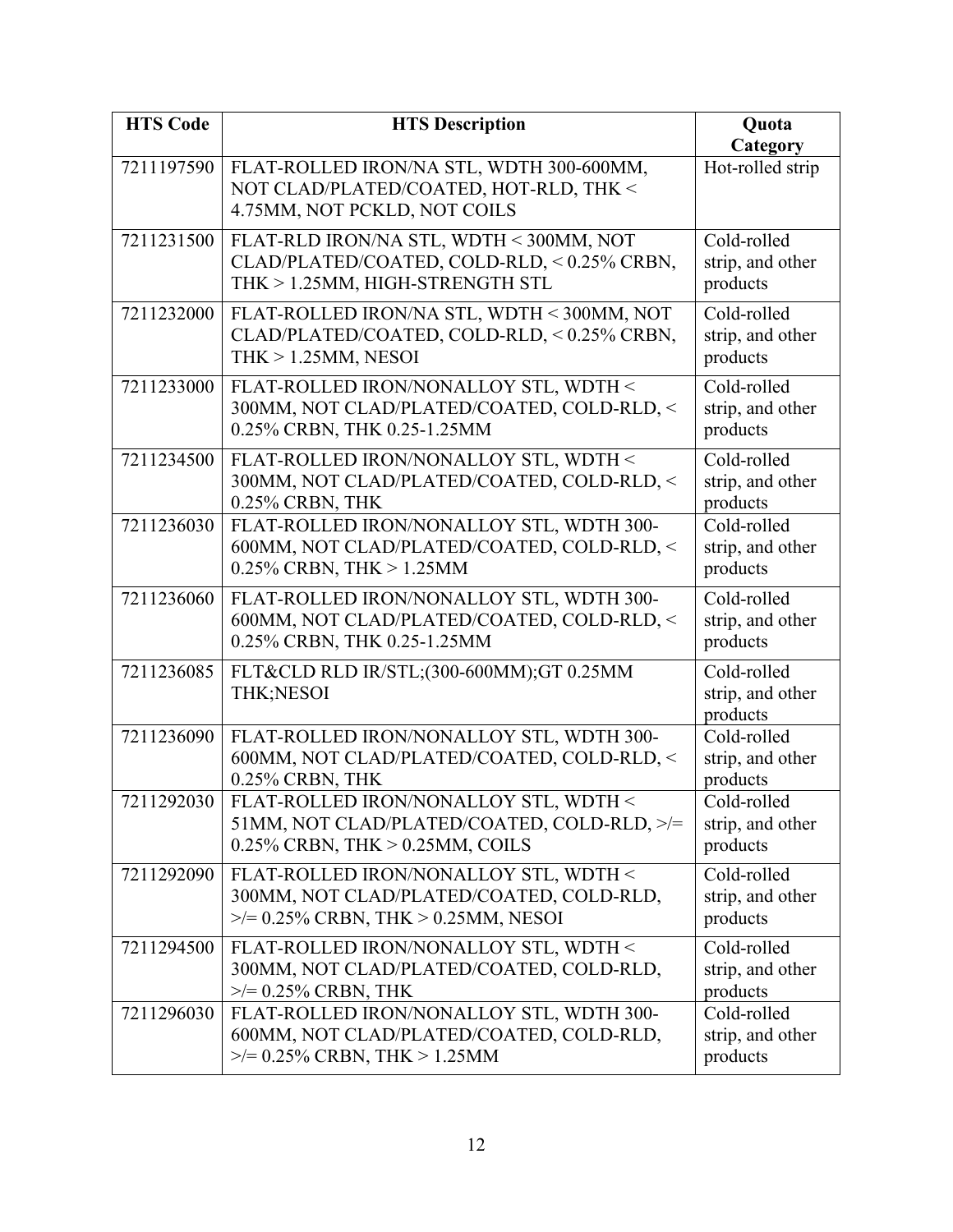| HTS Code | HTS Description | Quota Category |
| --- | --- | --- |
| 7211197590 | FLAT-ROLLED IRON/NA STL, WDTH 300-600MM, NOT CLAD/PLATED/COATED, HOT-RLD, THK < 4.75MM, NOT PCKLD, NOT COILS | Hot-rolled strip |
| 7211231500 | FLAT-RLD IRON/NA STL, WDTH < 300MM, NOT CLAD/PLATED/COATED, COLD-RLD, < 0.25% CRBN, THK > 1.25MM, HIGH-STRENGTH STL | Cold-rolled strip, and other products |
| 7211232000 | FLAT-ROLLED IRON/NA STL, WDTH < 300MM, NOT CLAD/PLATED/COATED, COLD-RLD, < 0.25% CRBN, THK > 1.25MM, NESOI | Cold-rolled strip, and other products |
| 7211233000 | FLAT-ROLLED IRON/NONALLOY STL, WDTH < 300MM, NOT CLAD/PLATED/COATED, COLD-RLD, < 0.25% CRBN, THK 0.25-1.25MM | Cold-rolled strip, and other products |
| 7211234500 | FLAT-ROLLED IRON/NONALLOY STL, WDTH < 300MM, NOT CLAD/PLATED/COATED, COLD-RLD, < 0.25% CRBN, THK | Cold-rolled strip, and other products |
| 7211236030 | FLAT-ROLLED IRON/NONALLOY STL, WDTH 300-600MM, NOT CLAD/PLATED/COATED, COLD-RLD, < 0.25% CRBN, THK > 1.25MM | Cold-rolled strip, and other products |
| 7211236060 | FLAT-ROLLED IRON/NONALLOY STL, WDTH 300-600MM, NOT CLAD/PLATED/COATED, COLD-RLD, < 0.25% CRBN, THK 0.25-1.25MM | Cold-rolled strip, and other products |
| 7211236085 | FLT&CLD RLD IR/STL;(300-600MM);GT 0.25MM THK;NESOI | Cold-rolled strip, and other products |
| 7211236090 | FLAT-ROLLED IRON/NONALLOY STL, WDTH 300-600MM, NOT CLAD/PLATED/COATED, COLD-RLD, < 0.25% CRBN, THK | Cold-rolled strip, and other products |
| 7211292030 | FLAT-ROLLED IRON/NONALLOY STL, WDTH < 51MM, NOT CLAD/PLATED/COATED, COLD-RLD, >/= 0.25% CRBN, THK > 0.25MM, COILS | Cold-rolled strip, and other products |
| 7211292090 | FLAT-ROLLED IRON/NONALLOY STL, WDTH < 300MM, NOT CLAD/PLATED/COATED, COLD-RLD, >/= 0.25% CRBN, THK > 0.25MM, NESOI | Cold-rolled strip, and other products |
| 7211294500 | FLAT-ROLLED IRON/NONALLOY STL, WDTH < 300MM, NOT CLAD/PLATED/COATED, COLD-RLD, >/= 0.25% CRBN, THK | Cold-rolled strip, and other products |
| 7211296030 | FLAT-ROLLED IRON/NONALLOY STL, WDTH 300-600MM, NOT CLAD/PLATED/COATED, COLD-RLD, >/= 0.25% CRBN, THK > 1.25MM | Cold-rolled strip, and other products |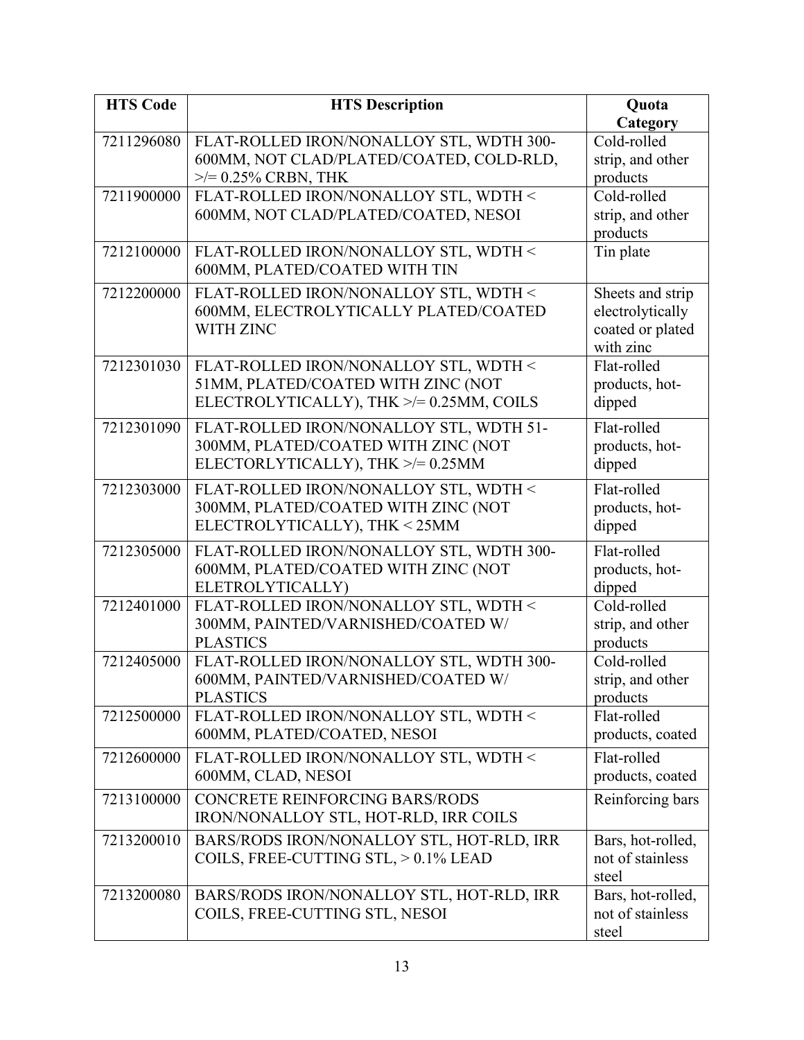| HTS Code | HTS Description | Quota Category |
|---|---|---|
| 7211296080 | FLAT-ROLLED IRON/NONALLOY STL, WDTH 300-600MM, NOT CLAD/PLATED/COATED, COLD-RLD, >/= 0.25% CRBN, THK | Cold-rolled strip, and other products |
| 7211900000 | FLAT-ROLLED IRON/NONALLOY STL, WDTH < 600MM, NOT CLAD/PLATED/COATED, NESOI | Cold-rolled strip, and other products |
| 7212100000 | FLAT-ROLLED IRON/NONALLOY STL, WDTH < 600MM, PLATED/COATED WITH TIN | Tin plate |
| 7212200000 | FLAT-ROLLED IRON/NONALLOY STL, WDTH < 600MM, ELECTROLYTICALLY PLATED/COATED WITH ZINC | Sheets and strip electrolytically coated or plated with zinc |
| 7212301030 | FLAT-ROLLED IRON/NONALLOY STL, WDTH < 51MM, PLATED/COATED WITH ZINC (NOT ELECTROLYTICALLY), THK >/= 0.25MM, COILS | Flat-rolled products, hot-dipped |
| 7212301090 | FLAT-ROLLED IRON/NONALLOY STL, WDTH 51-300MM, PLATED/COATED WITH ZINC (NOT ELECTORLYTICALLY), THK >/= 0.25MM | Flat-rolled products, hot-dipped |
| 7212303000 | FLAT-ROLLED IRON/NONALLOY STL, WDTH < 300MM, PLATED/COATED WITH ZINC (NOT ELECTROLYTICALLY), THK < 25MM | Flat-rolled products, hot-dipped |
| 7212305000 | FLAT-ROLLED IRON/NONALLOY STL, WDTH 300-600MM, PLATED/COATED WITH ZINC (NOT ELETROLYTICALLY) | Flat-rolled products, hot-dipped |
| 7212401000 | FLAT-ROLLED IRON/NONALLOY STL, WDTH < 300MM, PAINTED/VARNISHED/COATED W/ PLASTICS | Cold-rolled strip, and other products |
| 7212405000 | FLAT-ROLLED IRON/NONALLOY STL, WDTH 300-600MM, PAINTED/VARNISHED/COATED W/ PLASTICS | Cold-rolled strip, and other products |
| 7212500000 | FLAT-ROLLED IRON/NONALLOY STL, WDTH < 600MM, PLATED/COATED, NESOI | Flat-rolled products, coated |
| 7212600000 | FLAT-ROLLED IRON/NONALLOY STL, WDTH < 600MM, CLAD, NESOI | Flat-rolled products, coated |
| 7213100000 | CONCRETE REINFORCING BARS/RODS IRON/NONALLOY STL, HOT-RLD, IRR COILS | Reinforcing bars |
| 7213200010 | BARS/RODS IRON/NONALLOY STL, HOT-RLD, IRR COILS, FREE-CUTTING STL, > 0.1% LEAD | Bars, hot-rolled, not of stainless steel |
| 7213200080 | BARS/RODS IRON/NONALLOY STL, HOT-RLD, IRR COILS, FREE-CUTTING STL, NESOI | Bars, hot-rolled, not of stainless steel |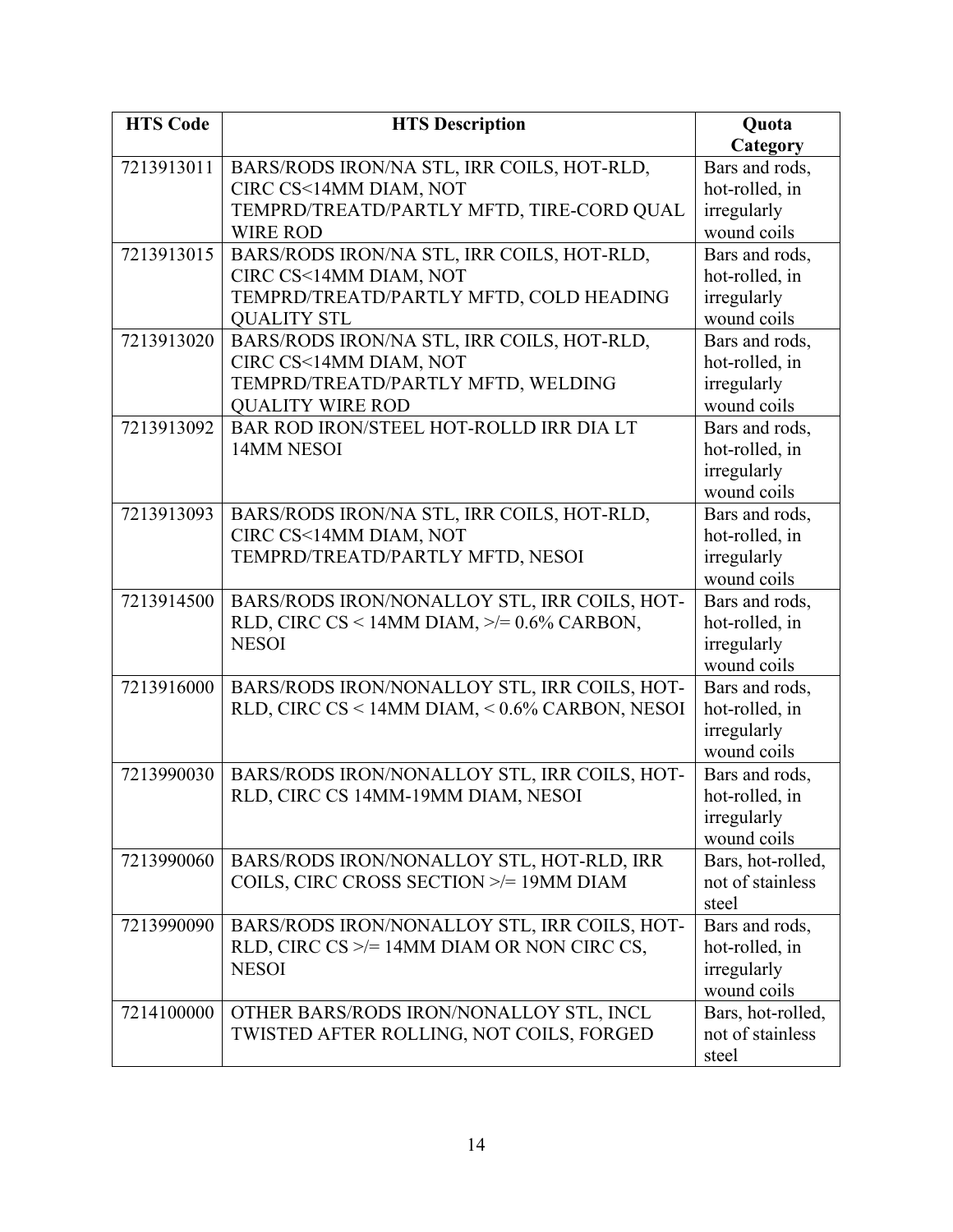| HTS Code | HTS Description | Quota Category |
|---|---|---|
| 7213913011 | BARS/RODS IRON/NA STL, IRR COILS, HOT-RLD, CIRC CS<14MM DIAM, NOT TEMPRD/TREATD/PARTLY MFTD, TIRE-CORD QUAL WIRE ROD | Bars and rods, hot-rolled, in irregularly wound coils |
| 7213913015 | BARS/RODS IRON/NA STL, IRR COILS, HOT-RLD, CIRC CS<14MM DIAM, NOT TEMPRD/TREATD/PARTLY MFTD, COLD HEADING QUALITY STL | Bars and rods, hot-rolled, in irregularly wound coils |
| 7213913020 | BARS/RODS IRON/NA STL, IRR COILS, HOT-RLD, CIRC CS<14MM DIAM, NOT TEMPRD/TREATD/PARTLY MFTD, WELDING QUALITY WIRE ROD | Bars and rods, hot-rolled, in irregularly wound coils |
| 7213913092 | BAR ROD IRON/STEEL HOT-ROLLD IRR DIA LT 14MM NESOI | Bars and rods, hot-rolled, in irregularly wound coils |
| 7213913093 | BARS/RODS IRON/NA STL, IRR COILS, HOT-RLD, CIRC CS<14MM DIAM, NOT TEMPRD/TREATD/PARTLY MFTD, NESOI | Bars and rods, hot-rolled, in irregularly wound coils |
| 7213914500 | BARS/RODS IRON/NONALLOY STL, IRR COILS, HOT-RLD, CIRC CS < 14MM DIAM, >/= 0.6% CARBON, NESOI | Bars and rods, hot-rolled, in irregularly wound coils |
| 7213916000 | BARS/RODS IRON/NONALLOY STL, IRR COILS, HOT-RLD, CIRC CS < 14MM DIAM, < 0.6% CARBON, NESOI | Bars and rods, hot-rolled, in irregularly wound coils |
| 7213990030 | BARS/RODS IRON/NONALLOY STL, IRR COILS, HOT-RLD, CIRC CS 14MM-19MM DIAM, NESOI | Bars and rods, hot-rolled, in irregularly wound coils |
| 7213990060 | BARS/RODS IRON/NONALLOY STL, HOT-RLD, IRR COILS, CIRC CROSS SECTION >/= 19MM DIAM | Bars, hot-rolled, not of stainless steel |
| 7213990090 | BARS/RODS IRON/NONALLOY STL, IRR COILS, HOT-RLD, CIRC CS >/= 14MM DIAM OR NON CIRC CS, NESOI | Bars and rods, hot-rolled, in irregularly wound coils |
| 7214100000 | OTHER BARS/RODS IRON/NONALLOY STL, INCL TWISTED AFTER ROLLING, NOT COILS, FORGED | Bars, hot-rolled, not of stainless steel |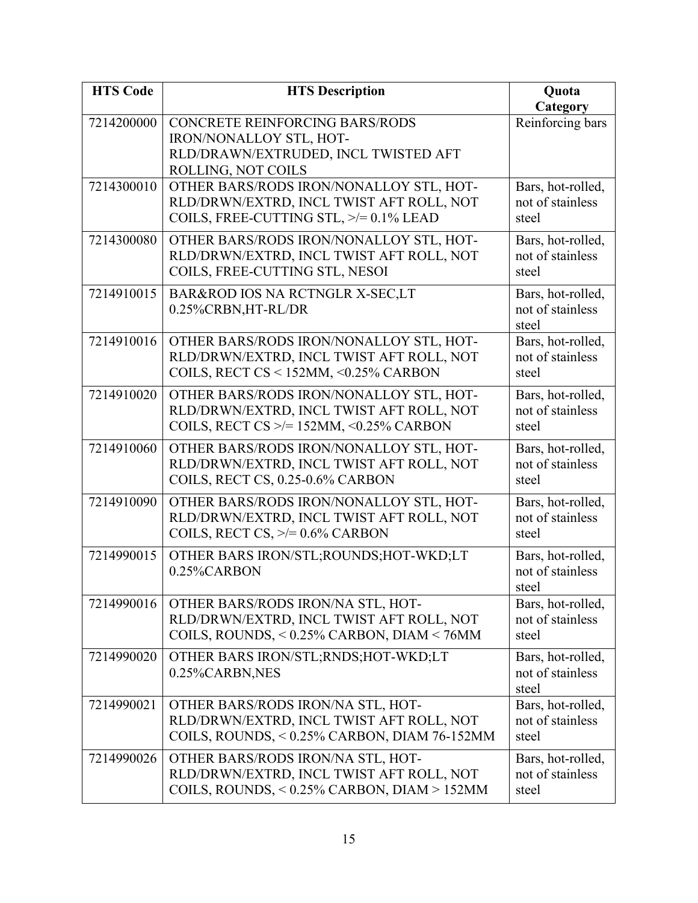| HTS Code | HTS Description | Quota Category |
|---|---|---|
| 7214200000 | CONCRETE REINFORCING BARS/RODS IRON/NONALLOY STL, HOT-RLD/DRAWN/EXTRUDED, INCL TWISTED AFT ROLLING, NOT COILS | Reinforcing bars |
| 7214300010 | OTHER BARS/RODS IRON/NONALLOY STL, HOT-RLD/DRWN/EXTRD, INCL TWIST AFT ROLL, NOT COILS, FREE-CUTTING STL, >/= 0.1% LEAD | Bars, hot-rolled, not of stainless steel |
| 7214300080 | OTHER BARS/RODS IRON/NONALLOY STL, HOT-RLD/DRWN/EXTRD, INCL TWIST AFT ROLL, NOT COILS, FREE-CUTTING STL, NESOI | Bars, hot-rolled, not of stainless steel |
| 7214910015 | BAR&ROD IOS NA RCTNGLR X-SEC,LT 0.25%CRBN,HT-RL/DR | Bars, hot-rolled, not of stainless steel |
| 7214910016 | OTHER BARS/RODS IRON/NONALLOY STL, HOT-RLD/DRWN/EXTRD, INCL TWIST AFT ROLL, NOT COILS, RECT CS < 152MM, <0.25% CARBON | Bars, hot-rolled, not of stainless steel |
| 7214910020 | OTHER BARS/RODS IRON/NONALLOY STL, HOT-RLD/DRWN/EXTRD, INCL TWIST AFT ROLL, NOT COILS, RECT CS >/= 152MM, <0.25% CARBON | Bars, hot-rolled, not of stainless steel |
| 7214910060 | OTHER BARS/RODS IRON/NONALLOY STL, HOT-RLD/DRWN/EXTRD, INCL TWIST AFT ROLL, NOT COILS, RECT CS, 0.25-0.6% CARBON | Bars, hot-rolled, not of stainless steel |
| 7214910090 | OTHER BARS/RODS IRON/NONALLOY STL, HOT-RLD/DRWN/EXTRD, INCL TWIST AFT ROLL, NOT COILS, RECT CS, >/= 0.6% CARBON | Bars, hot-rolled, not of stainless steel |
| 7214990015 | OTHER BARS IRON/STL;ROUNDS;HOT-WKD;LT 0.25%CARBON | Bars, hot-rolled, not of stainless steel |
| 7214990016 | OTHER BARS/RODS IRON/NA STL, HOT-RLD/DRWN/EXTRD, INCL TWIST AFT ROLL, NOT COILS, ROUNDS, < 0.25% CARBON, DIAM < 76MM | Bars, hot-rolled, not of stainless steel |
| 7214990020 | OTHER BARS IRON/STL;RNDS;HOT-WKD;LT 0.25%CARBN,NES | Bars, hot-rolled, not of stainless steel |
| 7214990021 | OTHER BARS/RODS IRON/NA STL, HOT-RLD/DRWN/EXTRD, INCL TWIST AFT ROLL, NOT COILS, ROUNDS, < 0.25% CARBON, DIAM 76-152MM | Bars, hot-rolled, not of stainless steel |
| 7214990026 | OTHER BARS/RODS IRON/NA STL, HOT-RLD/DRWN/EXTRD, INCL TWIST AFT ROLL, NOT COILS, ROUNDS, < 0.25% CARBON, DIAM > 152MM | Bars, hot-rolled, not of stainless steel |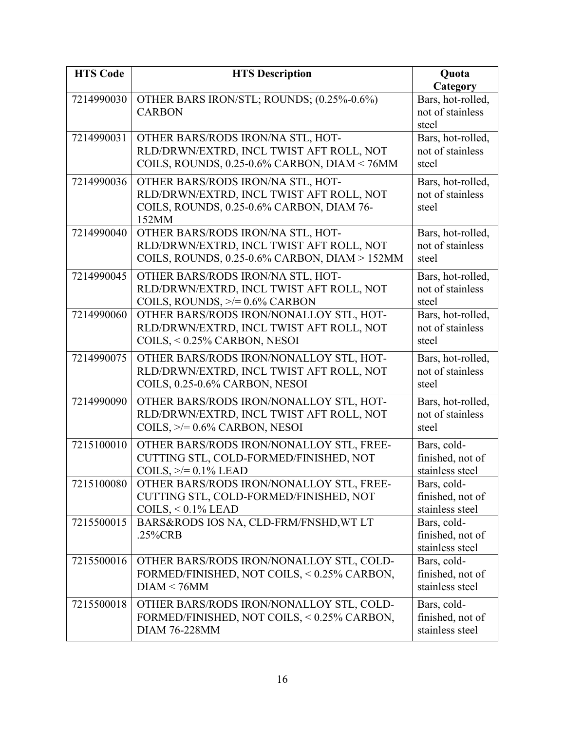| HTS Code | HTS Description | Quota Category |
| --- | --- | --- |
| 7214990030 | OTHER BARS IRON/STL; ROUNDS; (0.25%-0.6%) CARBON | Bars, hot-rolled, not of stainless steel |
| 7214990031 | OTHER BARS/RODS IRON/NA STL, HOT-RLD/DRWN/EXTRD, INCL TWIST AFT ROLL, NOT COILS, ROUNDS, 0.25-0.6% CARBON, DIAM < 76MM | Bars, hot-rolled, not of stainless steel |
| 7214990036 | OTHER BARS/RODS IRON/NA STL, HOT-RLD/DRWN/EXTRD, INCL TWIST AFT ROLL, NOT COILS, ROUNDS, 0.25-0.6% CARBON, DIAM 76-152MM | Bars, hot-rolled, not of stainless steel |
| 7214990040 | OTHER BARS/RODS IRON/NA STL, HOT-RLD/DRWN/EXTRD, INCL TWIST AFT ROLL, NOT COILS, ROUNDS, 0.25-0.6% CARBON, DIAM > 152MM | Bars, hot-rolled, not of stainless steel |
| 7214990045 | OTHER BARS/RODS IRON/NA STL, HOT-RLD/DRWN/EXTRD, INCL TWIST AFT ROLL, NOT COILS, ROUNDS, >/= 0.6% CARBON | Bars, hot-rolled, not of stainless steel |
| 7214990060 | OTHER BARS/RODS IRON/NONALLOY STL, HOT-RLD/DRWN/EXTRD, INCL TWIST AFT ROLL, NOT COILS, < 0.25% CARBON, NESOI | Bars, hot-rolled, not of stainless steel |
| 7214990075 | OTHER BARS/RODS IRON/NONALLOY STL, HOT-RLD/DRWN/EXTRD, INCL TWIST AFT ROLL, NOT COILS, 0.25-0.6% CARBON, NESOI | Bars, hot-rolled, not of stainless steel |
| 7214990090 | OTHER BARS/RODS IRON/NONALLOY STL, HOT-RLD/DRWN/EXTRD, INCL TWIST AFT ROLL, NOT COILS, >/= 0.6% CARBON, NESOI | Bars, hot-rolled, not of stainless steel |
| 7215100010 | OTHER BARS/RODS IRON/NONALLOY STL, FREE-CUTTING STL, COLD-FORMED/FINISHED, NOT COILS, >/= 0.1% LEAD | Bars, cold-finished, not of stainless steel |
| 7215100080 | OTHER BARS/RODS IRON/NONALLOY STL, FREE-CUTTING STL, COLD-FORMED/FINISHED, NOT COILS, < 0.1% LEAD | Bars, cold-finished, not of stainless steel |
| 7215500015 | BARS&RODS IOS NA, CLD-FRM/FNSHD,WT LT .25%CRB | Bars, cold-finished, not of stainless steel |
| 7215500016 | OTHER BARS/RODS IRON/NONALLOY STL, COLD-FORMED/FINISHED, NOT COILS, < 0.25% CARBON, DIAM < 76MM | Bars, cold-finished, not of stainless steel |
| 7215500018 | OTHER BARS/RODS IRON/NONALLOY STL, COLD-FORMED/FINISHED, NOT COILS, < 0.25% CARBON, DIAM 76-228MM | Bars, cold-finished, not of stainless steel |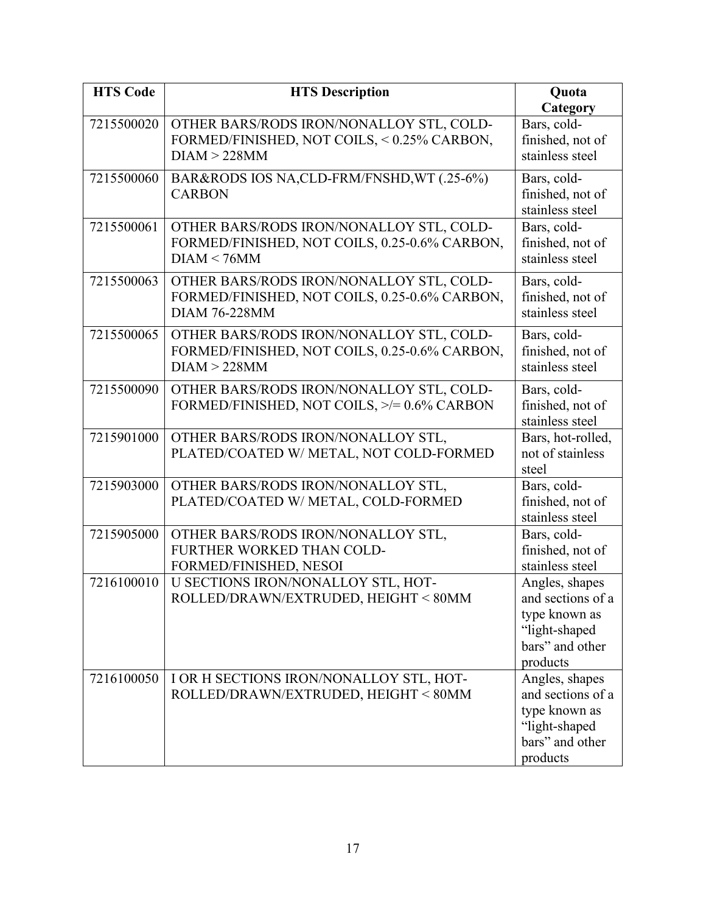| HTS Code | HTS Description | Quota Category |
| --- | --- | --- |
| 7215500020 | OTHER BARS/RODS IRON/NONALLOY STL, COLD-FORMED/FINISHED, NOT COILS, < 0.25% CARBON, DIAM > 228MM | Bars, cold-finished, not of stainless steel |
| 7215500060 | BAR&RODS IOS NA,CLD-FRM/FNSHD,WT (.25-6%) CARBON | Bars, cold-finished, not of stainless steel |
| 7215500061 | OTHER BARS/RODS IRON/NONALLOY STL, COLD-FORMED/FINISHED, NOT COILS, 0.25-0.6% CARBON, DIAM < 76MM | Bars, cold-finished, not of stainless steel |
| 7215500063 | OTHER BARS/RODS IRON/NONALLOY STL, COLD-FORMED/FINISHED, NOT COILS, 0.25-0.6% CARBON, DIAM 76-228MM | Bars, cold-finished, not of stainless steel |
| 7215500065 | OTHER BARS/RODS IRON/NONALLOY STL, COLD-FORMED/FINISHED, NOT COILS, 0.25-0.6% CARBON, DIAM > 228MM | Bars, cold-finished, not of stainless steel |
| 7215500090 | OTHER BARS/RODS IRON/NONALLOY STL, COLD-FORMED/FINISHED, NOT COILS, >/= 0.6% CARBON | Bars, cold-finished, not of stainless steel |
| 7215901000 | OTHER BARS/RODS IRON/NONALLOY STL, PLATED/COATED W/ METAL, NOT COLD-FORMED | Bars, hot-rolled, not of stainless steel |
| 7215903000 | OTHER BARS/RODS IRON/NONALLOY STL, PLATED/COATED W/ METAL, COLD-FORMED | Bars, cold-finished, not of stainless steel |
| 7215905000 | OTHER BARS/RODS IRON/NONALLOY STL, FURTHER WORKED THAN COLD-FORMED/FINISHED, NESOI | Bars, cold-finished, not of stainless steel |
| 7216100010 | U SECTIONS IRON/NONALLOY STL, HOT-ROLLED/DRAWN/EXTRUDED, HEIGHT < 80MM | Angles, shapes and sections of a type known as "light-shaped bars" and other products |
| 7216100050 | I OR H SECTIONS IRON/NONALLOY STL, HOT-ROLLED/DRAWN/EXTRUDED, HEIGHT < 80MM | Angles, shapes and sections of a type known as "light-shaped bars" and other products |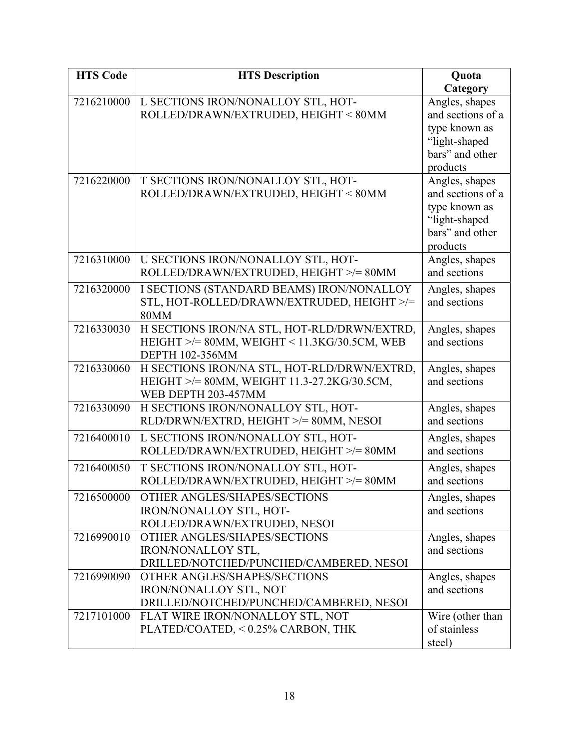| HTS Code | HTS Description | Quota Category |
| --- | --- | --- |
| 7216210000 | L SECTIONS IRON/NONALLOY STL, HOT-ROLLED/DRAWN/EXTRUDED, HEIGHT < 80MM | Angles, shapes and sections of a type known as "light-shaped bars" and other products |
| 7216220000 | T SECTIONS IRON/NONALLOY STL, HOT-ROLLED/DRAWN/EXTRUDED, HEIGHT < 80MM | Angles, shapes and sections of a type known as "light-shaped bars" and other products |
| 7216310000 | U SECTIONS IRON/NONALLOY STL, HOT-ROLLED/DRAWN/EXTRUDED, HEIGHT >/= 80MM | Angles, shapes and sections |
| 7216320000 | I SECTIONS (STANDARD BEAMS) IRON/NONALLOY STL, HOT-ROLLED/DRAWN/EXTRUDED, HEIGHT >/= 80MM | Angles, shapes and sections |
| 7216330030 | H SECTIONS IRON/NA STL, HOT-RLD/DRWN/EXTRD, HEIGHT >/= 80MM, WEIGHT < 11.3KG/30.5CM, WEB DEPTH 102-356MM | Angles, shapes and sections |
| 7216330060 | H SECTIONS IRON/NA STL, HOT-RLD/DRWN/EXTRD, HEIGHT >/= 80MM, WEIGHT 11.3-27.2KG/30.5CM, WEB DEPTH 203-457MM | Angles, shapes and sections |
| 7216330090 | H SECTIONS IRON/NONALLOY STL, HOT-RLD/DRWN/EXTRD, HEIGHT >/= 80MM, NESOI | Angles, shapes and sections |
| 7216400010 | L SECTIONS IRON/NONALLOY STL, HOT-ROLLED/DRAWN/EXTRUDED, HEIGHT >/= 80MM | Angles, shapes and sections |
| 7216400050 | T SECTIONS IRON/NONALLOY STL, HOT-ROLLED/DRAWN/EXTRUDED, HEIGHT >/= 80MM | Angles, shapes and sections |
| 7216500000 | OTHER ANGLES/SHAPES/SECTIONS IRON/NONALLOY STL, HOT-ROLLED/DRAWN/EXTRUDED, NESOI | Angles, shapes and sections |
| 7216990010 | OTHER ANGLES/SHAPES/SECTIONS IRON/NONALLOY STL, DRILLED/NOTCHED/PUNCHED/CAMBERED, NESOI | Angles, shapes and sections |
| 7216990090 | OTHER ANGLES/SHAPES/SECTIONS IRON/NONALLOY STL, NOT DRILLED/NOTCHED/PUNCHED/CAMBERED, NESOI | Angles, shapes and sections |
| 7217101000 | FLAT WIRE IRON/NONALLOY STL, NOT PLATED/COATED, < 0.25% CARBON, THK | Wire (other than of stainless steel) |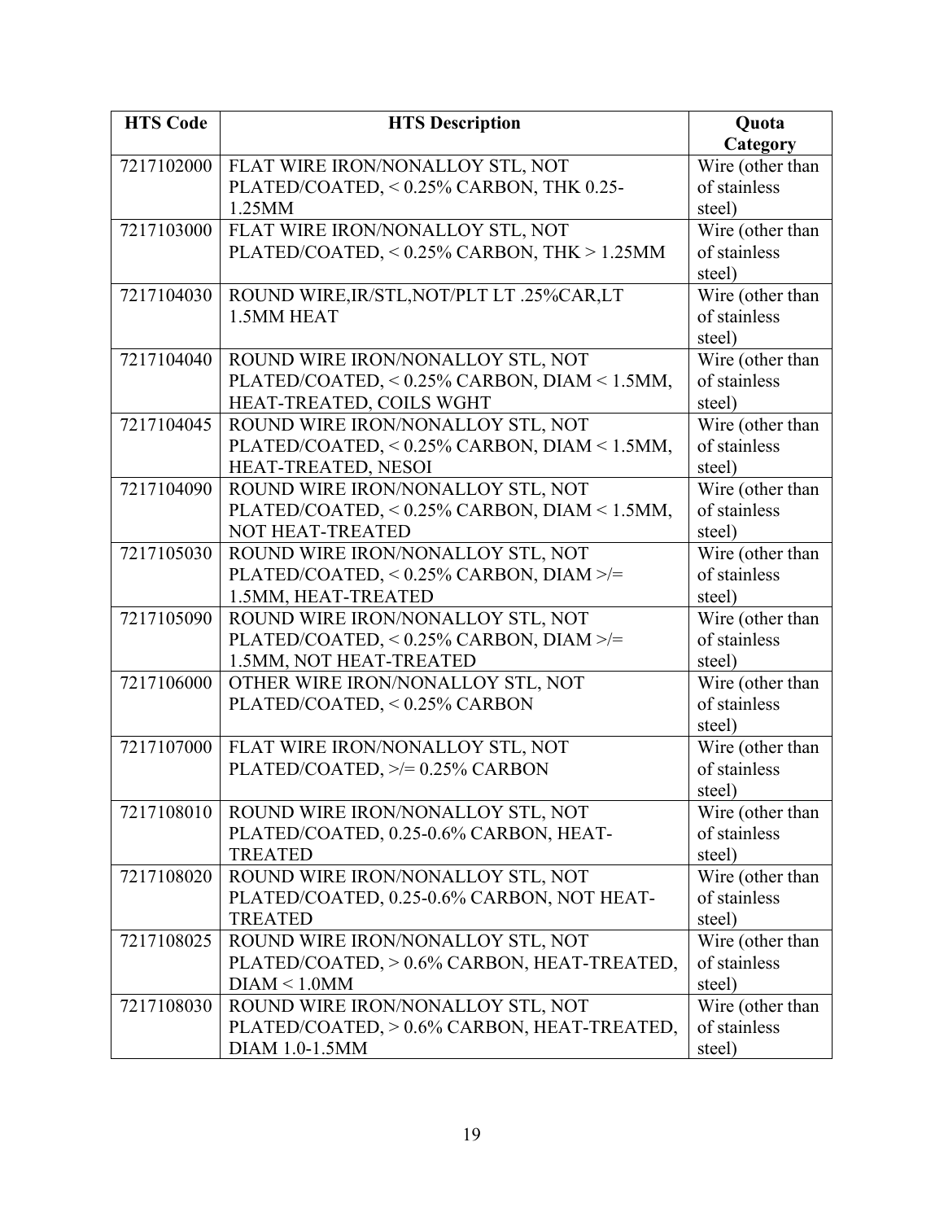| HTS Code | HTS Description | Quota Category |
|---|---|---|
| 7217102000 | FLAT WIRE IRON/NONALLOY STL, NOT PLATED/COATED, < 0.25% CARBON, THK 0.25-1.25MM | Wire (other than of stainless steel) |
| 7217103000 | FLAT WIRE IRON/NONALLOY STL, NOT PLATED/COATED, < 0.25% CARBON, THK > 1.25MM | Wire (other than of stainless steel) |
| 7217104030 | ROUND WIRE,IR/STL,NOT/PLT LT .25%CAR,LT 1.5MM HEAT | Wire (other than of stainless steel) |
| 7217104040 | ROUND WIRE IRON/NONALLOY STL, NOT PLATED/COATED, < 0.25% CARBON, DIAM < 1.5MM, HEAT-TREATED, COILS WGHT | Wire (other than of stainless steel) |
| 7217104045 | ROUND WIRE IRON/NONALLOY STL, NOT PLATED/COATED, < 0.25% CARBON, DIAM < 1.5MM, HEAT-TREATED, NESOI | Wire (other than of stainless steel) |
| 7217104090 | ROUND WIRE IRON/NONALLOY STL, NOT PLATED/COATED, < 0.25% CARBON, DIAM < 1.5MM, NOT HEAT-TREATED | Wire (other than of stainless steel) |
| 7217105030 | ROUND WIRE IRON/NONALLOY STL, NOT PLATED/COATED, < 0.25% CARBON, DIAM >/= 1.5MM, HEAT-TREATED | Wire (other than of stainless steel) |
| 7217105090 | ROUND WIRE IRON/NONALLOY STL, NOT PLATED/COATED, < 0.25% CARBON, DIAM >/= 1.5MM, NOT HEAT-TREATED | Wire (other than of stainless steel) |
| 7217106000 | OTHER WIRE IRON/NONALLOY STL, NOT PLATED/COATED, < 0.25% CARBON | Wire (other than of stainless steel) |
| 7217107000 | FLAT WIRE IRON/NONALLOY STL, NOT PLATED/COATED, >/= 0.25% CARBON | Wire (other than of stainless steel) |
| 7217108010 | ROUND WIRE IRON/NONALLOY STL, NOT PLATED/COATED, 0.25-0.6% CARBON, HEAT-TREATED | Wire (other than of stainless steel) |
| 7217108020 | ROUND WIRE IRON/NONALLOY STL, NOT PLATED/COATED, 0.25-0.6% CARBON, NOT HEAT-TREATED | Wire (other than of stainless steel) |
| 7217108025 | ROUND WIRE IRON/NONALLOY STL, NOT PLATED/COATED, > 0.6% CARBON, HEAT-TREATED, DIAM < 1.0MM | Wire (other than of stainless steel) |
| 7217108030 | ROUND WIRE IRON/NONALLOY STL, NOT PLATED/COATED, > 0.6% CARBON, HEAT-TREATED, DIAM 1.0-1.5MM | Wire (other than of stainless steel) |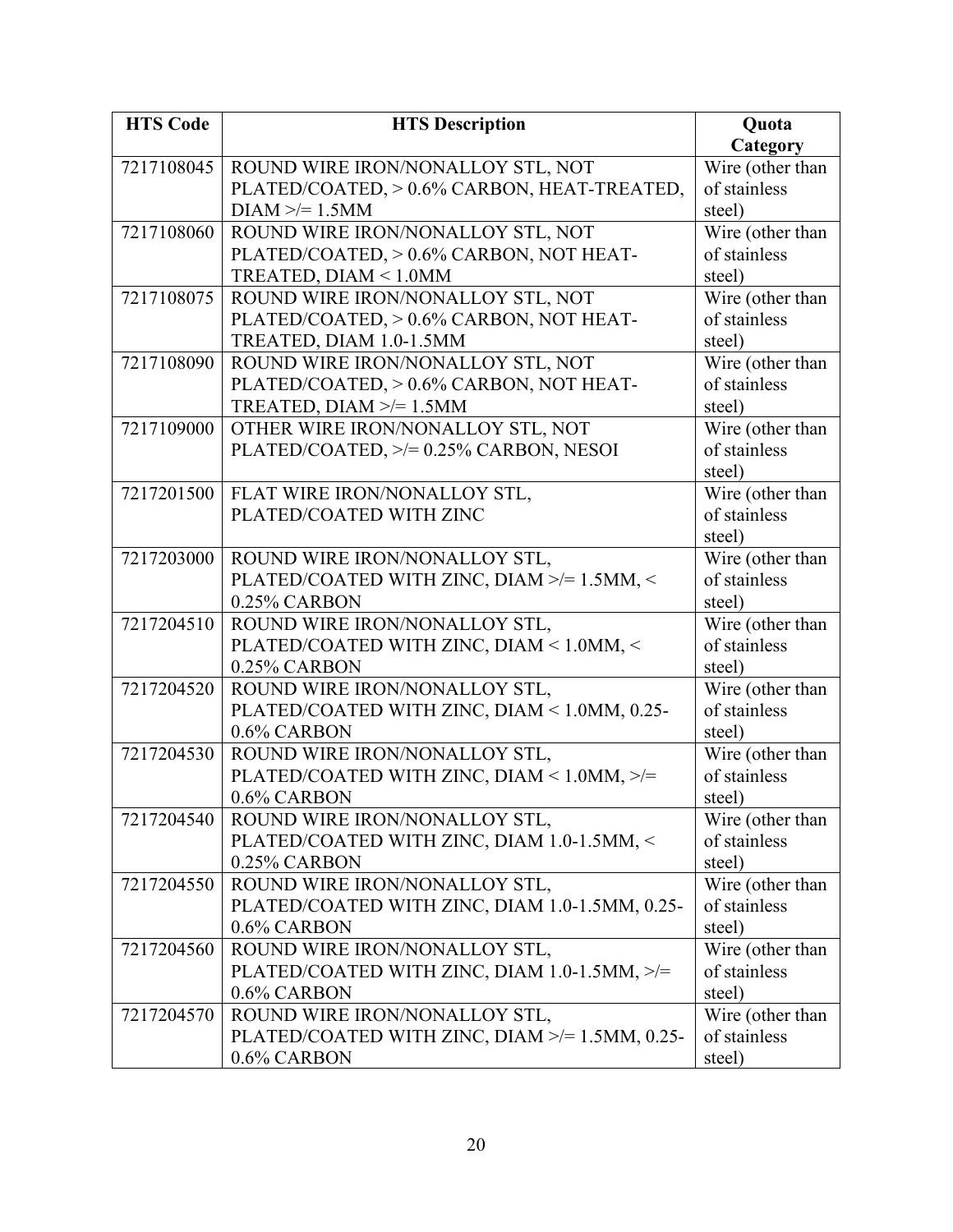| HTS Code | HTS Description | Quota Category |
|---|---|---|
| 7217108045 | ROUND WIRE IRON/NONALLOY STL, NOT PLATED/COATED, > 0.6% CARBON, HEAT-TREATED, DIAM >/= 1.5MM | Wire (other than of stainless steel) |
| 7217108060 | ROUND WIRE IRON/NONALLOY STL, NOT PLATED/COATED, > 0.6% CARBON, NOT HEAT-TREATED, DIAM < 1.0MM | Wire (other than of stainless steel) |
| 7217108075 | ROUND WIRE IRON/NONALLOY STL, NOT PLATED/COATED, > 0.6% CARBON, NOT HEAT-TREATED, DIAM 1.0-1.5MM | Wire (other than of stainless steel) |
| 7217108090 | ROUND WIRE IRON/NONALLOY STL, NOT PLATED/COATED, > 0.6% CARBON, NOT HEAT-TREATED, DIAM >/= 1.5MM | Wire (other than of stainless steel) |
| 7217109000 | OTHER WIRE IRON/NONALLOY STL, NOT PLATED/COATED, >/= 0.25% CARBON, NESOI | Wire (other than of stainless steel) |
| 7217201500 | FLAT WIRE IRON/NONALLOY STL, PLATED/COATED WITH ZINC | Wire (other than of stainless steel) |
| 7217203000 | ROUND WIRE IRON/NONALLOY STL, PLATED/COATED WITH ZINC, DIAM >/= 1.5MM, < 0.25% CARBON | Wire (other than of stainless steel) |
| 7217204510 | ROUND WIRE IRON/NONALLOY STL, PLATED/COATED WITH ZINC, DIAM < 1.0MM, < 0.25% CARBON | Wire (other than of stainless steel) |
| 7217204520 | ROUND WIRE IRON/NONALLOY STL, PLATED/COATED WITH ZINC, DIAM < 1.0MM, 0.25-0.6% CARBON | Wire (other than of stainless steel) |
| 7217204530 | ROUND WIRE IRON/NONALLOY STL, PLATED/COATED WITH ZINC, DIAM < 1.0MM, >/= 0.6% CARBON | Wire (other than of stainless steel) |
| 7217204540 | ROUND WIRE IRON/NONALLOY STL, PLATED/COATED WITH ZINC, DIAM 1.0-1.5MM, < 0.25% CARBON | Wire (other than of stainless steel) |
| 7217204550 | ROUND WIRE IRON/NONALLOY STL, PLATED/COATED WITH ZINC, DIAM 1.0-1.5MM, 0.25-0.6% CARBON | Wire (other than of stainless steel) |
| 7217204560 | ROUND WIRE IRON/NONALLOY STL, PLATED/COATED WITH ZINC, DIAM 1.0-1.5MM, >/= 0.6% CARBON | Wire (other than of stainless steel) |
| 7217204570 | ROUND WIRE IRON/NONALLOY STL, PLATED/COATED WITH ZINC, DIAM >/= 1.5MM, 0.25-0.6% CARBON | Wire (other than of stainless steel) |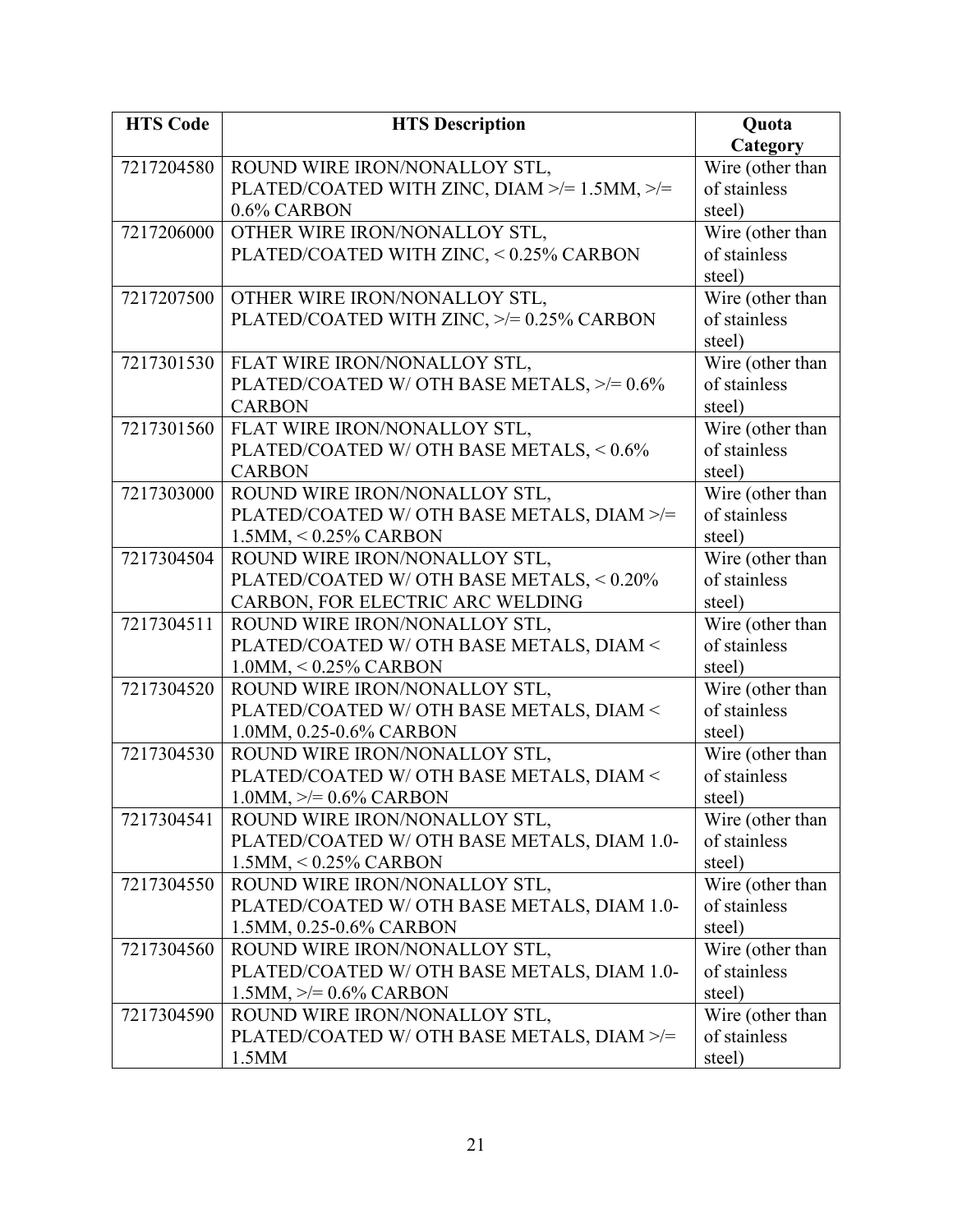| HTS Code | HTS Description | Quota Category |
|---|---|---|
| 7217204580 | ROUND WIRE IRON/NONALLOY STL, PLATED/COATED WITH ZINC, DIAM >/= 1.5MM, >/= 0.6% CARBON | Wire (other than of stainless steel) |
| 7217206000 | OTHER WIRE IRON/NONALLOY STL, PLATED/COATED WITH ZINC, < 0.25% CARBON | Wire (other than of stainless steel) |
| 7217207500 | OTHER WIRE IRON/NONALLOY STL, PLATED/COATED WITH ZINC, >/= 0.25% CARBON | Wire (other than of stainless steel) |
| 7217301530 | FLAT WIRE IRON/NONALLOY STL, PLATED/COATED W/ OTH BASE METALS, >/= 0.6% CARBON | Wire (other than of stainless steel) |
| 7217301560 | FLAT WIRE IRON/NONALLOY STL, PLATED/COATED W/ OTH BASE METALS, < 0.6% CARBON | Wire (other than of stainless steel) |
| 7217303000 | ROUND WIRE IRON/NONALLOY STL, PLATED/COATED W/ OTH BASE METALS, DIAM >/= 1.5MM, < 0.25% CARBON | Wire (other than of stainless steel) |
| 7217304504 | ROUND WIRE IRON/NONALLOY STL, PLATED/COATED W/ OTH BASE METALS, < 0.20% CARBON, FOR ELECTRIC ARC WELDING | Wire (other than of stainless steel) |
| 7217304511 | ROUND WIRE IRON/NONALLOY STL, PLATED/COATED W/ OTH BASE METALS, DIAM < 1.0MM, < 0.25% CARBON | Wire (other than of stainless steel) |
| 7217304520 | ROUND WIRE IRON/NONALLOY STL, PLATED/COATED W/ OTH BASE METALS, DIAM < 1.0MM, 0.25-0.6% CARBON | Wire (other than of stainless steel) |
| 7217304530 | ROUND WIRE IRON/NONALLOY STL, PLATED/COATED W/ OTH BASE METALS, DIAM < 1.0MM, >/= 0.6% CARBON | Wire (other than of stainless steel) |
| 7217304541 | ROUND WIRE IRON/NONALLOY STL, PLATED/COATED W/ OTH BASE METALS, DIAM 1.0-1.5MM, < 0.25% CARBON | Wire (other than of stainless steel) |
| 7217304550 | ROUND WIRE IRON/NONALLOY STL, PLATED/COATED W/ OTH BASE METALS, DIAM 1.0-1.5MM, 0.25-0.6% CARBON | Wire (other than of stainless steel) |
| 7217304560 | ROUND WIRE IRON/NONALLOY STL, PLATED/COATED W/ OTH BASE METALS, DIAM 1.0-1.5MM, >/= 0.6% CARBON | Wire (other than of stainless steel) |
| 7217304590 | ROUND WIRE IRON/NONALLOY STL, PLATED/COATED W/ OTH BASE METALS, DIAM >/= 1.5MM | Wire (other than of stainless steel) |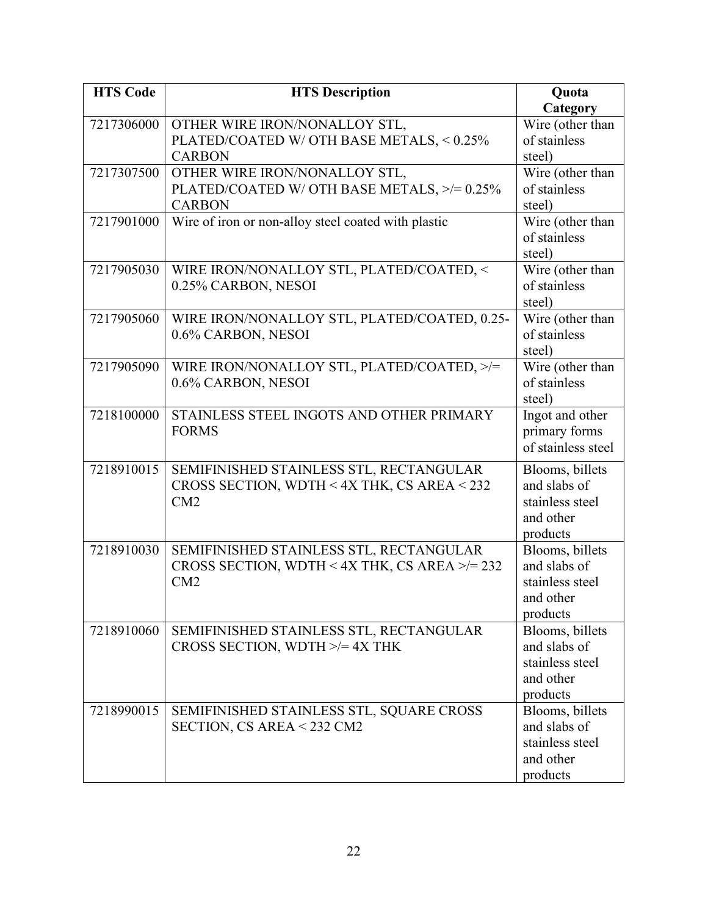| HTS Code | HTS Description | Quota Category |
|---|---|---|
| 7217306000 | OTHER WIRE IRON/NONALLOY STL, PLATED/COATED W/ OTH BASE METALS, < 0.25% CARBON | Wire (other than of stainless steel) |
| 7217307500 | OTHER WIRE IRON/NONALLOY STL, PLATED/COATED W/ OTH BASE METALS, >/= 0.25% CARBON | Wire (other than of stainless steel) |
| 7217901000 | Wire of iron or non-alloy steel coated with plastic | Wire (other than of stainless steel) |
| 7217905030 | WIRE IRON/NONALLOY STL, PLATED/COATED, < 0.25% CARBON, NESOI | Wire (other than of stainless steel) |
| 7217905060 | WIRE IRON/NONALLOY STL, PLATED/COATED, 0.25-0.6% CARBON, NESOI | Wire (other than of stainless steel) |
| 7217905090 | WIRE IRON/NONALLOY STL, PLATED/COATED, >/= 0.6% CARBON, NESOI | Wire (other than of stainless steel) |
| 7218100000 | STAINLESS STEEL INGOTS AND OTHER PRIMARY FORMS | Ingot and other primary forms of stainless steel |
| 7218910015 | SEMIFINISHED STAINLESS STL, RECTANGULAR CROSS SECTION, WDTH < 4X THK, CS AREA < 232 CM2 | Blooms, billets and slabs of stainless steel and other products |
| 7218910030 | SEMIFINISHED STAINLESS STL, RECTANGULAR CROSS SECTION, WDTH < 4X THK, CS AREA >/= 232 CM2 | Blooms, billets and slabs of stainless steel and other products |
| 7218910060 | SEMIFINISHED STAINLESS STL, RECTANGULAR CROSS SECTION, WDTH >/= 4X THK | Blooms, billets and slabs of stainless steel and other products |
| 7218990015 | SEMIFINISHED STAINLESS STL, SQUARE CROSS SECTION, CS AREA < 232 CM2 | Blooms, billets and slabs of stainless steel and other products |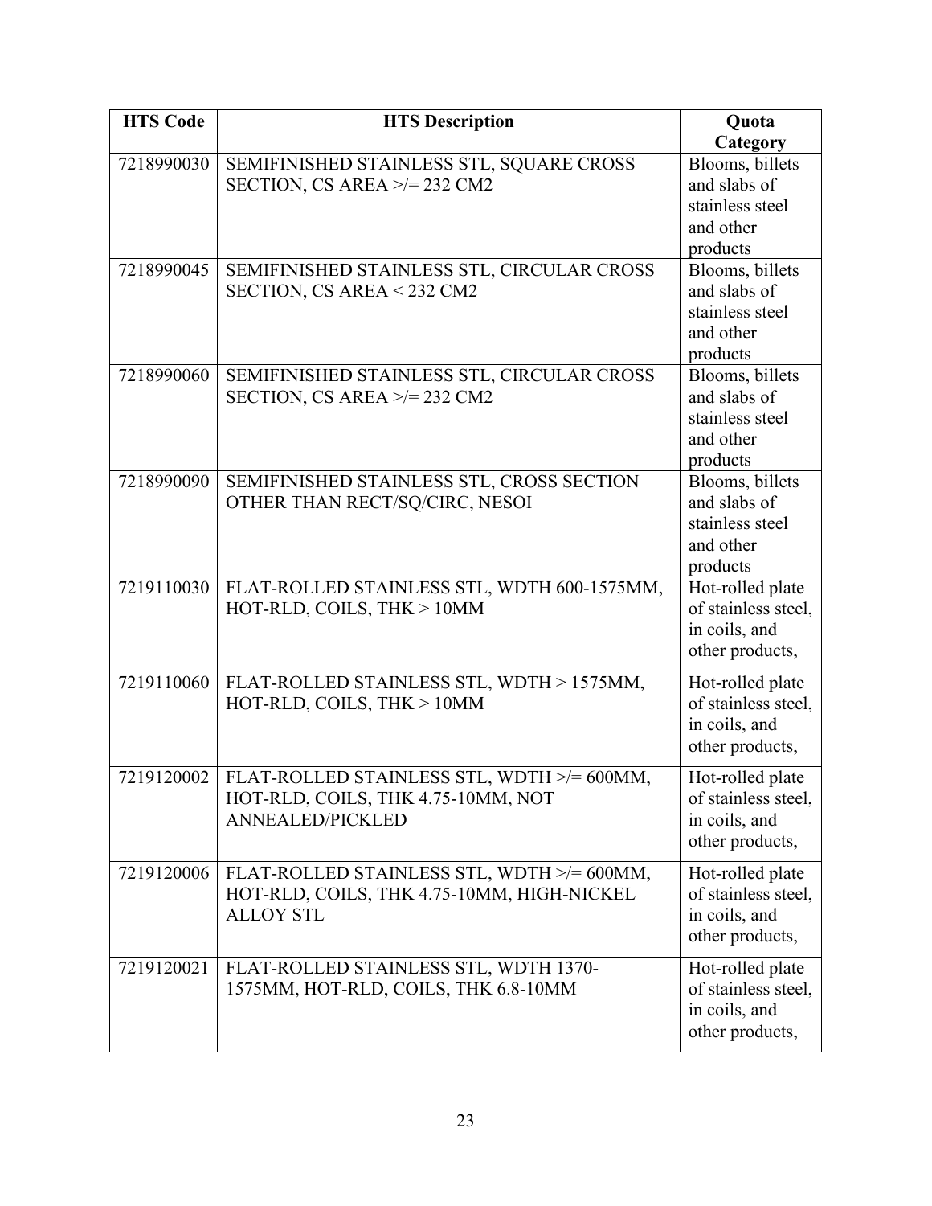| HTS Code | HTS Description | Quota Category |
|---|---|---|
| 7218990030 | SEMIFINISHED STAINLESS STL, SQUARE CROSS SECTION, CS AREA >/= 232 CM2 | Blooms, billets and slabs of stainless steel and other products |
| 7218990045 | SEMIFINISHED STAINLESS STL, CIRCULAR CROSS SECTION, CS AREA < 232 CM2 | Blooms, billets and slabs of stainless steel and other products |
| 7218990060 | SEMIFINISHED STAINLESS STL, CIRCULAR CROSS SECTION, CS AREA >/= 232 CM2 | Blooms, billets and slabs of stainless steel and other products |
| 7218990090 | SEMIFINISHED STAINLESS STL, CROSS SECTION OTHER THAN RECT/SQ/CIRC, NESOI | Blooms, billets and slabs of stainless steel and other products |
| 7219110030 | FLAT-ROLLED STAINLESS STL, WDTH 600-1575MM, HOT-RLD, COILS, THK > 10MM | Hot-rolled plate of stainless steel, in coils, and other products, |
| 7219110060 | FLAT-ROLLED STAINLESS STL, WDTH > 1575MM, HOT-RLD, COILS, THK > 10MM | Hot-rolled plate of stainless steel, in coils, and other products, |
| 7219120002 | FLAT-ROLLED STAINLESS STL, WDTH >/= 600MM, HOT-RLD, COILS, THK 4.75-10MM, NOT ANNEALED/PICKLED | Hot-rolled plate of stainless steel, in coils, and other products, |
| 7219120006 | FLAT-ROLLED STAINLESS STL, WDTH >/= 600MM, HOT-RLD, COILS, THK 4.75-10MM, HIGH-NICKEL ALLOY STL | Hot-rolled plate of stainless steel, in coils, and other products, |
| 7219120021 | FLAT-ROLLED STAINLESS STL, WDTH 1370-1575MM, HOT-RLD, COILS, THK 6.8-10MM | Hot-rolled plate of stainless steel, in coils, and other products, |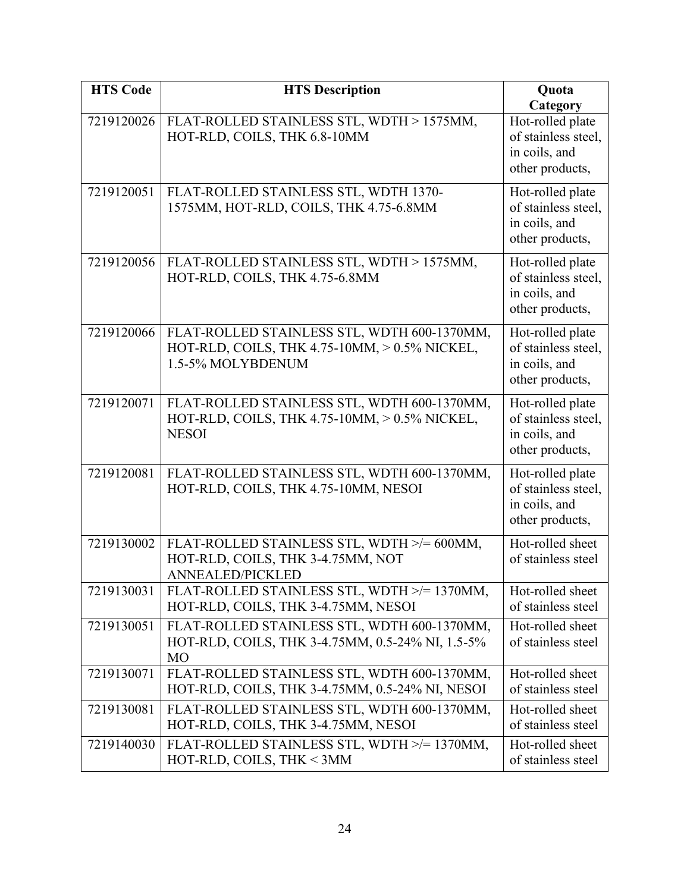| HTS Code | HTS Description | Quota Category |
|---|---|---|
| 7219120026 | FLAT-ROLLED STAINLESS STL, WDTH > 1575MM, HOT-RLD, COILS, THK 6.8-10MM | Hot-rolled plate of stainless steel, in coils, and other products, |
| 7219120051 | FLAT-ROLLED STAINLESS STL, WDTH 1370-1575MM, HOT-RLD, COILS, THK 4.75-6.8MM | Hot-rolled plate of stainless steel, in coils, and other products, |
| 7219120056 | FLAT-ROLLED STAINLESS STL, WDTH > 1575MM, HOT-RLD, COILS, THK 4.75-6.8MM | Hot-rolled plate of stainless steel, in coils, and other products, |
| 7219120066 | FLAT-ROLLED STAINLESS STL, WDTH 600-1370MM, HOT-RLD, COILS, THK 4.75-10MM, > 0.5% NICKEL, 1.5-5% MOLYBDENUM | Hot-rolled plate of stainless steel, in coils, and other products, |
| 7219120071 | FLAT-ROLLED STAINLESS STL, WDTH 600-1370MM, HOT-RLD, COILS, THK 4.75-10MM, > 0.5% NICKEL, NESOI | Hot-rolled plate of stainless steel, in coils, and other products, |
| 7219120081 | FLAT-ROLLED STAINLESS STL, WDTH 600-1370MM, HOT-RLD, COILS, THK 4.75-10MM, NESOI | Hot-rolled plate of stainless steel, in coils, and other products, |
| 7219130002 | FLAT-ROLLED STAINLESS STL, WDTH >/= 600MM, HOT-RLD, COILS, THK 3-4.75MM, NOT ANNEALED/PICKLED | Hot-rolled sheet of stainless steel |
| 7219130031 | FLAT-ROLLED STAINLESS STL, WDTH >/= 1370MM, HOT-RLD, COILS, THK 3-4.75MM, NESOI | Hot-rolled sheet of stainless steel |
| 7219130051 | FLAT-ROLLED STAINLESS STL, WDTH 600-1370MM, HOT-RLD, COILS, THK 3-4.75MM, 0.5-24% NI, 1.5-5% MO | Hot-rolled sheet of stainless steel |
| 7219130071 | FLAT-ROLLED STAINLESS STL, WDTH 600-1370MM, HOT-RLD, COILS, THK 3-4.75MM, 0.5-24% NI, NESOI | Hot-rolled sheet of stainless steel |
| 7219130081 | FLAT-ROLLED STAINLESS STL, WDTH 600-1370MM, HOT-RLD, COILS, THK 3-4.75MM, NESOI | Hot-rolled sheet of stainless steel |
| 7219140030 | FLAT-ROLLED STAINLESS STL, WDTH >/= 1370MM, HOT-RLD, COILS, THK < 3MM | Hot-rolled sheet of stainless steel |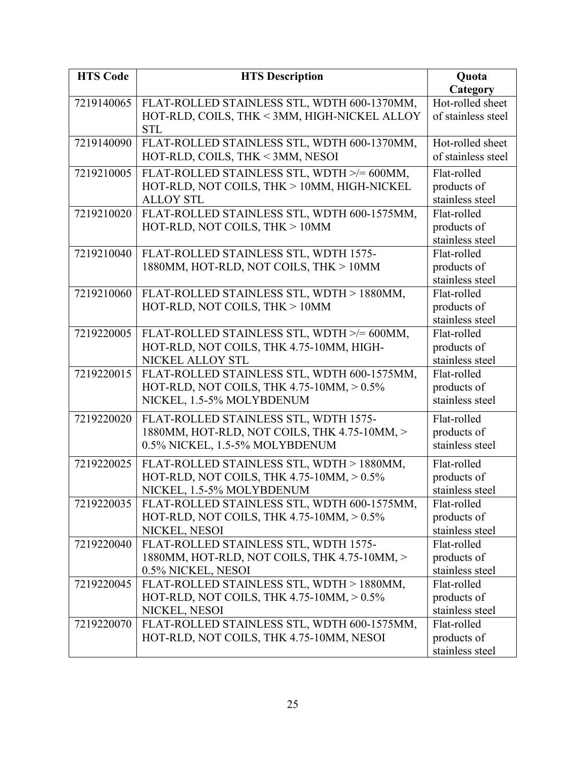| HTS Code | HTS Description | Quota Category |
|---|---|---|
| 7219140065 | FLAT-ROLLED STAINLESS STL, WDTH 600-1370MM, HOT-RLD, COILS, THK < 3MM, HIGH-NICKEL ALLOY STL | Hot-rolled sheet of stainless steel |
| 7219140090 | FLAT-ROLLED STAINLESS STL, WDTH 600-1370MM, HOT-RLD, COILS, THK < 3MM, NESOI | Hot-rolled sheet of stainless steel |
| 7219210005 | FLAT-ROLLED STAINLESS STL, WDTH >/= 600MM, HOT-RLD, NOT COILS, THK > 10MM, HIGH-NICKEL ALLOY STL | Flat-rolled products of stainless steel |
| 7219210020 | FLAT-ROLLED STAINLESS STL, WDTH 600-1575MM, HOT-RLD, NOT COILS, THK > 10MM | Flat-rolled products of stainless steel |
| 7219210040 | FLAT-ROLLED STAINLESS STL, WDTH 1575-1880MM, HOT-RLD, NOT COILS, THK > 10MM | Flat-rolled products of stainless steel |
| 7219210060 | FLAT-ROLLED STAINLESS STL, WDTH > 1880MM, HOT-RLD, NOT COILS, THK > 10MM | Flat-rolled products of stainless steel |
| 7219220005 | FLAT-ROLLED STAINLESS STL, WDTH >/= 600MM, HOT-RLD, NOT COILS, THK 4.75-10MM, HIGH-NICKEL ALLOY STL | Flat-rolled products of stainless steel |
| 7219220015 | FLAT-ROLLED STAINLESS STL, WDTH 600-1575MM, HOT-RLD, NOT COILS, THK 4.75-10MM, > 0.5% NICKEL, 1.5-5% MOLYBDENUM | Flat-rolled products of stainless steel |
| 7219220020 | FLAT-ROLLED STAINLESS STL, WDTH 1575-1880MM, HOT-RLD, NOT COILS, THK 4.75-10MM, > 0.5% NICKEL, 1.5-5% MOLYBDENUM | Flat-rolled products of stainless steel |
| 7219220025 | FLAT-ROLLED STAINLESS STL, WDTH > 1880MM, HOT-RLD, NOT COILS, THK 4.75-10MM, > 0.5% NICKEL, 1.5-5% MOLYBDENUM | Flat-rolled products of stainless steel |
| 7219220035 | FLAT-ROLLED STAINLESS STL, WDTH 600-1575MM, HOT-RLD, NOT COILS, THK 4.75-10MM, > 0.5% NICKEL, NESOI | Flat-rolled products of stainless steel |
| 7219220040 | FLAT-ROLLED STAINLESS STL, WDTH 1575-1880MM, HOT-RLD, NOT COILS, THK 4.75-10MM, > 0.5% NICKEL, NESOI | Flat-rolled products of stainless steel |
| 7219220045 | FLAT-ROLLED STAINLESS STL, WDTH > 1880MM, HOT-RLD, NOT COILS, THK 4.75-10MM, > 0.5% NICKEL, NESOI | Flat-rolled products of stainless steel |
| 7219220070 | FLAT-ROLLED STAINLESS STL, WDTH 600-1575MM, HOT-RLD, NOT COILS, THK 4.75-10MM, NESOI | Flat-rolled products of stainless steel |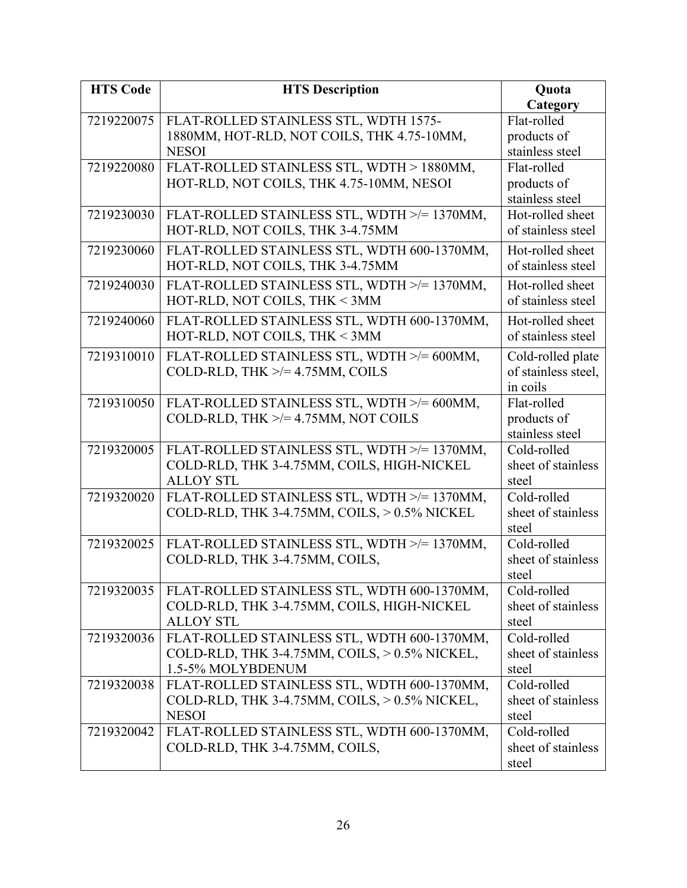| HTS Code | HTS Description | Quota Category |
| --- | --- | --- |
| 7219220075 | FLAT-ROLLED STAINLESS STL, WDTH 1575-1880MM, HOT-RLD, NOT COILS, THK 4.75-10MM, NESOI | Flat-rolled products of stainless steel |
| 7219220080 | FLAT-ROLLED STAINLESS STL, WDTH > 1880MM, HOT-RLD, NOT COILS, THK 4.75-10MM, NESOI | Flat-rolled products of stainless steel |
| 7219230030 | FLAT-ROLLED STAINLESS STL, WDTH >/= 1370MM, HOT-RLD, NOT COILS, THK 3-4.75MM | Hot-rolled sheet of stainless steel |
| 7219230060 | FLAT-ROLLED STAINLESS STL, WDTH 600-1370MM, HOT-RLD, NOT COILS, THK 3-4.75MM | Hot-rolled sheet of stainless steel |
| 7219240030 | FLAT-ROLLED STAINLESS STL, WDTH >/= 1370MM, HOT-RLD, NOT COILS, THK < 3MM | Hot-rolled sheet of stainless steel |
| 7219240060 | FLAT-ROLLED STAINLESS STL, WDTH 600-1370MM, HOT-RLD, NOT COILS, THK < 3MM | Hot-rolled sheet of stainless steel |
| 7219310010 | FLAT-ROLLED STAINLESS STL, WDTH >/= 600MM, COLD-RLD, THK >/= 4.75MM, COILS | Cold-rolled plate of stainless steel, in coils |
| 7219310050 | FLAT-ROLLED STAINLESS STL, WDTH >/= 600MM, COLD-RLD, THK >/= 4.75MM, NOT COILS | Flat-rolled products of stainless steel |
| 7219320005 | FLAT-ROLLED STAINLESS STL, WDTH >/= 1370MM, COLD-RLD, THK 3-4.75MM, COILS, HIGH-NICKEL ALLOY STL | Cold-rolled sheet of stainless steel |
| 7219320020 | FLAT-ROLLED STAINLESS STL, WDTH >/= 1370MM, COLD-RLD, THK 3-4.75MM, COILS, > 0.5% NICKEL | Cold-rolled sheet of stainless steel |
| 7219320025 | FLAT-ROLLED STAINLESS STL, WDTH >/= 1370MM, COLD-RLD, THK 3-4.75MM, COILS, | Cold-rolled sheet of stainless steel |
| 7219320035 | FLAT-ROLLED STAINLESS STL, WDTH 600-1370MM, COLD-RLD, THK 3-4.75MM, COILS, HIGH-NICKEL ALLOY STL | Cold-rolled sheet of stainless steel |
| 7219320036 | FLAT-ROLLED STAINLESS STL, WDTH 600-1370MM, COLD-RLD, THK 3-4.75MM, COILS, > 0.5% NICKEL, 1.5-5% MOLYBDENUM | Cold-rolled sheet of stainless steel |
| 7219320038 | FLAT-ROLLED STAINLESS STL, WDTH 600-1370MM, COLD-RLD, THK 3-4.75MM, COILS, > 0.5% NICKEL, NESOI | Cold-rolled sheet of stainless steel |
| 7219320042 | FLAT-ROLLED STAINLESS STL, WDTH 600-1370MM, COLD-RLD, THK 3-4.75MM, COILS, | Cold-rolled sheet of stainless steel |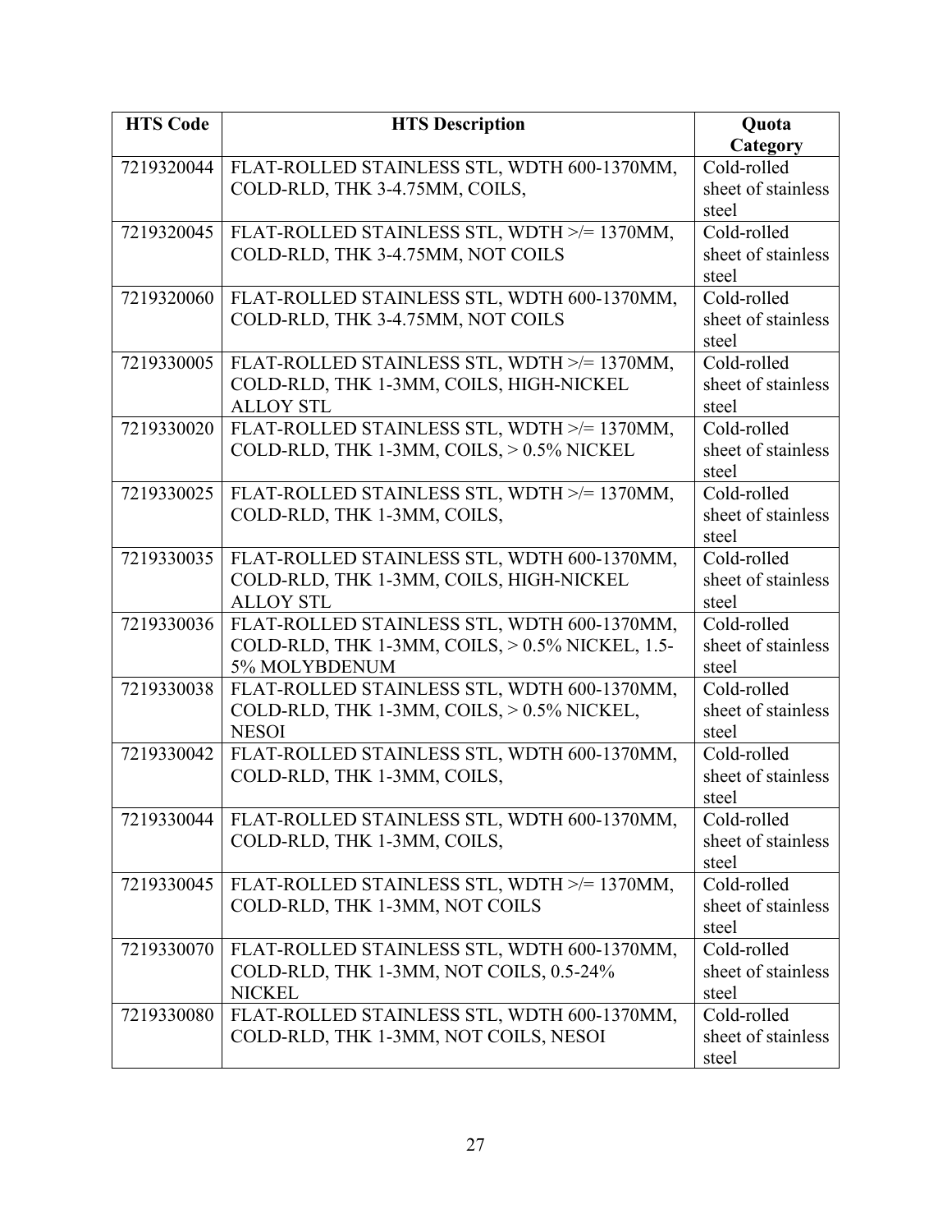| HTS Code | HTS Description | Quota Category |
| --- | --- | --- |
| 7219320044 | FLAT-ROLLED STAINLESS STL, WDTH 600-1370MM, COLD-RLD, THK 3-4.75MM, COILS, | Cold-rolled sheet of stainless steel |
| 7219320045 | FLAT-ROLLED STAINLESS STL, WDTH >/= 1370MM, COLD-RLD, THK 3-4.75MM, NOT COILS | Cold-rolled sheet of stainless steel |
| 7219320060 | FLAT-ROLLED STAINLESS STL, WDTH 600-1370MM, COLD-RLD, THK 3-4.75MM, NOT COILS | Cold-rolled sheet of stainless steel |
| 7219330005 | FLAT-ROLLED STAINLESS STL, WDTH >/= 1370MM, COLD-RLD, THK 1-3MM, COILS, HIGH-NICKEL ALLOY STL | Cold-rolled sheet of stainless steel |
| 7219330020 | FLAT-ROLLED STAINLESS STL, WDTH >/= 1370MM, COLD-RLD, THK 1-3MM, COILS, > 0.5% NICKEL | Cold-rolled sheet of stainless steel |
| 7219330025 | FLAT-ROLLED STAINLESS STL, WDTH >/= 1370MM, COLD-RLD, THK 1-3MM, COILS, | Cold-rolled sheet of stainless steel |
| 7219330035 | FLAT-ROLLED STAINLESS STL, WDTH 600-1370MM, COLD-RLD, THK 1-3MM, COILS, HIGH-NICKEL ALLOY STL | Cold-rolled sheet of stainless steel |
| 7219330036 | FLAT-ROLLED STAINLESS STL, WDTH 600-1370MM, COLD-RLD, THK 1-3MM, COILS, > 0.5% NICKEL, 1.5-5% MOLYBDENUM | Cold-rolled sheet of stainless steel |
| 7219330038 | FLAT-ROLLED STAINLESS STL, WDTH 600-1370MM, COLD-RLD, THK 1-3MM, COILS, > 0.5% NICKEL, NESOI | Cold-rolled sheet of stainless steel |
| 7219330042 | FLAT-ROLLED STAINLESS STL, WDTH 600-1370MM, COLD-RLD, THK 1-3MM, COILS, | Cold-rolled sheet of stainless steel |
| 7219330044 | FLAT-ROLLED STAINLESS STL, WDTH 600-1370MM, COLD-RLD, THK 1-3MM, COILS, | Cold-rolled sheet of stainless steel |
| 7219330045 | FLAT-ROLLED STAINLESS STL, WDTH >/= 1370MM, COLD-RLD, THK 1-3MM, NOT COILS | Cold-rolled sheet of stainless steel |
| 7219330070 | FLAT-ROLLED STAINLESS STL, WDTH 600-1370MM, COLD-RLD, THK 1-3MM, NOT COILS, 0.5-24% NICKEL | Cold-rolled sheet of stainless steel |
| 7219330080 | FLAT-ROLLED STAINLESS STL, WDTH 600-1370MM, COLD-RLD, THK 1-3MM, NOT COILS, NESOI | Cold-rolled sheet of stainless steel |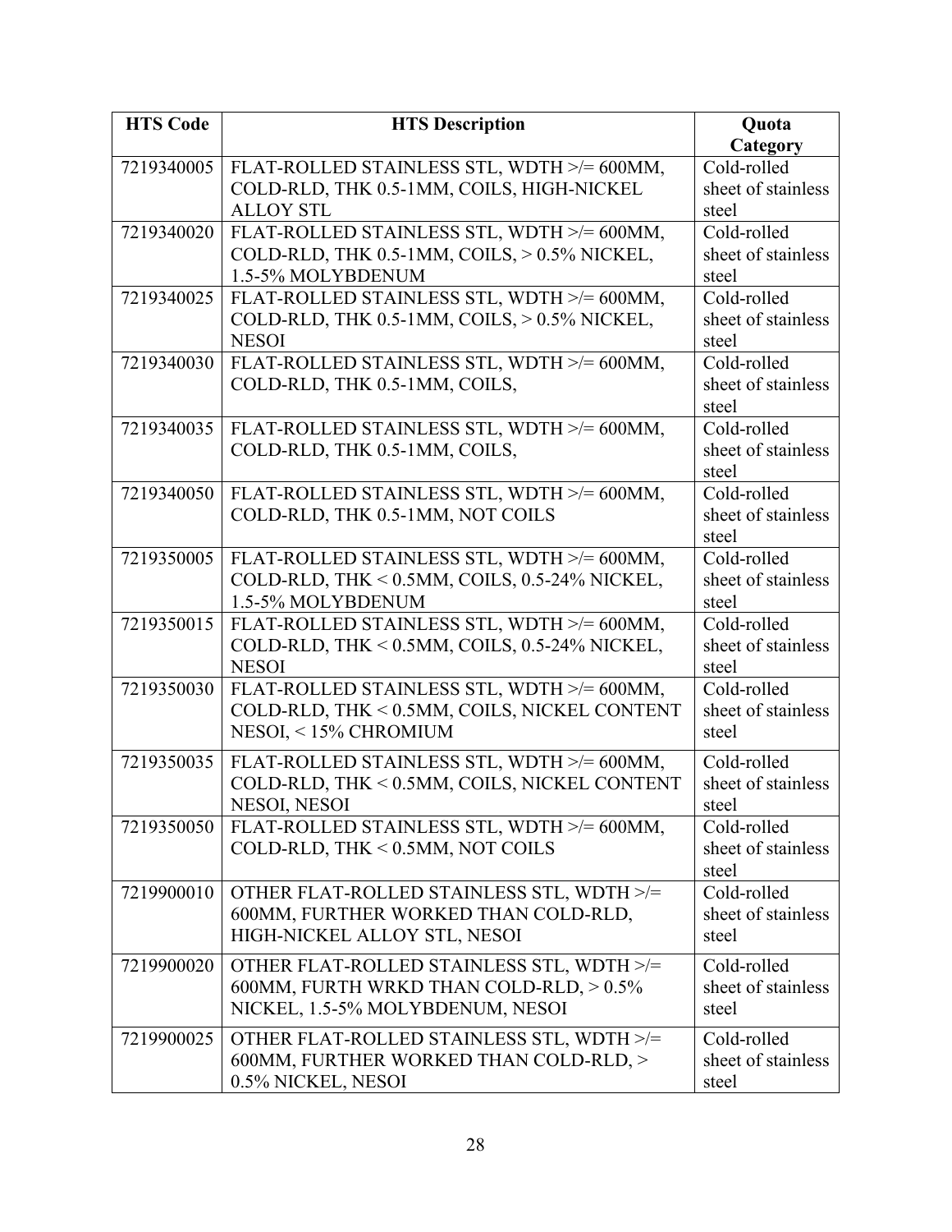| HTS Code | HTS Description | Quota Category |
|---|---|---|
| 7219340005 | FLAT-ROLLED STAINLESS STL, WDTH >/= 600MM, COLD-RLD, THK 0.5-1MM, COILS, HIGH-NICKEL ALLOY STL | Cold-rolled sheet of stainless steel |
| 7219340020 | FLAT-ROLLED STAINLESS STL, WDTH >/= 600MM, COLD-RLD, THK 0.5-1MM, COILS, > 0.5% NICKEL, 1.5-5% MOLYBDENUM | Cold-rolled sheet of stainless steel |
| 7219340025 | FLAT-ROLLED STAINLESS STL, WDTH >/= 600MM, COLD-RLD, THK 0.5-1MM, COILS, > 0.5% NICKEL, NESOI | Cold-rolled sheet of stainless steel |
| 7219340030 | FLAT-ROLLED STAINLESS STL, WDTH >/= 600MM, COLD-RLD, THK 0.5-1MM, COILS, | Cold-rolled sheet of stainless steel |
| 7219340035 | FLAT-ROLLED STAINLESS STL, WDTH >/= 600MM, COLD-RLD, THK 0.5-1MM, COILS, | Cold-rolled sheet of stainless steel |
| 7219340050 | FLAT-ROLLED STAINLESS STL, WDTH >/= 600MM, COLD-RLD, THK 0.5-1MM, NOT COILS | Cold-rolled sheet of stainless steel |
| 7219350005 | FLAT-ROLLED STAINLESS STL, WDTH >/= 600MM, COLD-RLD, THK < 0.5MM, COILS, 0.5-24% NICKEL, 1.5-5% MOLYBDENUM | Cold-rolled sheet of stainless steel |
| 7219350015 | FLAT-ROLLED STAINLESS STL, WDTH >/= 600MM, COLD-RLD, THK < 0.5MM, COILS, 0.5-24% NICKEL, NESOI | Cold-rolled sheet of stainless steel |
| 7219350030 | FLAT-ROLLED STAINLESS STL, WDTH >/= 600MM, COLD-RLD, THK < 0.5MM, COILS, NICKEL CONTENT NESOI, < 15% CHROMIUM | Cold-rolled sheet of stainless steel |
| 7219350035 | FLAT-ROLLED STAINLESS STL, WDTH >/= 600MM, COLD-RLD, THK < 0.5MM, COILS, NICKEL CONTENT NESOI, NESOI | Cold-rolled sheet of stainless steel |
| 7219350050 | FLAT-ROLLED STAINLESS STL, WDTH >/= 600MM, COLD-RLD, THK < 0.5MM, NOT COILS | Cold-rolled sheet of stainless steel |
| 7219900010 | OTHER FLAT-ROLLED STAINLESS STL, WDTH >/= 600MM, FURTHER WORKED THAN COLD-RLD, HIGH-NICKEL ALLOY STL, NESOI | Cold-rolled sheet of stainless steel |
| 7219900020 | OTHER FLAT-ROLLED STAINLESS STL, WDTH >/= 600MM, FURTH WRKD THAN COLD-RLD, > 0.5% NICKEL, 1.5-5% MOLYBDENUM, NESOI | Cold-rolled sheet of stainless steel |
| 7219900025 | OTHER FLAT-ROLLED STAINLESS STL, WDTH >/= 600MM, FURTHER WORKED THAN COLD-RLD, > 0.5% NICKEL, NESOI | Cold-rolled sheet of stainless steel |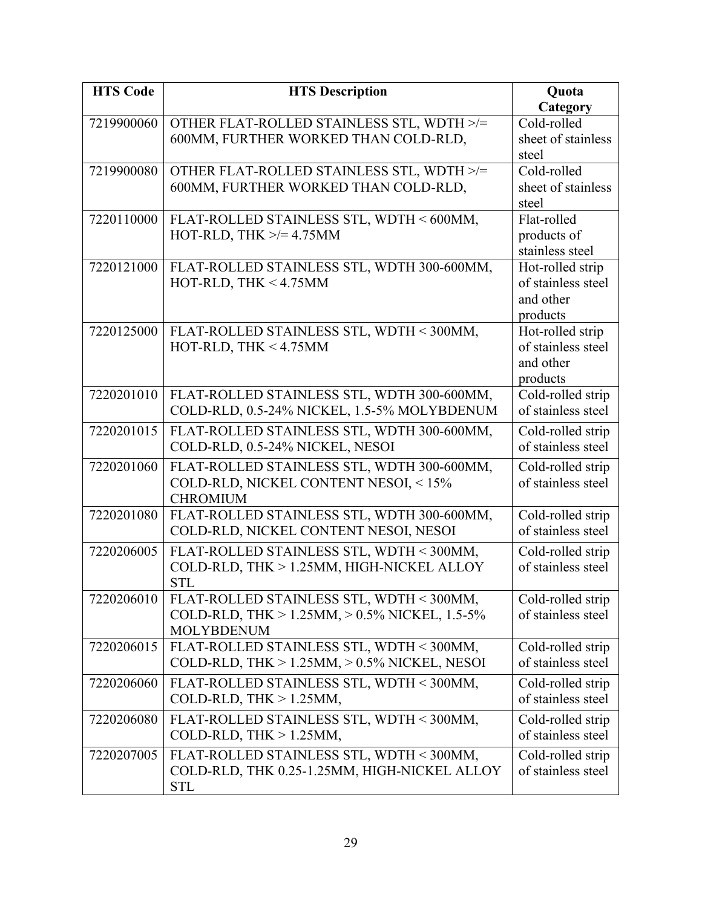| HTS Code | HTS Description | Quota Category |
| --- | --- | --- |
| 7219900060 | OTHER FLAT-ROLLED STAINLESS STL, WDTH >/= 600MM, FURTHER WORKED THAN COLD-RLD, | Cold-rolled sheet of stainless steel |
| 7219900080 | OTHER FLAT-ROLLED STAINLESS STL, WDTH >/= 600MM, FURTHER WORKED THAN COLD-RLD, | Cold-rolled sheet of stainless steel |
| 7220110000 | FLAT-ROLLED STAINLESS STL, WDTH < 600MM, HOT-RLD, THK >/= 4.75MM | Flat-rolled products of stainless steel |
| 7220121000 | FLAT-ROLLED STAINLESS STL, WDTH 300-600MM, HOT-RLD, THK < 4.75MM | Hot-rolled strip of stainless steel and other products |
| 7220125000 | FLAT-ROLLED STAINLESS STL, WDTH < 300MM, HOT-RLD, THK < 4.75MM | Hot-rolled strip of stainless steel and other products |
| 7220201010 | FLAT-ROLLED STAINLESS STL, WDTH 300-600MM, COLD-RLD, 0.5-24% NICKEL, 1.5-5% MOLYBDENUM | Cold-rolled strip of stainless steel |
| 7220201015 | FLAT-ROLLED STAINLESS STL, WDTH 300-600MM, COLD-RLD, 0.5-24% NICKEL, NESOI | Cold-rolled strip of stainless steel |
| 7220201060 | FLAT-ROLLED STAINLESS STL, WDTH 300-600MM, COLD-RLD, NICKEL CONTENT NESOI, < 15% CHROMIUM | Cold-rolled strip of stainless steel |
| 7220201080 | FLAT-ROLLED STAINLESS STL, WDTH 300-600MM, COLD-RLD, NICKEL CONTENT NESOI, NESOI | Cold-rolled strip of stainless steel |
| 7220206005 | FLAT-ROLLED STAINLESS STL, WDTH < 300MM, COLD-RLD, THK > 1.25MM, HIGH-NICKEL ALLOY STL | Cold-rolled strip of stainless steel |
| 7220206010 | FLAT-ROLLED STAINLESS STL, WDTH < 300MM, COLD-RLD, THK > 1.25MM, > 0.5% NICKEL, 1.5-5% MOLYBDENUM | Cold-rolled strip of stainless steel |
| 7220206015 | FLAT-ROLLED STAINLESS STL, WDTH < 300MM, COLD-RLD, THK > 1.25MM, > 0.5% NICKEL, NESOI | Cold-rolled strip of stainless steel |
| 7220206060 | FLAT-ROLLED STAINLESS STL, WDTH < 300MM, COLD-RLD, THK > 1.25MM, | Cold-rolled strip of stainless steel |
| 7220206080 | FLAT-ROLLED STAINLESS STL, WDTH < 300MM, COLD-RLD, THK > 1.25MM, | Cold-rolled strip of stainless steel |
| 7220207005 | FLAT-ROLLED STAINLESS STL, WDTH < 300MM, COLD-RLD, THK 0.25-1.25MM, HIGH-NICKEL ALLOY STL | Cold-rolled strip of stainless steel |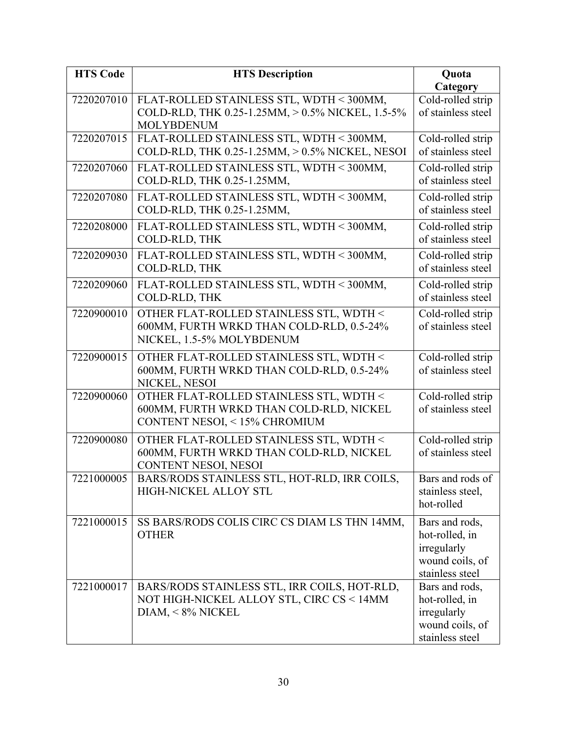| HTS Code | HTS Description | Quota Category |
|---|---|---|
| 7220207010 | FLAT-ROLLED STAINLESS STL, WDTH < 300MM, COLD-RLD, THK 0.25-1.25MM, > 0.5% NICKEL, 1.5-5% MOLYBDENUM | Cold-rolled strip of stainless steel |
| 7220207015 | FLAT-ROLLED STAINLESS STL, WDTH < 300MM, COLD-RLD, THK 0.25-1.25MM, > 0.5% NICKEL, NESOI | Cold-rolled strip of stainless steel |
| 7220207060 | FLAT-ROLLED STAINLESS STL, WDTH < 300MM, COLD-RLD, THK 0.25-1.25MM, | Cold-rolled strip of stainless steel |
| 7220207080 | FLAT-ROLLED STAINLESS STL, WDTH < 300MM, COLD-RLD, THK 0.25-1.25MM, | Cold-rolled strip of stainless steel |
| 7220208000 | FLAT-ROLLED STAINLESS STL, WDTH < 300MM, COLD-RLD, THK | Cold-rolled strip of stainless steel |
| 7220209030 | FLAT-ROLLED STAINLESS STL, WDTH < 300MM, COLD-RLD, THK | Cold-rolled strip of stainless steel |
| 7220209060 | FLAT-ROLLED STAINLESS STL, WDTH < 300MM, COLD-RLD, THK | Cold-rolled strip of stainless steel |
| 7220900010 | OTHER FLAT-ROLLED STAINLESS STL, WDTH < 600MM, FURTH WRKD THAN COLD-RLD, 0.5-24% NICKEL, 1.5-5% MOLYBDENUM | Cold-rolled strip of stainless steel |
| 7220900015 | OTHER FLAT-ROLLED STAINLESS STL, WDTH < 600MM, FURTH WRKD THAN COLD-RLD, 0.5-24% NICKEL, NESOI | Cold-rolled strip of stainless steel |
| 7220900060 | OTHER FLAT-ROLLED STAINLESS STL, WDTH < 600MM, FURTH WRKD THAN COLD-RLD, NICKEL CONTENT NESOI, < 15% CHROMIUM | Cold-rolled strip of stainless steel |
| 7220900080 | OTHER FLAT-ROLLED STAINLESS STL, WDTH < 600MM, FURTH WRKD THAN COLD-RLD, NICKEL CONTENT NESOI, NESOI | Cold-rolled strip of stainless steel |
| 7221000005 | BARS/RODS STAINLESS STL, HOT-RLD, IRR COILS, HIGH-NICKEL ALLOY STL | Bars and rods of stainless steel, hot-rolled |
| 7221000015 | SS BARS/RODS COLIS CIRC CS DIAM LS THN 14MM, OTHER | Bars and rods, hot-rolled, in irregularly wound coils, of stainless steel |
| 7221000017 | BARS/RODS STAINLESS STL, IRR COILS, HOT-RLD, NOT HIGH-NICKEL ALLOY STL, CIRC CS < 14MM DIAM, < 8% NICKEL | Bars and rods, hot-rolled, in irregularly wound coils, of stainless steel |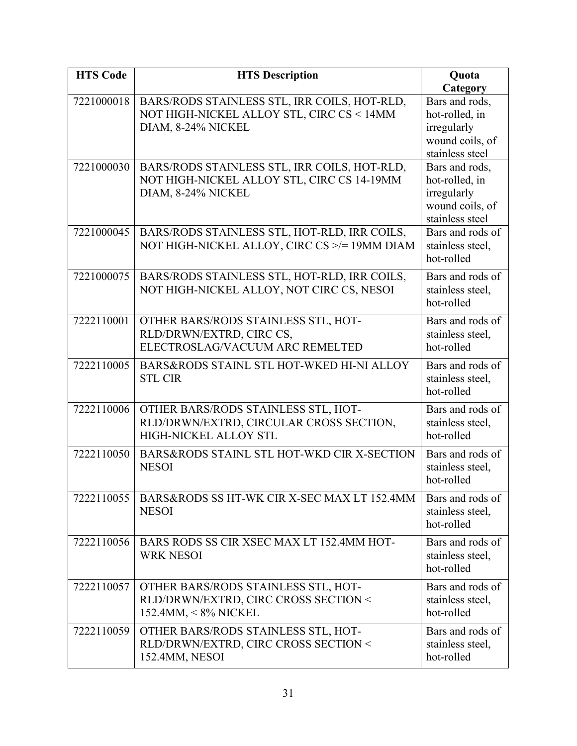| HTS Code | HTS Description | Quota Category |
|---|---|---|
| 7221000018 | BARS/RODS STAINLESS STL, IRR COILS, HOT-RLD, NOT HIGH-NICKEL ALLOY STL, CIRC CS < 14MM DIAM, 8-24% NICKEL | Bars and rods, hot-rolled, in irregularly wound coils, of stainless steel |
| 7221000030 | BARS/RODS STAINLESS STL, IRR COILS, HOT-RLD, NOT HIGH-NICKEL ALLOY STL, CIRC CS 14-19MM DIAM, 8-24% NICKEL | Bars and rods, hot-rolled, in irregularly wound coils, of stainless steel |
| 7221000045 | BARS/RODS STAINLESS STL, HOT-RLD, IRR COILS, NOT HIGH-NICKEL ALLOY, CIRC CS >/= 19MM DIAM | Bars and rods of stainless steel, hot-rolled |
| 7221000075 | BARS/RODS STAINLESS STL, HOT-RLD, IRR COILS, NOT HIGH-NICKEL ALLOY, NOT CIRC CS, NESOI | Bars and rods of stainless steel, hot-rolled |
| 7222110001 | OTHER BARS/RODS STAINLESS STL, HOT-RLD/DRWN/EXTRD, CIRC CS, ELECTROSLAG/VACUUM ARC REMELTED | Bars and rods of stainless steel, hot-rolled |
| 7222110005 | BARS&RODS STAINL STL HOT-WKED HI-NI ALLOY STL CIR | Bars and rods of stainless steel, hot-rolled |
| 7222110006 | OTHER BARS/RODS STAINLESS STL, HOT-RLD/DRWN/EXTRD, CIRCULAR CROSS SECTION, HIGH-NICKEL ALLOY STL | Bars and rods of stainless steel, hot-rolled |
| 7222110050 | BARS&RODS STAINL STL HOT-WKD CIR X-SECTION NESOI | Bars and rods of stainless steel, hot-rolled |
| 7222110055 | BARS&RODS SS HT-WK CIR X-SEC MAX LT 152.4MM NESOI | Bars and rods of stainless steel, hot-rolled |
| 7222110056 | BARS RODS SS CIR XSEC MAX LT 152.4MM HOT-WRK NESOI | Bars and rods of stainless steel, hot-rolled |
| 7222110057 | OTHER BARS/RODS STAINLESS STL, HOT-RLD/DRWN/EXTRD, CIRC CROSS SECTION < 152.4MM, < 8% NICKEL | Bars and rods of stainless steel, hot-rolled |
| 7222110059 | OTHER BARS/RODS STAINLESS STL, HOT-RLD/DRWN/EXTRD, CIRC CROSS SECTION < 152.4MM, NESOI | Bars and rods of stainless steel, hot-rolled |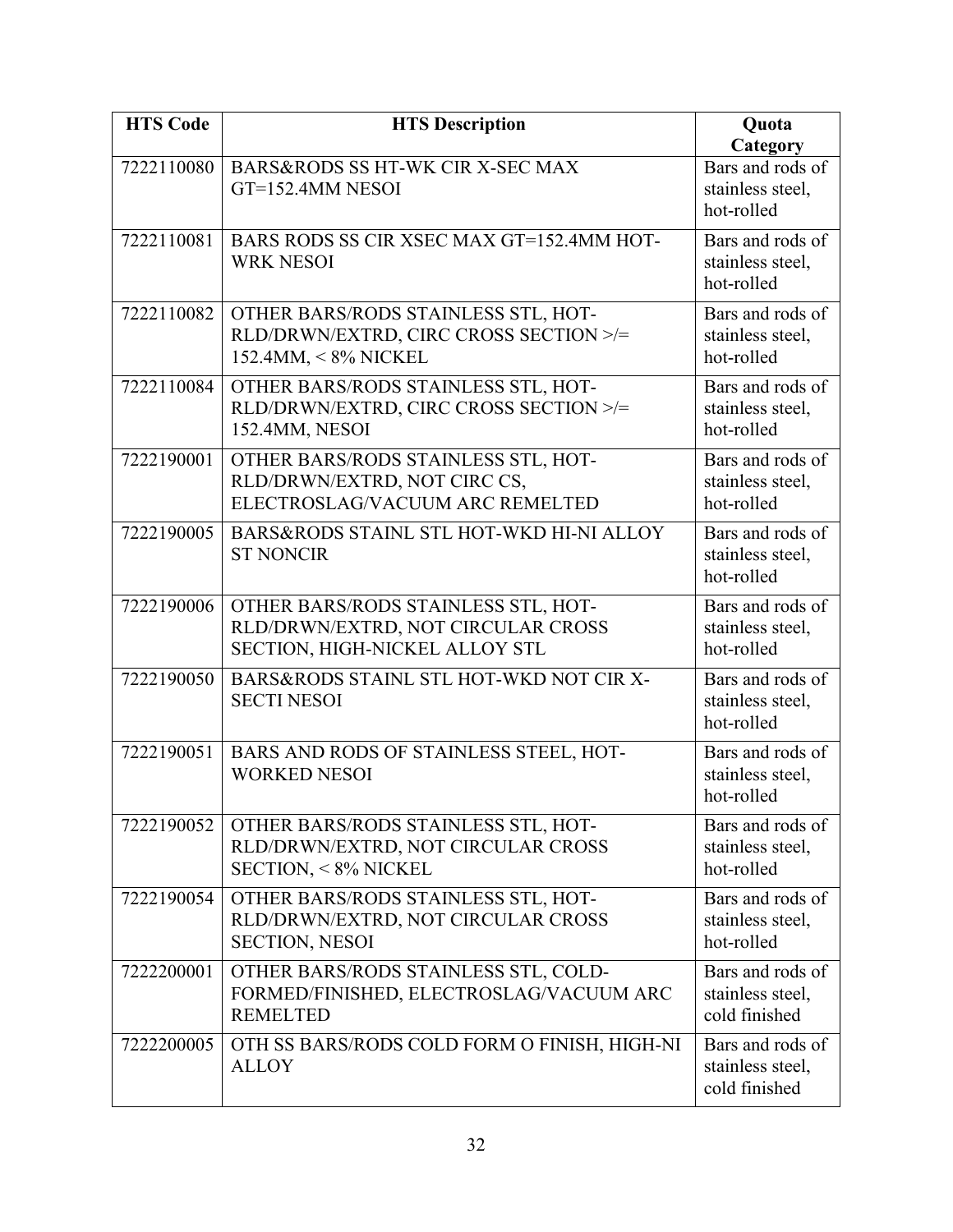| HTS Code | HTS Description | Quota Category |
|---|---|---|
| 7222110080 | BARS&RODS SS HT-WK CIR X-SEC MAX GT=152.4MM NESOI | Bars and rods of stainless steel, hot-rolled |
| 7222110081 | BARS RODS SS CIR XSEC MAX GT=152.4MM HOT-WRK NESOI | Bars and rods of stainless steel, hot-rolled |
| 7222110082 | OTHER BARS/RODS STAINLESS STL, HOT-RLD/DRWN/EXTRD, CIRC CROSS SECTION >/= 152.4MM, < 8% NICKEL | Bars and rods of stainless steel, hot-rolled |
| 7222110084 | OTHER BARS/RODS STAINLESS STL, HOT-RLD/DRWN/EXTRD, CIRC CROSS SECTION >/= 152.4MM, NESOI | Bars and rods of stainless steel, hot-rolled |
| 7222190001 | OTHER BARS/RODS STAINLESS STL, HOT-RLD/DRWN/EXTRD, NOT CIRC CS, ELECTROSLAG/VACUUM ARC REMELTED | Bars and rods of stainless steel, hot-rolled |
| 7222190005 | BARS&RODS STAINL STL HOT-WKD HI-NI ALLOY ST NONCIR | Bars and rods of stainless steel, hot-rolled |
| 7222190006 | OTHER BARS/RODS STAINLESS STL, HOT-RLD/DRWN/EXTRD, NOT CIRCULAR CROSS SECTION, HIGH-NICKEL ALLOY STL | Bars and rods of stainless steel, hot-rolled |
| 7222190050 | BARS&RODS STAINL STL HOT-WKD NOT CIR X-SECTI NESOI | Bars and rods of stainless steel, hot-rolled |
| 7222190051 | BARS AND RODS OF STAINLESS STEEL, HOT-WORKED NESOI | Bars and rods of stainless steel, hot-rolled |
| 7222190052 | OTHER BARS/RODS STAINLESS STL, HOT-RLD/DRWN/EXTRD, NOT CIRCULAR CROSS SECTION, < 8% NICKEL | Bars and rods of stainless steel, hot-rolled |
| 7222190054 | OTHER BARS/RODS STAINLESS STL, HOT-RLD/DRWN/EXTRD, NOT CIRCULAR CROSS SECTION, NESOI | Bars and rods of stainless steel, hot-rolled |
| 7222200001 | OTHER BARS/RODS STAINLESS STL, COLD-FORMED/FINISHED, ELECTROSLAG/VACUUM ARC REMELTED | Bars and rods of stainless steel, cold finished |
| 7222200005 | OTH SS BARS/RODS COLD FORM O FINISH, HIGH-NI ALLOY | Bars and rods of stainless steel, cold finished |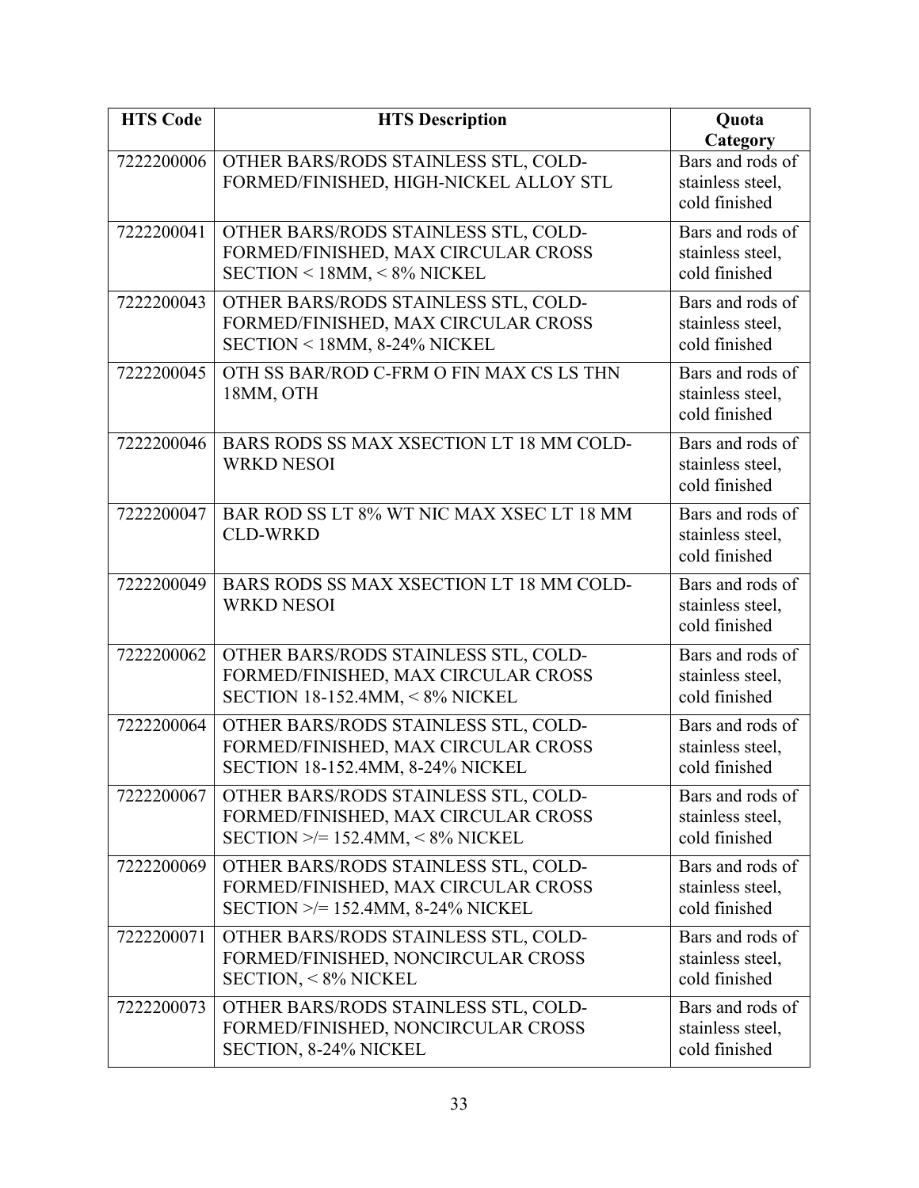| HTS Code | HTS Description | Quota Category |
|---|---|---|
| 7222200006 | OTHER BARS/RODS STAINLESS STL, COLD-FORMED/FINISHED, HIGH-NICKEL ALLOY STL | Bars and rods of stainless steel, cold finished |
| 7222200041 | OTHER BARS/RODS STAINLESS STL, COLD-FORMED/FINISHED, MAX CIRCULAR CROSS SECTION < 18MM, < 8% NICKEL | Bars and rods of stainless steel, cold finished |
| 7222200043 | OTHER BARS/RODS STAINLESS STL, COLD-FORMED/FINISHED, MAX CIRCULAR CROSS SECTION < 18MM, 8-24% NICKEL | Bars and rods of stainless steel, cold finished |
| 7222200045 | OTH SS BAR/ROD C-FRM O FIN MAX CS LS THN 18MM, OTH | Bars and rods of stainless steel, cold finished |
| 7222200046 | BARS RODS SS MAX XSECTION LT 18 MM COLD-WRKD NESOI | Bars and rods of stainless steel, cold finished |
| 7222200047 | BAR ROD SS LT 8% WT NIC MAX XSEC LT 18 MM CLD-WRKD | Bars and rods of stainless steel, cold finished |
| 7222200049 | BARS RODS SS MAX XSECTION LT 18 MM COLD-WRKD NESOI | Bars and rods of stainless steel, cold finished |
| 7222200062 | OTHER BARS/RODS STAINLESS STL, COLD-FORMED/FINISHED, MAX CIRCULAR CROSS SECTION 18-152.4MM, < 8% NICKEL | Bars and rods of stainless steel, cold finished |
| 7222200064 | OTHER BARS/RODS STAINLESS STL, COLD-FORMED/FINISHED, MAX CIRCULAR CROSS SECTION 18-152.4MM, 8-24% NICKEL | Bars and rods of stainless steel, cold finished |
| 7222200067 | OTHER BARS/RODS STAINLESS STL, COLD-FORMED/FINISHED, MAX CIRCULAR CROSS SECTION >/= 152.4MM, < 8% NICKEL | Bars and rods of stainless steel, cold finished |
| 7222200069 | OTHER BARS/RODS STAINLESS STL, COLD-FORMED/FINISHED, MAX CIRCULAR CROSS SECTION >/= 152.4MM, 8-24% NICKEL | Bars and rods of stainless steel, cold finished |
| 7222200071 | OTHER BARS/RODS STAINLESS STL, COLD-FORMED/FINISHED, NONCIRCULAR CROSS SECTION, < 8% NICKEL | Bars and rods of stainless steel, cold finished |
| 7222200073 | OTHER BARS/RODS STAINLESS STL, COLD-FORMED/FINISHED, NONCIRCULAR CROSS SECTION, 8-24% NICKEL | Bars and rods of stainless steel, cold finished |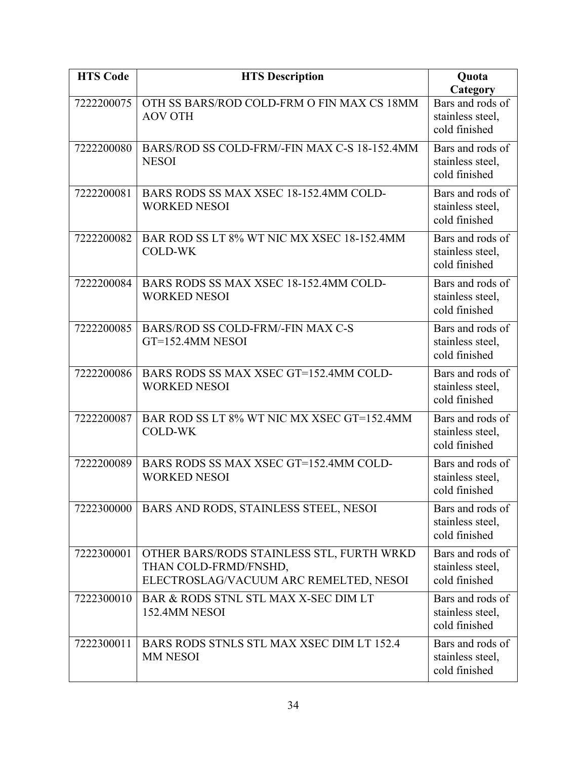| HTS Code | HTS Description | Quota Category |
| --- | --- | --- |
| 7222200075 | OTH SS BARS/ROD COLD-FRM O FIN MAX CS 18MM AOV OTH | Bars and rods of stainless steel, cold finished |
| 7222200080 | BARS/ROD SS COLD-FRM/-FIN MAX C-S 18-152.4MM NESOI | Bars and rods of stainless steel, cold finished |
| 7222200081 | BARS RODS SS MAX XSEC 18-152.4MM COLD-WORKED NESOI | Bars and rods of stainless steel, cold finished |
| 7222200082 | BAR ROD SS LT 8% WT NIC MX XSEC 18-152.4MM COLD-WK | Bars and rods of stainless steel, cold finished |
| 7222200084 | BARS RODS SS MAX XSEC 18-152.4MM COLD-WORKED NESOI | Bars and rods of stainless steel, cold finished |
| 7222200085 | BARS/ROD SS COLD-FRM/-FIN MAX C-S GT=152.4MM NESOI | Bars and rods of stainless steel, cold finished |
| 7222200086 | BARS RODS SS MAX XSEC GT=152.4MM COLD-WORKED NESOI | Bars and rods of stainless steel, cold finished |
| 7222200087 | BAR ROD SS LT 8% WT NIC MX XSEC GT=152.4MM COLD-WK | Bars and rods of stainless steel, cold finished |
| 7222200089 | BARS RODS SS MAX XSEC GT=152.4MM COLD-WORKED NESOI | Bars and rods of stainless steel, cold finished |
| 7222300000 | BARS AND RODS, STAINLESS STEEL, NESOI | Bars and rods of stainless steel, cold finished |
| 7222300001 | OTHER BARS/RODS STAINLESS STL, FURTH WRKD THAN COLD-FRMD/FNSHD, ELECTROSLAG/VACUUM ARC REMELTED, NESOI | Bars and rods of stainless steel, cold finished |
| 7222300010 | BAR & RODS STNL STL MAX X-SEC DIM LT 152.4MM NESOI | Bars and rods of stainless steel, cold finished |
| 7222300011 | BARS RODS STNLS STL MAX XSEC DIM LT 152.4 MM NESOI | Bars and rods of stainless steel, cold finished |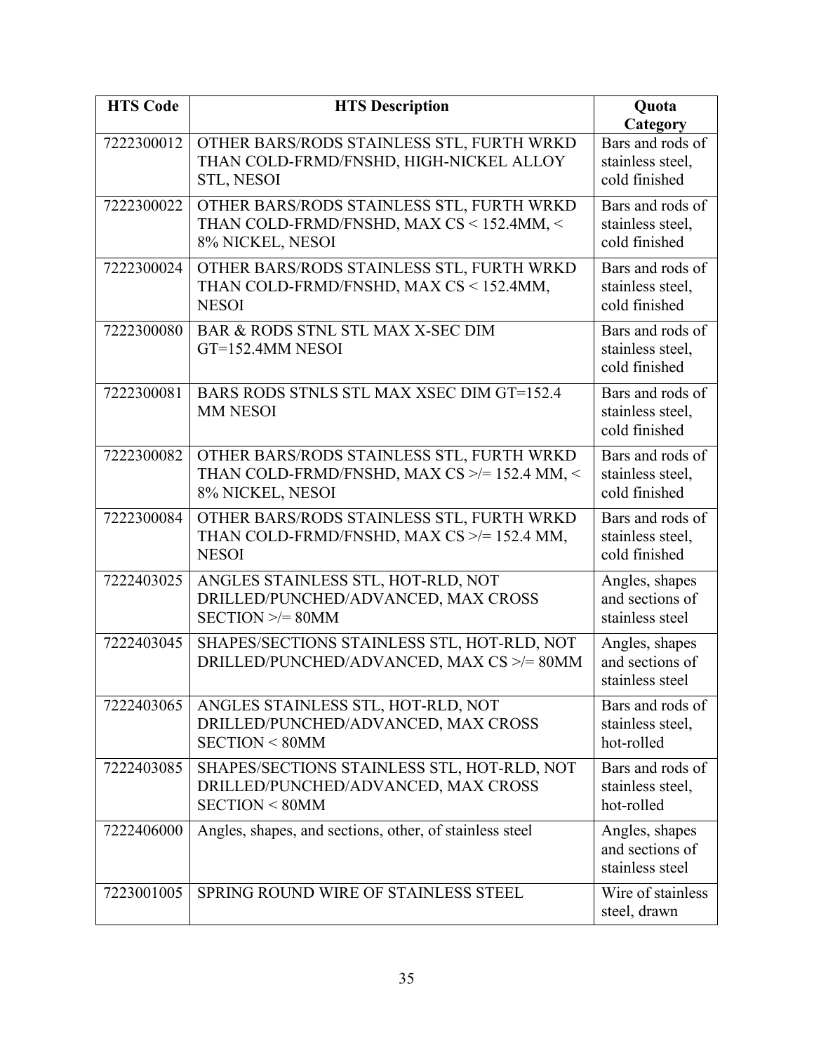| HTS Code | HTS Description | Quota Category |
| --- | --- | --- |
| 7222300012 | OTHER BARS/RODS STAINLESS STL, FURTH WRKD THAN COLD-FRMD/FNSHD, HIGH-NICKEL ALLOY STL, NESOI | Bars and rods of stainless steel, cold finished |
| 7222300022 | OTHER BARS/RODS STAINLESS STL, FURTH WRKD THAN COLD-FRMD/FNSHD, MAX CS < 152.4MM, < 8% NICKEL, NESOI | Bars and rods of stainless steel, cold finished |
| 7222300024 | OTHER BARS/RODS STAINLESS STL, FURTH WRKD THAN COLD-FRMD/FNSHD, MAX CS < 152.4MM, NESOI | Bars and rods of stainless steel, cold finished |
| 7222300080 | BAR & RODS STNL STL MAX X-SEC DIM GT=152.4MM NESOI | Bars and rods of stainless steel, cold finished |
| 7222300081 | BARS RODS STNLS STL MAX XSEC DIM GT=152.4 MM NESOI | Bars and rods of stainless steel, cold finished |
| 7222300082 | OTHER BARS/RODS STAINLESS STL, FURTH WRKD THAN COLD-FRMD/FNSHD, MAX CS >/= 152.4 MM, < 8% NICKEL, NESOI | Bars and rods of stainless steel, cold finished |
| 7222300084 | OTHER BARS/RODS STAINLESS STL, FURTH WRKD THAN COLD-FRMD/FNSHD, MAX CS >/= 152.4 MM, NESOI | Bars and rods of stainless steel, cold finished |
| 7222403025 | ANGLES STAINLESS STL, HOT-RLD, NOT DRILLED/PUNCHED/ADVANCED, MAX CROSS SECTION >/= 80MM | Angles, shapes and sections of stainless steel |
| 7222403045 | SHAPES/SECTIONS STAINLESS STL, HOT-RLD, NOT DRILLED/PUNCHED/ADVANCED, MAX CS >/= 80MM | Angles, shapes and sections of stainless steel |
| 7222403065 | ANGLES STAINLESS STL, HOT-RLD, NOT DRILLED/PUNCHED/ADVANCED, MAX CROSS SECTION < 80MM | Bars and rods of stainless steel, hot-rolled |
| 7222403085 | SHAPES/SECTIONS STAINLESS STL, HOT-RLD, NOT DRILLED/PUNCHED/ADVANCED, MAX CROSS SECTION < 80MM | Bars and rods of stainless steel, hot-rolled |
| 7222406000 | Angles, shapes, and sections, other, of stainless steel | Angles, shapes and sections of stainless steel |
| 7223001005 | SPRING ROUND WIRE OF STAINLESS STEEL | Wire of stainless steel, drawn |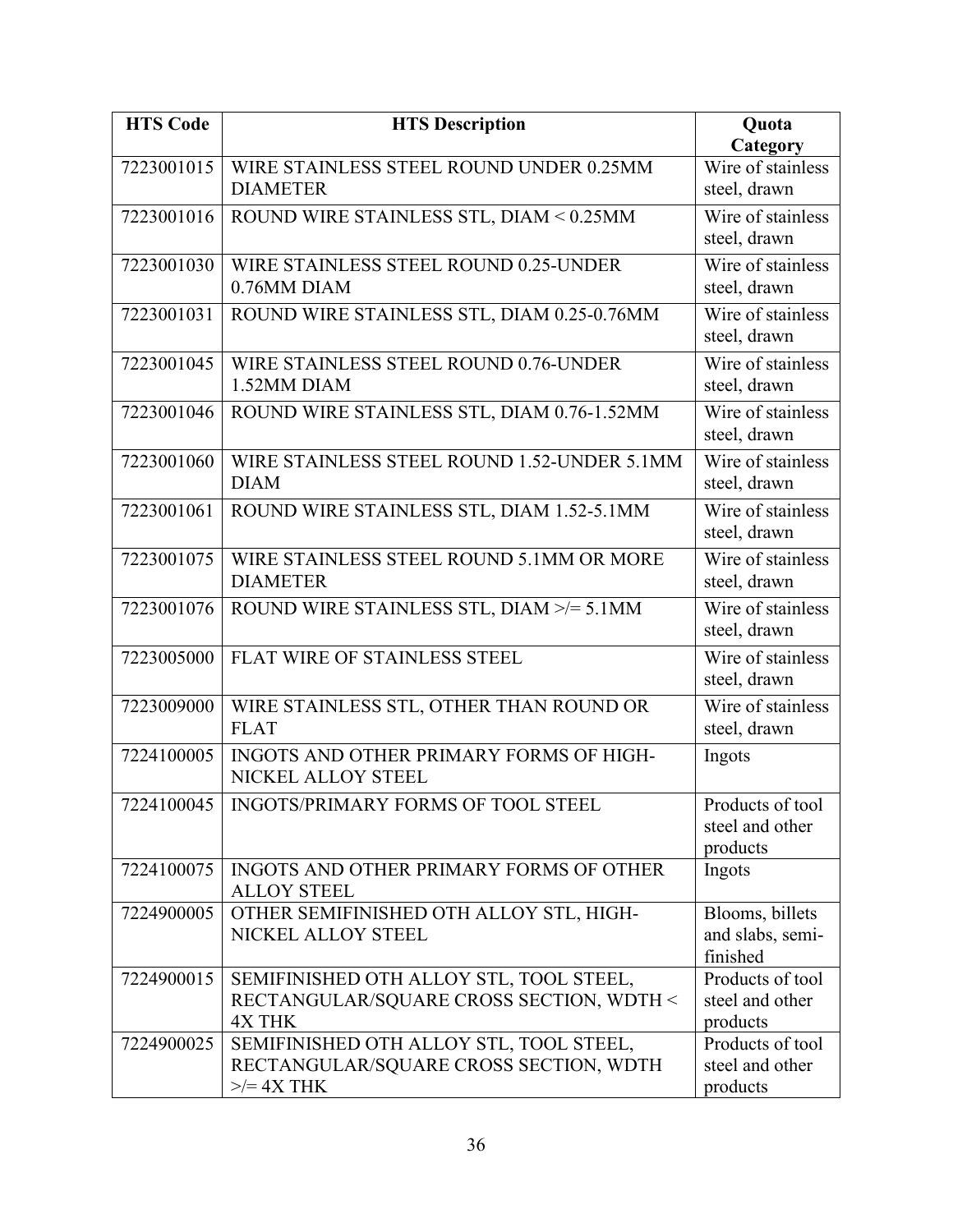| HTS Code | HTS Description | Quota Category |
| --- | --- | --- |
| 7223001015 | WIRE STAINLESS STEEL ROUND UNDER 0.25MM DIAMETER | Wire of stainless steel, drawn |
| 7223001016 | ROUND WIRE STAINLESS STL, DIAM < 0.25MM | Wire of stainless steel, drawn |
| 7223001030 | WIRE STAINLESS STEEL ROUND 0.25-UNDER 0.76MM DIAM | Wire of stainless steel, drawn |
| 7223001031 | ROUND WIRE STAINLESS STL, DIAM 0.25-0.76MM | Wire of stainless steel, drawn |
| 7223001045 | WIRE STAINLESS STEEL ROUND 0.76-UNDER 1.52MM DIAM | Wire of stainless steel, drawn |
| 7223001046 | ROUND WIRE STAINLESS STL, DIAM 0.76-1.52MM | Wire of stainless steel, drawn |
| 7223001060 | WIRE STAINLESS STEEL ROUND 1.52-UNDER 5.1MM DIAM | Wire of stainless steel, drawn |
| 7223001061 | ROUND WIRE STAINLESS STL, DIAM 1.52-5.1MM | Wire of stainless steel, drawn |
| 7223001075 | WIRE STAINLESS STEEL ROUND 5.1MM OR MORE DIAMETER | Wire of stainless steel, drawn |
| 7223001076 | ROUND WIRE STAINLESS STL, DIAM >/= 5.1MM | Wire of stainless steel, drawn |
| 7223005000 | FLAT WIRE OF STAINLESS STEEL | Wire of stainless steel, drawn |
| 7223009000 | WIRE STAINLESS STL, OTHER THAN ROUND OR FLAT | Wire of stainless steel, drawn |
| 7224100005 | INGOTS AND OTHER PRIMARY FORMS OF HIGH-NICKEL ALLOY STEEL | Ingots |
| 7224100045 | INGOTS/PRIMARY FORMS OF TOOL STEEL | Products of tool steel and other products |
| 7224100075 | INGOTS AND OTHER PRIMARY FORMS OF OTHER ALLOY STEEL | Ingots |
| 7224900005 | OTHER SEMIFINISHED OTH ALLOY STL, HIGH-NICKEL ALLOY STEEL | Blooms, billets and slabs, semi-finished |
| 7224900015 | SEMIFINISHED OTH ALLOY STL, TOOL STEEL, RECTANGULAR/SQUARE CROSS SECTION, WDTH < 4X THK | Products of tool steel and other products |
| 7224900025 | SEMIFINISHED OTH ALLOY STL, TOOL STEEL, RECTANGULAR/SQUARE CROSS SECTION, WDTH >/= 4X THK | Products of tool steel and other products |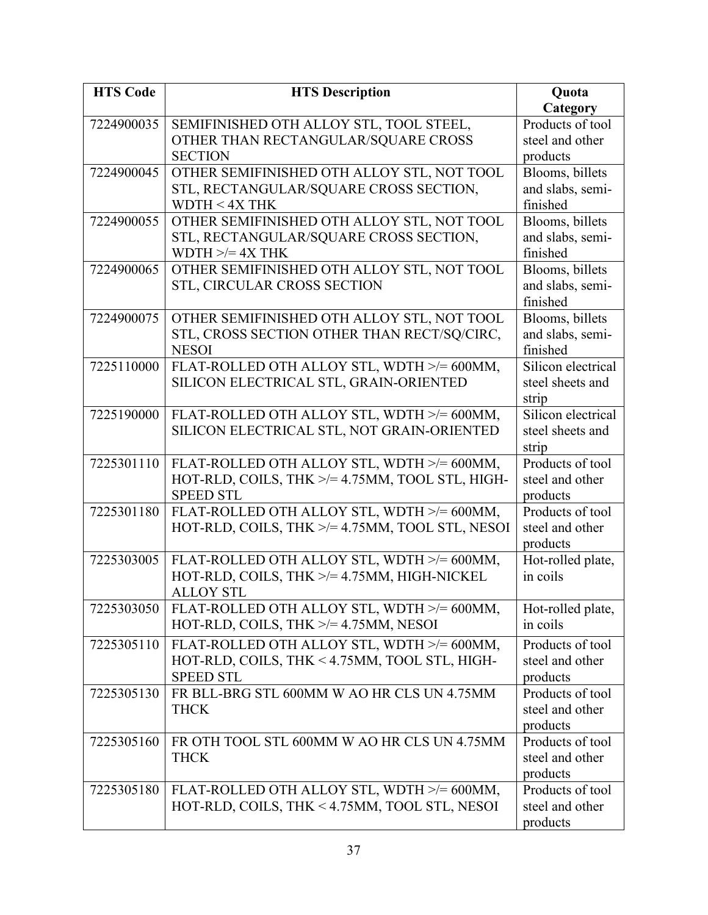| HTS Code | HTS Description | Quota Category |
|---|---|---|
| 7224900035 | SEMIFINISHED OTH ALLOY STL, TOOL STEEL, OTHER THAN RECTANGULAR/SQUARE CROSS SECTION | Products of tool steel and other products |
| 7224900045 | OTHER SEMIFINISHED OTH ALLOY STL, NOT TOOL STL, RECTANGULAR/SQUARE CROSS SECTION, WDTH < 4X THK | Blooms, billets and slabs, semi-finished |
| 7224900055 | OTHER SEMIFINISHED OTH ALLOY STL, NOT TOOL STL, RECTANGULAR/SQUARE CROSS SECTION, WDTH >/= 4X THK | Blooms, billets and slabs, semi-finished |
| 7224900065 | OTHER SEMIFINISHED OTH ALLOY STL, NOT TOOL STL, CIRCULAR CROSS SECTION | Blooms, billets and slabs, semi-finished |
| 7224900075 | OTHER SEMIFINISHED OTH ALLOY STL, NOT TOOL STL, CROSS SECTION OTHER THAN RECT/SQ/CIRC, NESOI | Blooms, billets and slabs, semi-finished |
| 7225110000 | FLAT-ROLLED OTH ALLOY STL, WDTH >/= 600MM, SILICON ELECTRICAL STL, GRAIN-ORIENTED | Silicon electrical steel sheets and strip |
| 7225190000 | FLAT-ROLLED OTH ALLOY STL, WDTH >/= 600MM, SILICON ELECTRICAL STL, NOT GRAIN-ORIENTED | Silicon electrical steel sheets and strip |
| 7225301110 | FLAT-ROLLED OTH ALLOY STL, WDTH >/= 600MM, HOT-RLD, COILS, THK >/= 4.75MM, TOOL STL, HIGH-SPEED STL | Products of tool steel and other products |
| 7225301180 | FLAT-ROLLED OTH ALLOY STL, WDTH >/= 600MM, HOT-RLD, COILS, THK >/= 4.75MM, TOOL STL, NESOI | Products of tool steel and other products |
| 7225303005 | FLAT-ROLLED OTH ALLOY STL, WDTH >/= 600MM, HOT-RLD, COILS, THK >/= 4.75MM, HIGH-NICKEL ALLOY STL | Hot-rolled plate, in coils |
| 7225303050 | FLAT-ROLLED OTH ALLOY STL, WDTH >/= 600MM, HOT-RLD, COILS, THK >/= 4.75MM, NESOI | Hot-rolled plate, in coils |
| 7225305110 | FLAT-ROLLED OTH ALLOY STL, WDTH >/= 600MM, HOT-RLD, COILS, THK < 4.75MM, TOOL STL, HIGH-SPEED STL | Products of tool steel and other products |
| 7225305130 | FR BLL-BRG STL 600MM W AO HR CLS UN 4.75MM THCK | Products of tool steel and other products |
| 7225305160 | FR OTH TOOL STL 600MM W AO HR CLS UN 4.75MM THCK | Products of tool steel and other products |
| 7225305180 | FLAT-ROLLED OTH ALLOY STL, WDTH >/= 600MM, HOT-RLD, COILS, THK < 4.75MM, TOOL STL, NESOI | Products of tool steel and other products |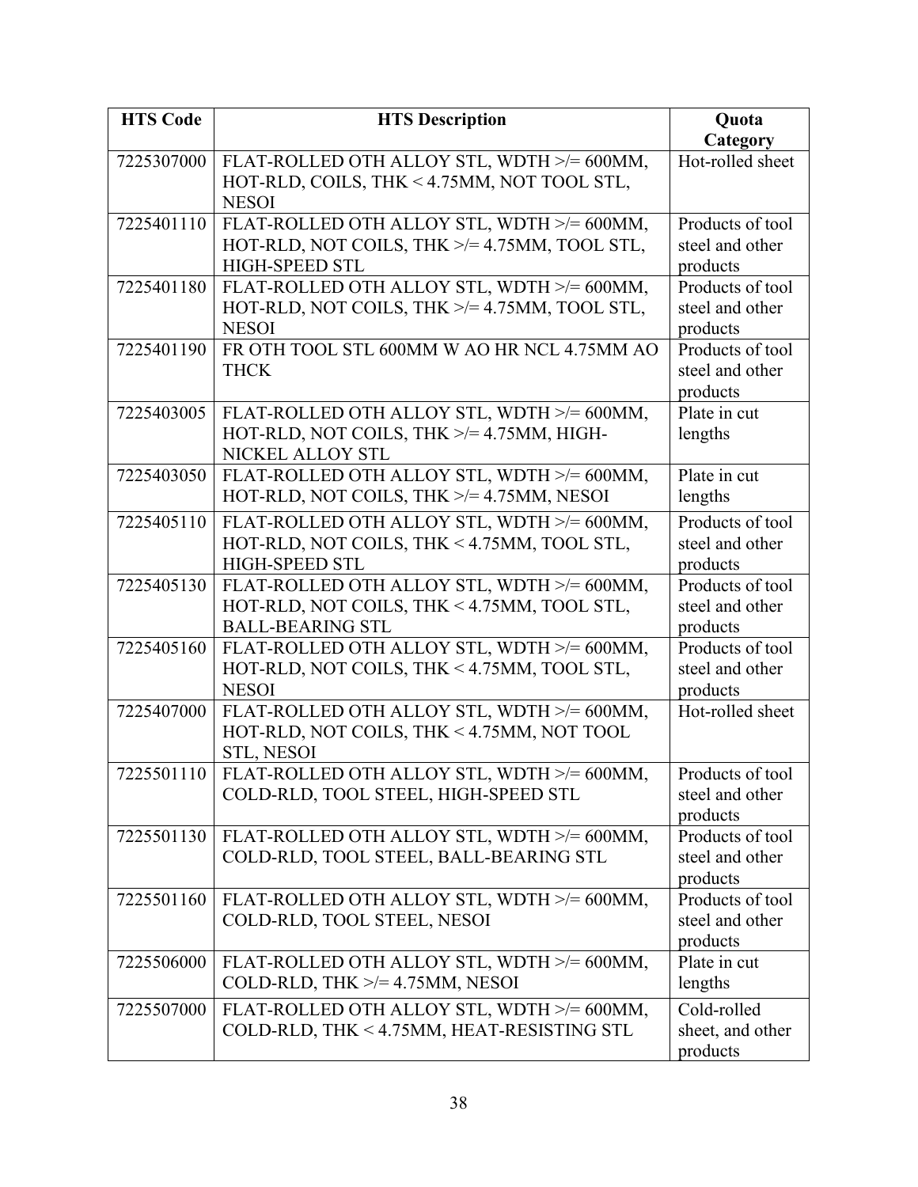| HTS Code | HTS Description | Quota Category |
|---|---|---|
| 7225307000 | FLAT-ROLLED OTH ALLOY STL, WDTH >/= 600MM, HOT-RLD, COILS, THK < 4.75MM, NOT TOOL STL, NESOI | Hot-rolled sheet |
| 7225401110 | FLAT-ROLLED OTH ALLOY STL, WDTH >/= 600MM, HOT-RLD, NOT COILS, THK >/= 4.75MM, TOOL STL, HIGH-SPEED STL | Products of tool steel and other products |
| 7225401180 | FLAT-ROLLED OTH ALLOY STL, WDTH >/= 600MM, HOT-RLD, NOT COILS, THK >/= 4.75MM, TOOL STL, NESOI | Products of tool steel and other products |
| 7225401190 | FR OTH TOOL STL 600MM W AO HR NCL 4.75MM AO THCK | Products of tool steel and other products |
| 7225403005 | FLAT-ROLLED OTH ALLOY STL, WDTH >/= 600MM, HOT-RLD, NOT COILS, THK >/= 4.75MM, HIGH-NICKEL ALLOY STL | Plate in cut lengths |
| 7225403050 | FLAT-ROLLED OTH ALLOY STL, WDTH >/= 600MM, HOT-RLD, NOT COILS, THK >/= 4.75MM, NESOI | Plate in cut lengths |
| 7225405110 | FLAT-ROLLED OTH ALLOY STL, WDTH >/= 600MM, HOT-RLD, NOT COILS, THK < 4.75MM, TOOL STL, HIGH-SPEED STL | Products of tool steel and other products |
| 7225405130 | FLAT-ROLLED OTH ALLOY STL, WDTH >/= 600MM, HOT-RLD, NOT COILS, THK < 4.75MM, TOOL STL, BALL-BEARING STL | Products of tool steel and other products |
| 7225405160 | FLAT-ROLLED OTH ALLOY STL, WDTH >/= 600MM, HOT-RLD, NOT COILS, THK < 4.75MM, TOOL STL, NESOI | Products of tool steel and other products |
| 7225407000 | FLAT-ROLLED OTH ALLOY STL, WDTH >/= 600MM, HOT-RLD, NOT COILS, THK < 4.75MM, NOT TOOL STL, NESOI | Hot-rolled sheet |
| 7225501110 | FLAT-ROLLED OTH ALLOY STL, WDTH >/= 600MM, COLD-RLD, TOOL STEEL, HIGH-SPEED STL | Products of tool steel and other products |
| 7225501130 | FLAT-ROLLED OTH ALLOY STL, WDTH >/= 600MM, COLD-RLD, TOOL STEEL, BALL-BEARING STL | Products of tool steel and other products |
| 7225501160 | FLAT-ROLLED OTH ALLOY STL, WDTH >/= 600MM, COLD-RLD, TOOL STEEL, NESOI | Products of tool steel and other products |
| 7225506000 | FLAT-ROLLED OTH ALLOY STL, WDTH >/= 600MM, COLD-RLD, THK >/= 4.75MM, NESOI | Plate in cut lengths |
| 7225507000 | FLAT-ROLLED OTH ALLOY STL, WDTH >/= 600MM, COLD-RLD, THK < 4.75MM, HEAT-RESISTING STL | Cold-rolled sheet, and other products |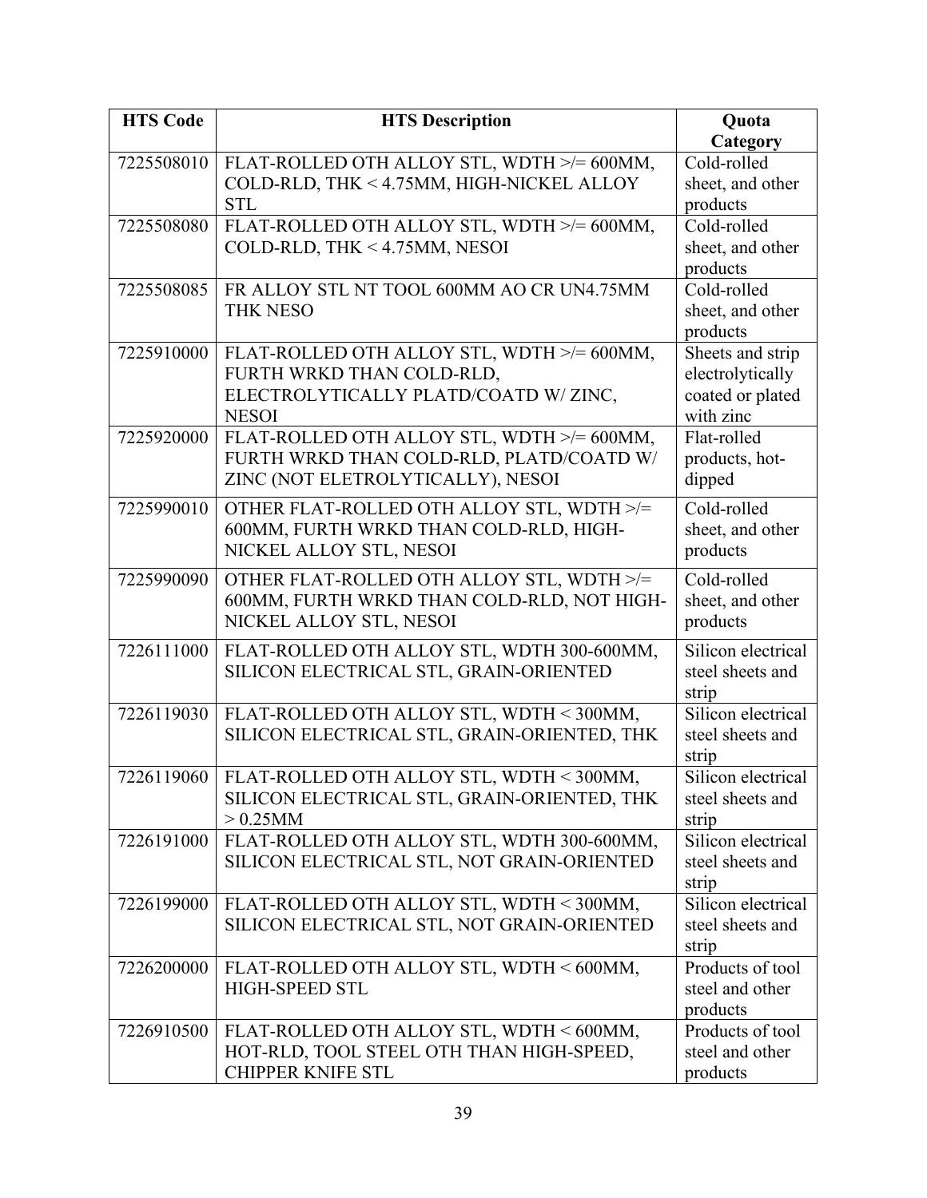| HTS Code | HTS Description | Quota Category |
|---|---|---|
| 7225508010 | FLAT-ROLLED OTH ALLOY STL, WDTH >/= 600MM, COLD-RLD, THK < 4.75MM, HIGH-NICKEL ALLOY STL | Cold-rolled sheet, and other products |
| 7225508080 | FLAT-ROLLED OTH ALLOY STL, WDTH >/= 600MM, COLD-RLD, THK < 4.75MM, NESOI | Cold-rolled sheet, and other products |
| 7225508085 | FR ALLOY STL NT TOOL 600MM AO CR UN4.75MM THK NESO | Cold-rolled sheet, and other products |
| 7225910000 | FLAT-ROLLED OTH ALLOY STL, WDTH >/= 600MM, FURTH WRKD THAN COLD-RLD, ELECTROLYTICALLY PLATD/COATD W/ ZINC, NESOI | Sheets and strip electrolytically coated or plated with zinc |
| 7225920000 | FLAT-ROLLED OTH ALLOY STL, WDTH >/= 600MM, FURTH WRKD THAN COLD-RLD, PLATD/COATD W/ ZINC (NOT ELETROLYTICALLY), NESOI | Flat-rolled products, hot-dipped |
| 7225990010 | OTHER FLAT-ROLLED OTH ALLOY STL, WDTH >/= 600MM, FURTH WRKD THAN COLD-RLD, HIGH-NICKEL ALLOY STL, NESOI | Cold-rolled sheet, and other products |
| 7225990090 | OTHER FLAT-ROLLED OTH ALLOY STL, WDTH >/= 600MM, FURTH WRKD THAN COLD-RLD, NOT HIGH-NICKEL ALLOY STL, NESOI | Cold-rolled sheet, and other products |
| 7226111000 | FLAT-ROLLED OTH ALLOY STL, WDTH 300-600MM, SILICON ELECTRICAL STL, GRAIN-ORIENTED | Silicon electrical steel sheets and strip |
| 7226119030 | FLAT-ROLLED OTH ALLOY STL, WDTH < 300MM, SILICON ELECTRICAL STL, GRAIN-ORIENTED, THK | Silicon electrical steel sheets and strip |
| 7226119060 | FLAT-ROLLED OTH ALLOY STL, WDTH < 300MM, SILICON ELECTRICAL STL, GRAIN-ORIENTED, THK > 0.25MM | Silicon electrical steel sheets and strip |
| 7226191000 | FLAT-ROLLED OTH ALLOY STL, WDTH 300-600MM, SILICON ELECTRICAL STL, NOT GRAIN-ORIENTED | Silicon electrical steel sheets and strip |
| 7226199000 | FLAT-ROLLED OTH ALLOY STL, WDTH < 300MM, SILICON ELECTRICAL STL, NOT GRAIN-ORIENTED | Silicon electrical steel sheets and strip |
| 7226200000 | FLAT-ROLLED OTH ALLOY STL, WDTH < 600MM, HIGH-SPEED STL | Products of tool steel and other products |
| 7226910500 | FLAT-ROLLED OTH ALLOY STL, WDTH < 600MM, HOT-RLD, TOOL STEEL OTH THAN HIGH-SPEED, CHIPPER KNIFE STL | Products of tool steel and other products |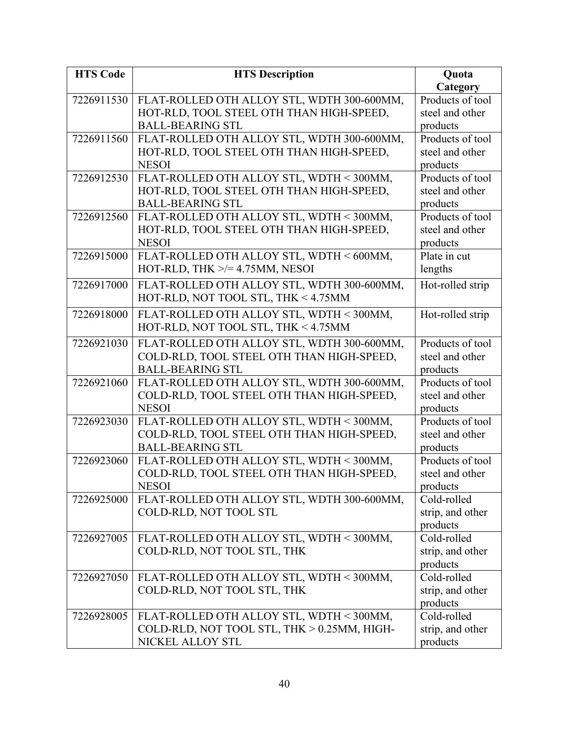| HTS Code | HTS Description | Quota Category |
|---|---|---|
| 7226911530 | FLAT-ROLLED OTH ALLOY STL, WDTH 300-600MM, HOT-RLD, TOOL STEEL OTH THAN HIGH-SPEED, BALL-BEARING STL | Products of tool steel and other products |
| 7226911560 | FLAT-ROLLED OTH ALLOY STL, WDTH 300-600MM, HOT-RLD, TOOL STEEL OTH THAN HIGH-SPEED, NESOI | Products of tool steel and other products |
| 7226912530 | FLAT-ROLLED OTH ALLOY STL, WDTH < 300MM, HOT-RLD, TOOL STEEL OTH THAN HIGH-SPEED, BALL-BEARING STL | Products of tool steel and other products |
| 7226912560 | FLAT-ROLLED OTH ALLOY STL, WDTH < 300MM, HOT-RLD, TOOL STEEL OTH THAN HIGH-SPEED, NESOI | Products of tool steel and other products |
| 7226915000 | FLAT-ROLLED OTH ALLOY STL, WDTH < 600MM, HOT-RLD, THK >/= 4.75MM, NESOI | Plate in cut lengths |
| 7226917000 | FLAT-ROLLED OTH ALLOY STL, WDTH 300-600MM, HOT-RLD, NOT TOOL STL, THK < 4.75MM | Hot-rolled strip |
| 7226918000 | FLAT-ROLLED OTH ALLOY STL, WDTH < 300MM, HOT-RLD, NOT TOOL STL, THK < 4.75MM | Hot-rolled strip |
| 7226921030 | FLAT-ROLLED OTH ALLOY STL, WDTH 300-600MM, COLD-RLD, TOOL STEEL OTH THAN HIGH-SPEED, BALL-BEARING STL | Products of tool steel and other products |
| 7226921060 | FLAT-ROLLED OTH ALLOY STL, WDTH 300-600MM, COLD-RLD, TOOL STEEL OTH THAN HIGH-SPEED, NESOI | Products of tool steel and other products |
| 7226923030 | FLAT-ROLLED OTH ALLOY STL, WDTH < 300MM, COLD-RLD, TOOL STEEL OTH THAN HIGH-SPEED, BALL-BEARING STL | Products of tool steel and other products |
| 7226923060 | FLAT-ROLLED OTH ALLOY STL, WDTH < 300MM, COLD-RLD, TOOL STEEL OTH THAN HIGH-SPEED, NESOI | Products of tool steel and other products |
| 7226925000 | FLAT-ROLLED OTH ALLOY STL, WDTH 300-600MM, COLD-RLD, NOT TOOL STL | Cold-rolled strip, and other products |
| 7226927005 | FLAT-ROLLED OTH ALLOY STL, WDTH < 300MM, COLD-RLD, NOT TOOL STL, THK | Cold-rolled strip, and other products |
| 7226927050 | FLAT-ROLLED OTH ALLOY STL, WDTH < 300MM, COLD-RLD, NOT TOOL STL, THK | Cold-rolled strip, and other products |
| 7226928005 | FLAT-ROLLED OTH ALLOY STL, WDTH < 300MM, COLD-RLD, NOT TOOL STL, THK > 0.25MM, HIGH-NICKEL ALLOY STL | Cold-rolled strip, and other products |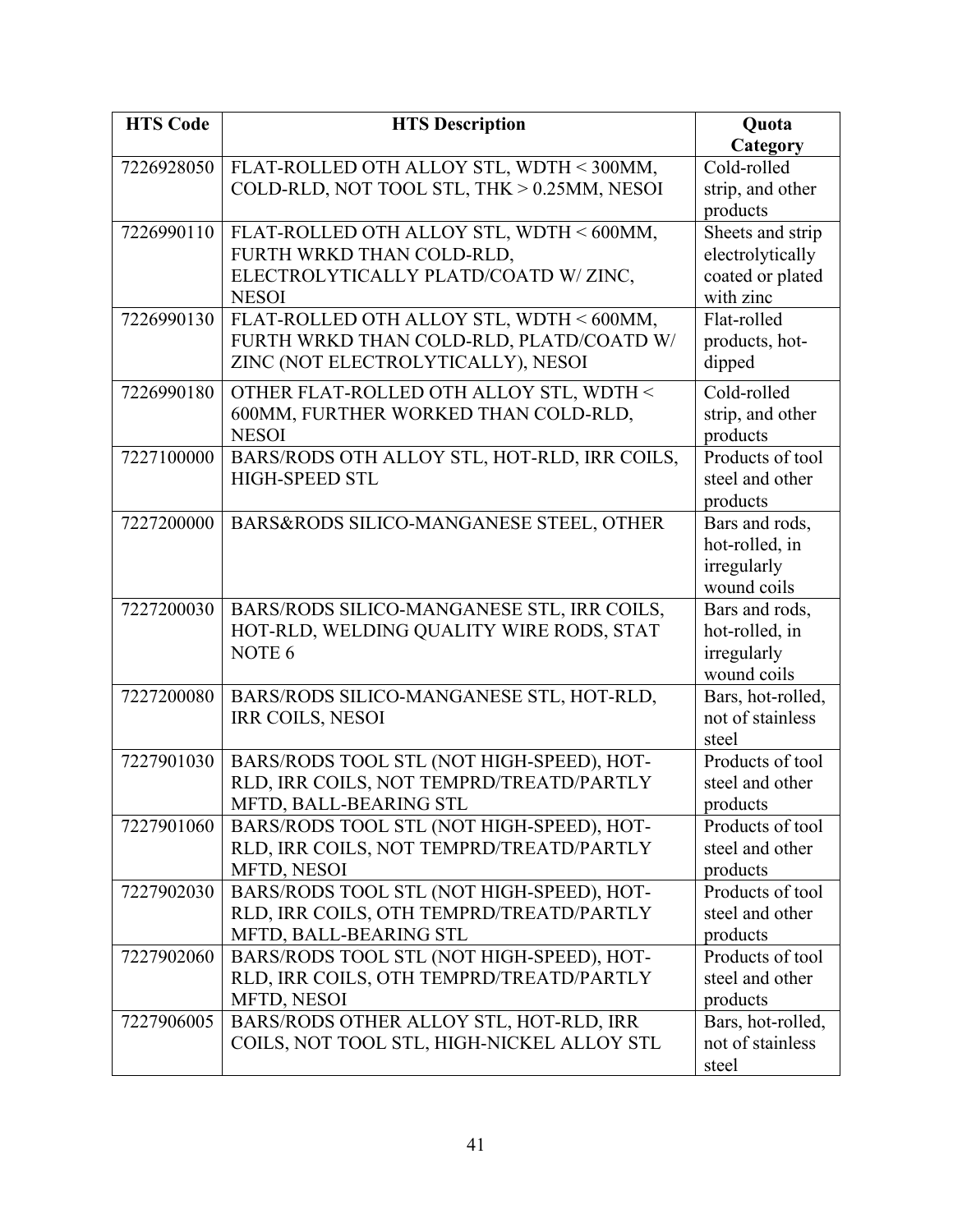| HTS Code | HTS Description | Quota Category |
| --- | --- | --- |
| 7226928050 | FLAT-ROLLED OTH ALLOY STL, WDTH < 300MM, COLD-RLD, NOT TOOL STL, THK > 0.25MM, NESOI | Cold-rolled strip, and other products |
| 7226990110 | FLAT-ROLLED OTH ALLOY STL, WDTH < 600MM, FURTH WRKD THAN COLD-RLD, ELECTROLYTICALLY PLATD/COATD W/ ZINC, NESOI | Sheets and strip electrolytically coated or plated with zinc |
| 7226990130 | FLAT-ROLLED OTH ALLOY STL, WDTH < 600MM, FURTH WRKD THAN COLD-RLD, PLATD/COATD W/ ZINC (NOT ELECTROLYTICALLY), NESOI | Flat-rolled products, hot-dipped |
| 7226990180 | OTHER FLAT-ROLLED OTH ALLOY STL, WDTH < 600MM, FURTHER WORKED THAN COLD-RLD, NESOI | Cold-rolled strip, and other products |
| 7227100000 | BARS/RODS OTH ALLOY STL, HOT-RLD, IRR COILS, HIGH-SPEED STL | Products of tool steel and other products |
| 7227200000 | BARS&RODS SILICO-MANGANESE STEEL, OTHER | Bars and rods, hot-rolled, in irregularly wound coils |
| 7227200030 | BARS/RODS SILICO-MANGANESE STL, IRR COILS, HOT-RLD, WELDING QUALITY WIRE RODS, STAT NOTE 6 | Bars and rods, hot-rolled, in irregularly wound coils |
| 7227200080 | BARS/RODS SILICO-MANGANESE STL, HOT-RLD, IRR COILS, NESOI | Bars, hot-rolled, not of stainless steel |
| 7227901030 | BARS/RODS TOOL STL (NOT HIGH-SPEED), HOT-RLD, IRR COILS, NOT TEMPRD/TREATD/PARTLY MFTD, BALL-BEARING STL | Products of tool steel and other products |
| 7227901060 | BARS/RODS TOOL STL (NOT HIGH-SPEED), HOT-RLD, IRR COILS, NOT TEMPRD/TREATD/PARTLY MFTD, NESOI | Products of tool steel and other products |
| 7227902030 | BARS/RODS TOOL STL (NOT HIGH-SPEED), HOT-RLD, IRR COILS, OTH TEMPRD/TREATD/PARTLY MFTD, BALL-BEARING STL | Products of tool steel and other products |
| 7227902060 | BARS/RODS TOOL STL (NOT HIGH-SPEED), HOT-RLD, IRR COILS, OTH TEMPRD/TREATD/PARTLY MFTD, NESOI | Products of tool steel and other products |
| 7227906005 | BARS/RODS OTHER ALLOY STL, HOT-RLD, IRR COILS, NOT TOOL STL, HIGH-NICKEL ALLOY STL | Bars, hot-rolled, not of stainless steel |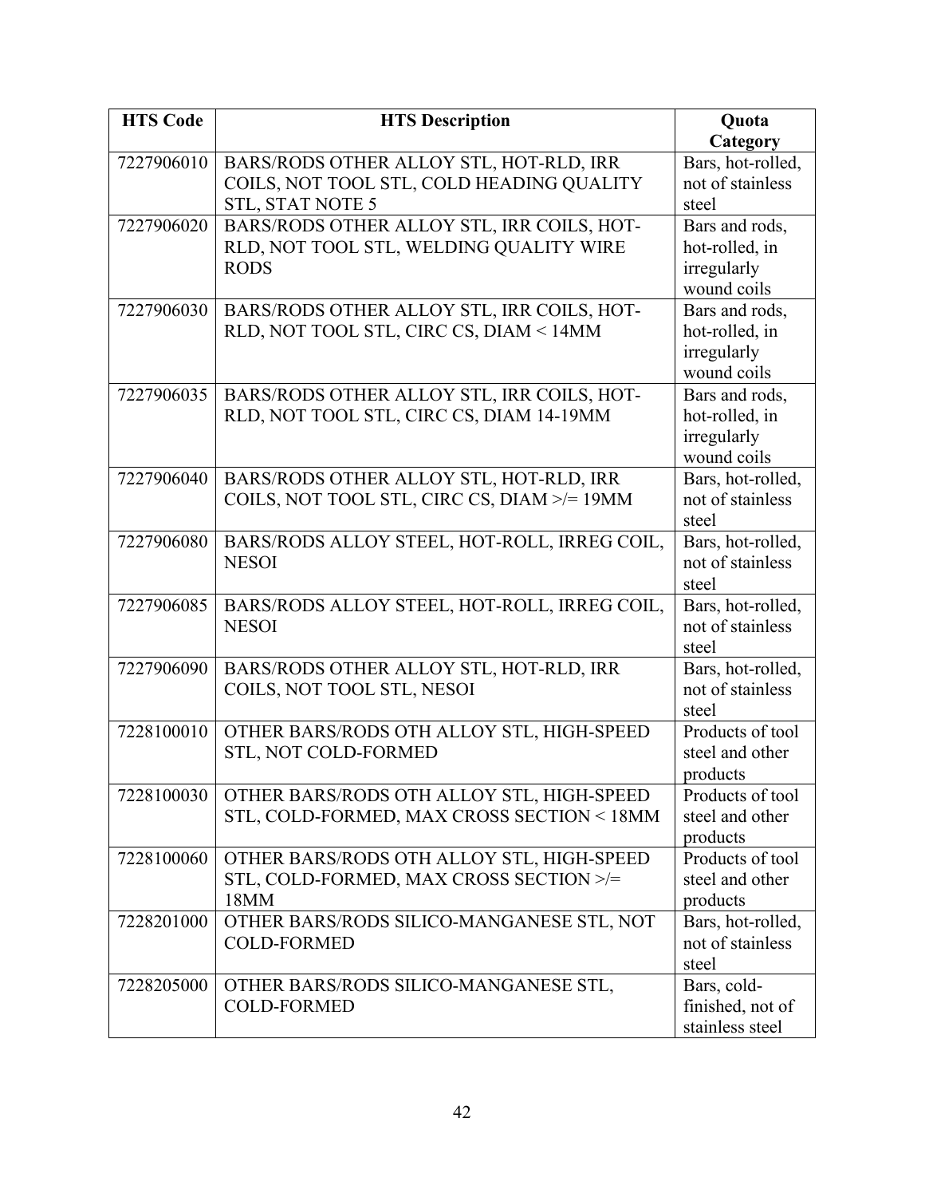| HTS Code | HTS Description | Quota Category |
| --- | --- | --- |
| 7227906010 | BARS/RODS OTHER ALLOY STL, HOT-RLD, IRR COILS, NOT TOOL STL, COLD HEADING QUALITY STL, STAT NOTE 5 | Bars, hot-rolled, not of stainless steel |
| 7227906020 | BARS/RODS OTHER ALLOY STL, IRR COILS, HOT-RLD, NOT TOOL STL, WELDING QUALITY WIRE RODS | Bars and rods, hot-rolled, in irregularly wound coils |
| 7227906030 | BARS/RODS OTHER ALLOY STL, IRR COILS, HOT-RLD, NOT TOOL STL, CIRC CS, DIAM < 14MM | Bars and rods, hot-rolled, in irregularly wound coils |
| 7227906035 | BARS/RODS OTHER ALLOY STL, IRR COILS, HOT-RLD, NOT TOOL STL, CIRC CS, DIAM 14-19MM | Bars and rods, hot-rolled, in irregularly wound coils |
| 7227906040 | BARS/RODS OTHER ALLOY STL, HOT-RLD, IRR COILS, NOT TOOL STL, CIRC CS, DIAM >/= 19MM | Bars, hot-rolled, not of stainless steel |
| 7227906080 | BARS/RODS ALLOY STEEL, HOT-ROLL, IRREG COIL, NESOI | Bars, hot-rolled, not of stainless steel |
| 7227906085 | BARS/RODS ALLOY STEEL, HOT-ROLL, IRREG COIL, NESOI | Bars, hot-rolled, not of stainless steel |
| 7227906090 | BARS/RODS OTHER ALLOY STL, HOT-RLD, IRR COILS, NOT TOOL STL, NESOI | Bars, hot-rolled, not of stainless steel |
| 7228100010 | OTHER BARS/RODS OTH ALLOY STL, HIGH-SPEED STL, NOT COLD-FORMED | Products of tool steel and other products |
| 7228100030 | OTHER BARS/RODS OTH ALLOY STL, HIGH-SPEED STL, COLD-FORMED, MAX CROSS SECTION < 18MM | Products of tool steel and other products |
| 7228100060 | OTHER BARS/RODS OTH ALLOY STL, HIGH-SPEED STL, COLD-FORMED, MAX CROSS SECTION >/= 18MM | Products of tool steel and other products |
| 7228201000 | OTHER BARS/RODS SILICO-MANGANESE STL, NOT COLD-FORMED | Bars, hot-rolled, not of stainless steel |
| 7228205000 | OTHER BARS/RODS SILICO-MANGANESE STL, COLD-FORMED | Bars, cold-finished, not of stainless steel |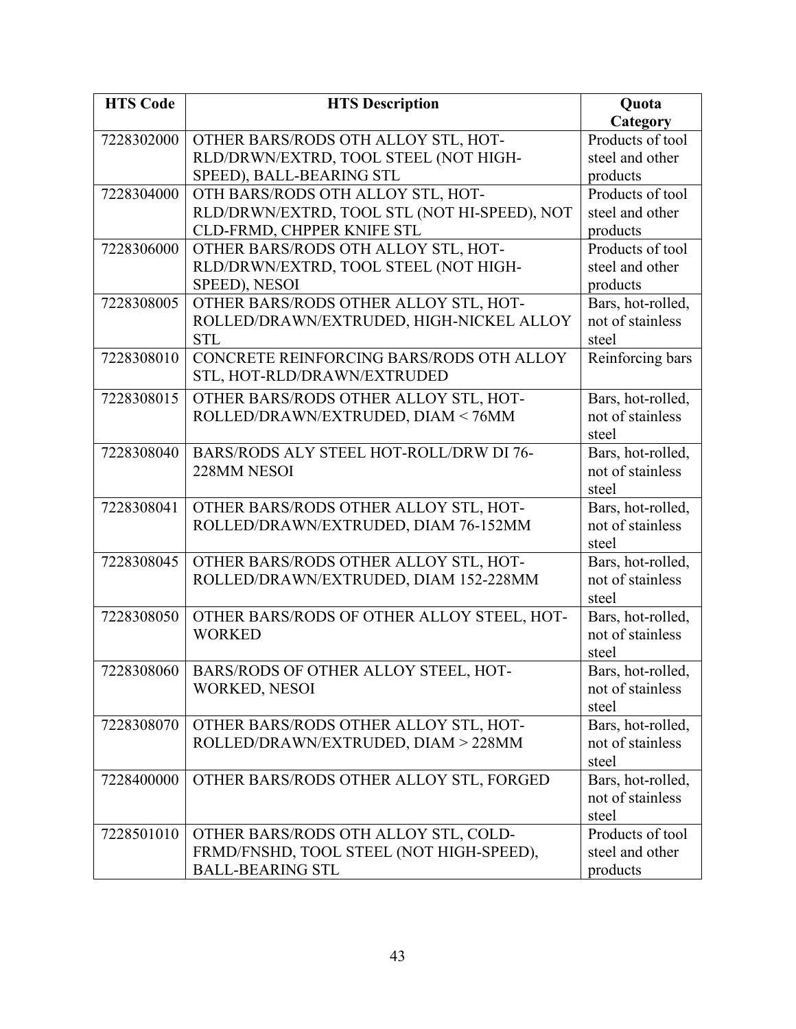| HTS Code | HTS Description | Quota Category |
|---|---|---|
| 7228302000 | OTHER BARS/RODS OTH ALLOY STL, HOT-RLD/DRWN/EXTRD, TOOL STEEL (NOT HIGH-SPEED), BALL-BEARING STL | Products of tool steel and other products |
| 7228304000 | OTH BARS/RODS OTH ALLOY STL, HOT-RLD/DRWN/EXTRD, TOOL STL (NOT HI-SPEED), NOT CLD-FRMD, CHPPER KNIFE STL | Products of tool steel and other products |
| 7228306000 | OTHER BARS/RODS OTH ALLOY STL, HOT-RLD/DRWN/EXTRD, TOOL STEEL (NOT HIGH-SPEED), NESOI | Products of tool steel and other products |
| 7228308005 | OTHER BARS/RODS OTHER ALLOY STL, HOT-ROLLED/DRAWN/EXTRUDED, HIGH-NICKEL ALLOY STL | Bars, hot-rolled, not of stainless steel |
| 7228308010 | CONCRETE REINFORCING BARS/RODS OTH ALLOY STL, HOT-RLD/DRAWN/EXTRUDED | Reinforcing bars |
| 7228308015 | OTHER BARS/RODS OTHER ALLOY STL, HOT-ROLLED/DRAWN/EXTRUDED, DIAM < 76MM | Bars, hot-rolled, not of stainless steel |
| 7228308040 | BARS/RODS ALY STEEL HOT-ROLL/DRW DI 76-228MM NESOI | Bars, hot-rolled, not of stainless steel |
| 7228308041 | OTHER BARS/RODS OTHER ALLOY STL, HOT-ROLLED/DRAWN/EXTRUDED, DIAM 76-152MM | Bars, hot-rolled, not of stainless steel |
| 7228308045 | OTHER BARS/RODS OTHER ALLOY STL, HOT-ROLLED/DRAWN/EXTRUDED, DIAM 152-228MM | Bars, hot-rolled, not of stainless steel |
| 7228308050 | OTHER BARS/RODS OF OTHER ALLOY STEEL, HOT-WORKED | Bars, hot-rolled, not of stainless steel |
| 7228308060 | BARS/RODS OF OTHER ALLOY STEEL, HOT-WORKED, NESOI | Bars, hot-rolled, not of stainless steel |
| 7228308070 | OTHER BARS/RODS OTHER ALLOY STL, HOT-ROLLED/DRAWN/EXTRUDED, DIAM > 228MM | Bars, hot-rolled, not of stainless steel |
| 7228400000 | OTHER BARS/RODS OTHER ALLOY STL, FORGED | Bars, hot-rolled, not of stainless steel |
| 7228501010 | OTHER BARS/RODS OTH ALLOY STL, COLD-FRMD/FNSHD, TOOL STEEL (NOT HIGH-SPEED), BALL-BEARING STL | Products of tool steel and other products |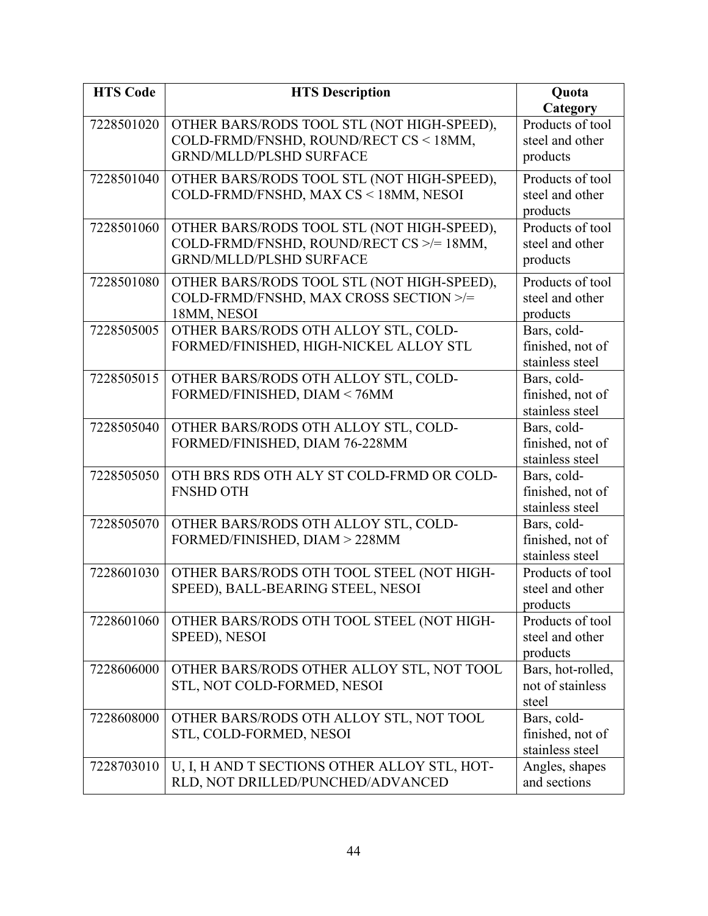| HTS Code | HTS Description | Quota Category |
|---|---|---|
| 7228501020 | OTHER BARS/RODS TOOL STL (NOT HIGH-SPEED), COLD-FRMD/FNSHD, ROUND/RECT CS < 18MM, GRND/MLLD/PLSHD SURFACE | Products of tool steel and other products |
| 7228501040 | OTHER BARS/RODS TOOL STL (NOT HIGH-SPEED), COLD-FRMD/FNSHD, MAX CS < 18MM, NESOI | Products of tool steel and other products |
| 7228501060 | OTHER BARS/RODS TOOL STL (NOT HIGH-SPEED), COLD-FRMD/FNSHD, ROUND/RECT CS >/= 18MM, GRND/MLLD/PLSHD SURFACE | Products of tool steel and other products |
| 7228501080 | OTHER BARS/RODS TOOL STL (NOT HIGH-SPEED), COLD-FRMD/FNSHD, MAX CROSS SECTION >/= 18MM, NESOI | Products of tool steel and other products |
| 7228505005 | OTHER BARS/RODS OTH ALLOY STL, COLD-FORMED/FINISHED, HIGH-NICKEL ALLOY STL | Bars, cold-finished, not of stainless steel |
| 7228505015 | OTHER BARS/RODS OTH ALLOY STL, COLD-FORMED/FINISHED, DIAM < 76MM | Bars, cold-finished, not of stainless steel |
| 7228505040 | OTHER BARS/RODS OTH ALLOY STL, COLD-FORMED/FINISHED, DIAM 76-228MM | Bars, cold-finished, not of stainless steel |
| 7228505050 | OTH BRS RDS OTH ALY ST COLD-FRMD OR COLD-FNSHD OTH | Bars, cold-finished, not of stainless steel |
| 7228505070 | OTHER BARS/RODS OTH ALLOY STL, COLD-FORMED/FINISHED, DIAM > 228MM | Bars, cold-finished, not of stainless steel |
| 7228601030 | OTHER BARS/RODS OTH TOOL STEEL (NOT HIGH-SPEED), BALL-BEARING STEEL, NESOI | Products of tool steel and other products |
| 7228601060 | OTHER BARS/RODS OTH TOOL STEEL (NOT HIGH-SPEED), NESOI | Products of tool steel and other products |
| 7228606000 | OTHER BARS/RODS OTHER ALLOY STL, NOT TOOL STL, NOT COLD-FORMED, NESOI | Bars, hot-rolled, not of stainless steel |
| 7228608000 | OTHER BARS/RODS OTH ALLOY STL, NOT TOOL STL, COLD-FORMED, NESOI | Bars, cold-finished, not of stainless steel |
| 7228703010 | U, I, H AND T SECTIONS OTHER ALLOY STL, HOT-RLD, NOT DRILLED/PUNCHED/ADVANCED | Angles, shapes and sections |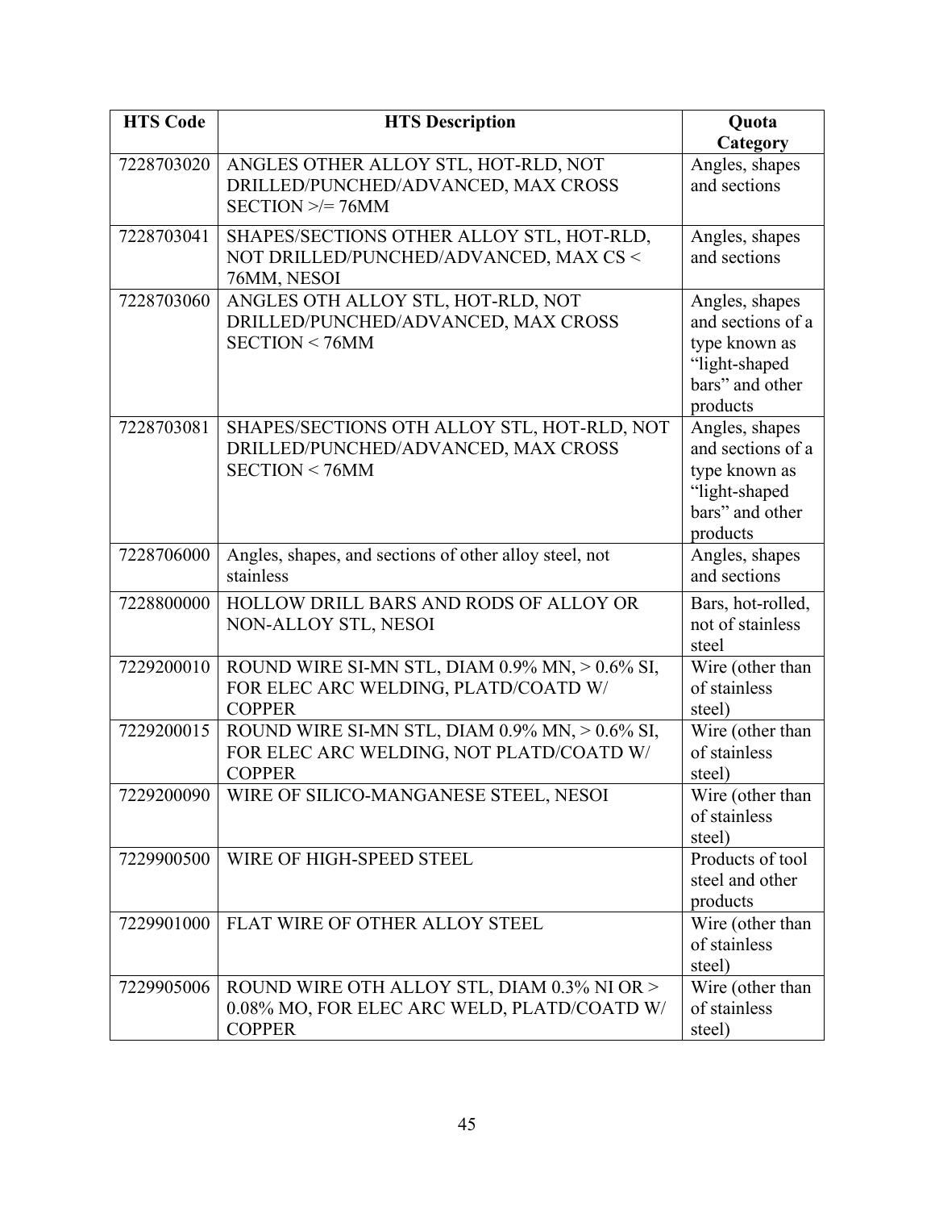| HTS Code | HTS Description | Quota Category |
|---|---|---|
| 7228703020 | ANGLES OTHER ALLOY STL, HOT-RLD, NOT DRILLED/PUNCHED/ADVANCED, MAX CROSS SECTION >/= 76MM | Angles, shapes and sections |
| 7228703041 | SHAPES/SECTIONS OTHER ALLOY STL, HOT-RLD, NOT DRILLED/PUNCHED/ADVANCED, MAX CS < 76MM, NESOI | Angles, shapes and sections |
| 7228703060 | ANGLES OTH ALLOY STL, HOT-RLD, NOT DRILLED/PUNCHED/ADVANCED, MAX CROSS SECTION < 76MM | Angles, shapes and sections of a type known as "light-shaped bars" and other products |
| 7228703081 | SHAPES/SECTIONS OTH ALLOY STL, HOT-RLD, NOT DRILLED/PUNCHED/ADVANCED, MAX CROSS SECTION < 76MM | Angles, shapes and sections of a type known as "light-shaped bars" and other products |
| 7228706000 | Angles, shapes, and sections of other alloy steel, not stainless | Angles, shapes and sections |
| 7228800000 | HOLLOW DRILL BARS AND RODS OF ALLOY OR NON-ALLOY STL, NESOI | Bars, hot-rolled, not of stainless steel |
| 7229200010 | ROUND WIRE SI-MN STL, DIAM 0.9% MN, > 0.6% SI, FOR ELEC ARC WELDING, PLATD/COATD W/ COPPER | Wire (other than of stainless steel) |
| 7229200015 | ROUND WIRE SI-MN STL, DIAM 0.9% MN, > 0.6% SI, FOR ELEC ARC WELDING, NOT PLATD/COATD W/ COPPER | Wire (other than of stainless steel) |
| 7229200090 | WIRE OF SILICO-MANGANESE STEEL, NESOI | Wire (other than of stainless steel) |
| 7229900500 | WIRE OF HIGH-SPEED STEEL | Products of tool steel and other products |
| 7229901000 | FLAT WIRE OF OTHER ALLOY STEEL | Wire (other than of stainless steel) |
| 7229905006 | ROUND WIRE OTH ALLOY STL, DIAM 0.3% NI OR > 0.08% MO, FOR ELEC ARC WELD, PLATD/COATD W/ COPPER | Wire (other than of stainless steel) |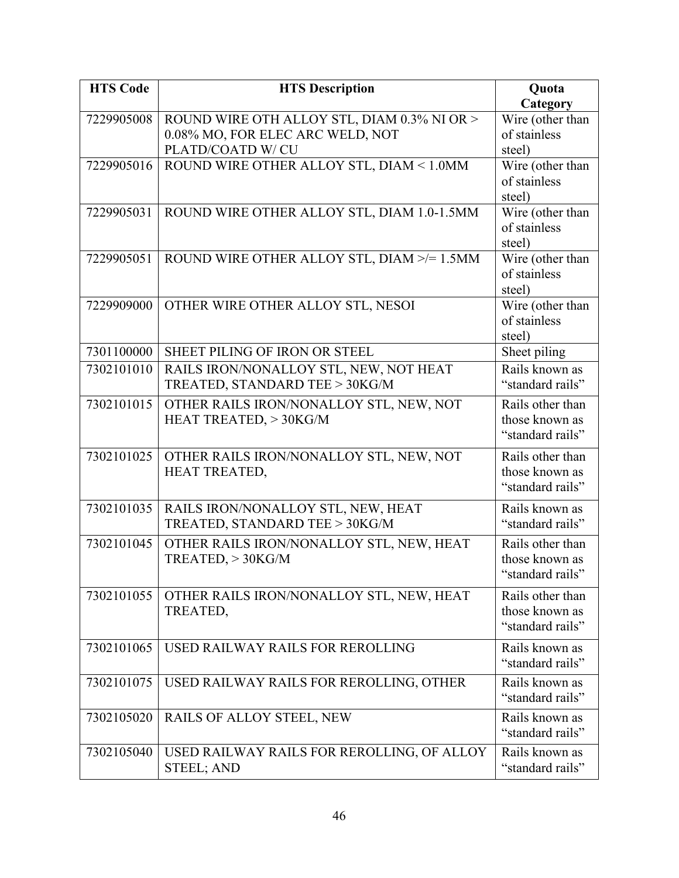| HTS Code | HTS Description | Quota Category |
|---|---|---|
| 7229905008 | ROUND WIRE OTH ALLOY STL, DIAM 0.3% NI OR > 0.08% MO, FOR ELEC ARC WELD, NOT PLATD/COATD W/ CU | Wire (other than of stainless steel) |
| 7229905016 | ROUND WIRE OTHER ALLOY STL, DIAM < 1.0MM | Wire (other than of stainless steel) |
| 7229905031 | ROUND WIRE OTHER ALLOY STL, DIAM 1.0-1.5MM | Wire (other than of stainless steel) |
| 7229905051 | ROUND WIRE OTHER ALLOY STL, DIAM >/= 1.5MM | Wire (other than of stainless steel) |
| 7229909000 | OTHER WIRE OTHER ALLOY STL, NESOI | Wire (other than of stainless steel) |
| 7301100000 | SHEET PILING OF IRON OR STEEL | Sheet piling |
| 7302101010 | RAILS IRON/NONALLOY STL, NEW, NOT HEAT TREATED, STANDARD TEE > 30KG/M | Rails known as "standard rails" |
| 7302101015 | OTHER RAILS IRON/NONALLOY STL, NEW, NOT HEAT TREATED, > 30KG/M | Rails other than those known as "standard rails" |
| 7302101025 | OTHER RAILS IRON/NONALLOY STL, NEW, NOT HEAT TREATED, | Rails other than those known as "standard rails" |
| 7302101035 | RAILS IRON/NONALLOY STL, NEW, HEAT TREATED, STANDARD TEE > 30KG/M | Rails known as "standard rails" |
| 7302101045 | OTHER RAILS IRON/NONALLOY STL, NEW, HEAT TREATED, > 30KG/M | Rails other than those known as "standard rails" |
| 7302101055 | OTHER RAILS IRON/NONALLOY STL, NEW, HEAT TREATED, | Rails other than those known as "standard rails" |
| 7302101065 | USED RAILWAY RAILS FOR REROLLING | Rails known as "standard rails" |
| 7302101075 | USED RAILWAY RAILS FOR REROLLING, OTHER | Rails known as "standard rails" |
| 7302105020 | RAILS OF ALLOY STEEL, NEW | Rails known as "standard rails" |
| 7302105040 | USED RAILWAY RAILS FOR REROLLING, OF ALLOY STEEL; AND | Rails known as "standard rails" |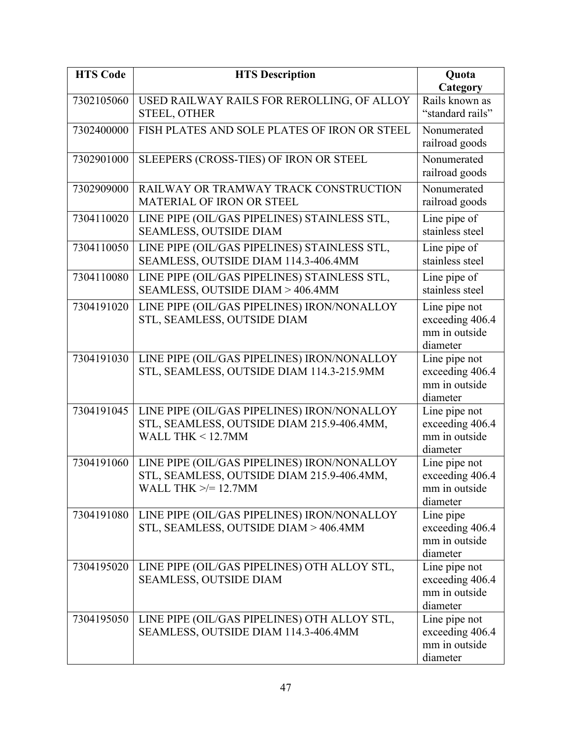| HTS Code | HTS Description | Quota Category |
|---|---|---|
| 7302105060 | USED RAILWAY RAILS FOR REROLLING, OF ALLOY STEEL, OTHER | Rails known as “standard rails” |
| 7302400000 | FISH PLATES AND SOLE PLATES OF IRON OR STEEL | Nonumerated railroad goods |
| 7302901000 | SLEEPERS (CROSS-TIES) OF IRON OR STEEL | Nonumerated railroad goods |
| 7302909000 | RAILWAY OR TRAMWAY TRACK CONSTRUCTION MATERIAL OF IRON OR STEEL | Nonumerated railroad goods |
| 7304110020 | LINE PIPE (OIL/GAS PIPELINES) STAINLESS STL, SEAMLESS, OUTSIDE DIAM | Line pipe of stainless steel |
| 7304110050 | LINE PIPE (OIL/GAS PIPELINES) STAINLESS STL, SEAMLESS, OUTSIDE DIAM 114.3-406.4MM | Line pipe of stainless steel |
| 7304110080 | LINE PIPE (OIL/GAS PIPELINES) STAINLESS STL, SEAMLESS, OUTSIDE DIAM > 406.4MM | Line pipe of stainless steel |
| 7304191020 | LINE PIPE (OIL/GAS PIPELINES) IRON/NONALLOY STL, SEAMLESS, OUTSIDE DIAM | Line pipe not exceeding 406.4 mm in outside diameter |
| 7304191030 | LINE PIPE (OIL/GAS PIPELINES) IRON/NONALLOY STL, SEAMLESS, OUTSIDE DIAM 114.3-215.9MM | Line pipe not exceeding 406.4 mm in outside diameter |
| 7304191045 | LINE PIPE (OIL/GAS PIPELINES) IRON/NONALLOY STL, SEAMLESS, OUTSIDE DIAM 215.9-406.4MM, WALL THK < 12.7MM | Line pipe not exceeding 406.4 mm in outside diameter |
| 7304191060 | LINE PIPE (OIL/GAS PIPELINES) IRON/NONALLOY STL, SEAMLESS, OUTSIDE DIAM 215.9-406.4MM, WALL THK >/= 12.7MM | Line pipe not exceeding 406.4 mm in outside diameter |
| 7304191080 | LINE PIPE (OIL/GAS PIPELINES) IRON/NONALLOY STL, SEAMLESS, OUTSIDE DIAM > 406.4MM | Line pipe exceeding 406.4 mm in outside diameter |
| 7304195020 | LINE PIPE (OIL/GAS PIPELINES) OTH ALLOY STL, SEAMLESS, OUTSIDE DIAM | Line pipe not exceeding 406.4 mm in outside diameter |
| 7304195050 | LINE PIPE (OIL/GAS PIPELINES) OTH ALLOY STL, SEAMLESS, OUTSIDE DIAM 114.3-406.4MM | Line pipe not exceeding 406.4 mm in outside diameter |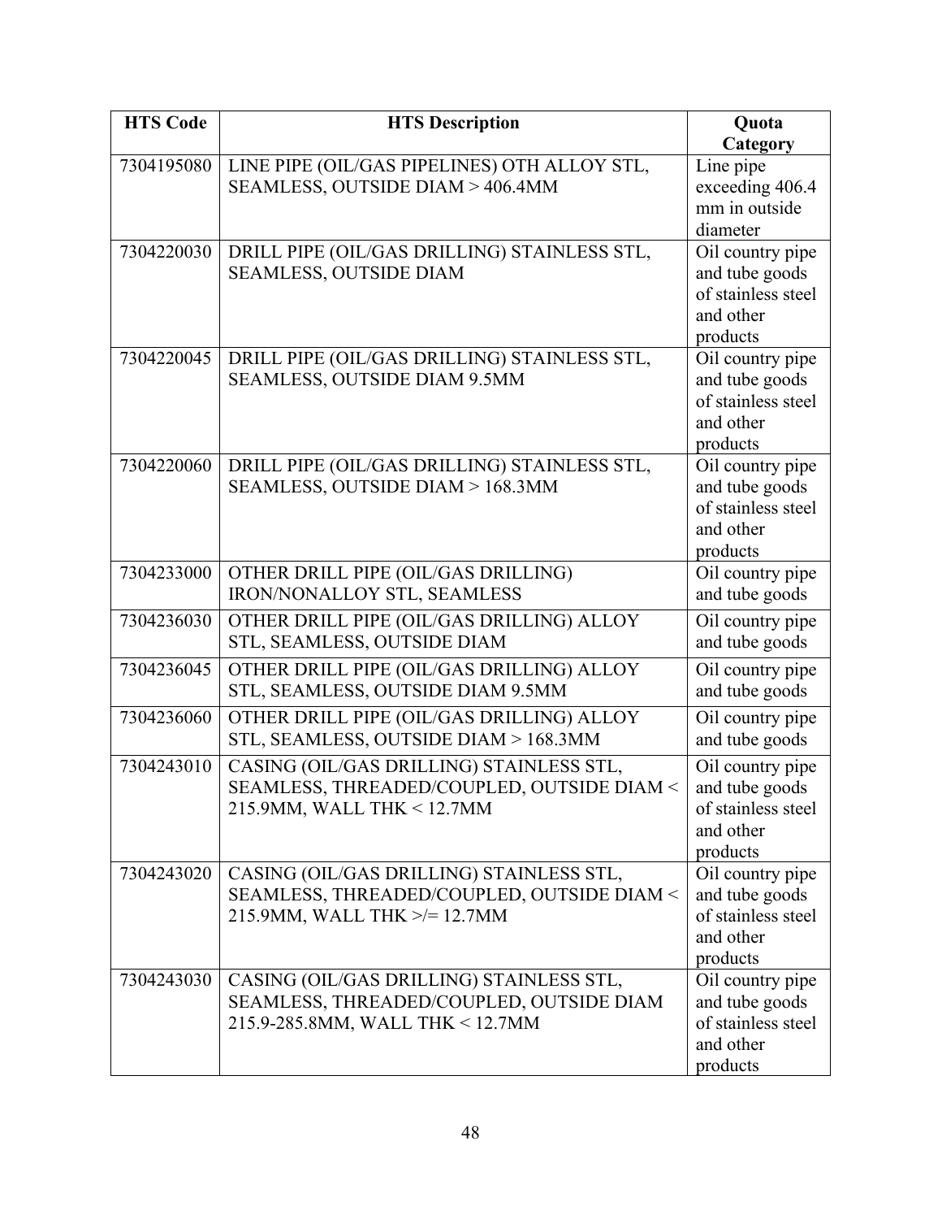| HTS Code | HTS Description | Quota Category |
|---|---|---|
| 7304195080 | LINE PIPE (OIL/GAS PIPELINES) OTH ALLOY STL, SEAMLESS, OUTSIDE DIAM > 406.4MM | Line pipe exceeding 406.4 mm in outside diameter |
| 7304220030 | DRILL PIPE (OIL/GAS DRILLING) STAINLESS STL, SEAMLESS, OUTSIDE DIAM | Oil country pipe and tube goods of stainless steel and other products |
| 7304220045 | DRILL PIPE (OIL/GAS DRILLING) STAINLESS STL, SEAMLESS, OUTSIDE DIAM 9.5MM | Oil country pipe and tube goods of stainless steel and other products |
| 7304220060 | DRILL PIPE (OIL/GAS DRILLING) STAINLESS STL, SEAMLESS, OUTSIDE DIAM > 168.3MM | Oil country pipe and tube goods of stainless steel and other products |
| 7304233000 | OTHER DRILL PIPE (OIL/GAS DRILLING) IRON/NONALLOY STL, SEAMLESS | Oil country pipe and tube goods |
| 7304236030 | OTHER DRILL PIPE (OIL/GAS DRILLING) ALLOY STL, SEAMLESS, OUTSIDE DIAM | Oil country pipe and tube goods |
| 7304236045 | OTHER DRILL PIPE (OIL/GAS DRILLING) ALLOY STL, SEAMLESS, OUTSIDE DIAM 9.5MM | Oil country pipe and tube goods |
| 7304236060 | OTHER DRILL PIPE (OIL/GAS DRILLING) ALLOY STL, SEAMLESS, OUTSIDE DIAM > 168.3MM | Oil country pipe and tube goods |
| 7304243010 | CASING (OIL/GAS DRILLING) STAINLESS STL, SEAMLESS, THREADED/COUPLED, OUTSIDE DIAM < 215.9MM, WALL THK < 12.7MM | Oil country pipe and tube goods of stainless steel and other products |
| 7304243020 | CASING (OIL/GAS DRILLING) STAINLESS STL, SEAMLESS, THREADED/COUPLED, OUTSIDE DIAM < 215.9MM, WALL THK >/= 12.7MM | Oil country pipe and tube goods of stainless steel and other products |
| 7304243030 | CASING (OIL/GAS DRILLING) STAINLESS STL, SEAMLESS, THREADED/COUPLED, OUTSIDE DIAM 215.9-285.8MM, WALL THK < 12.7MM | Oil country pipe and tube goods of stainless steel and other products |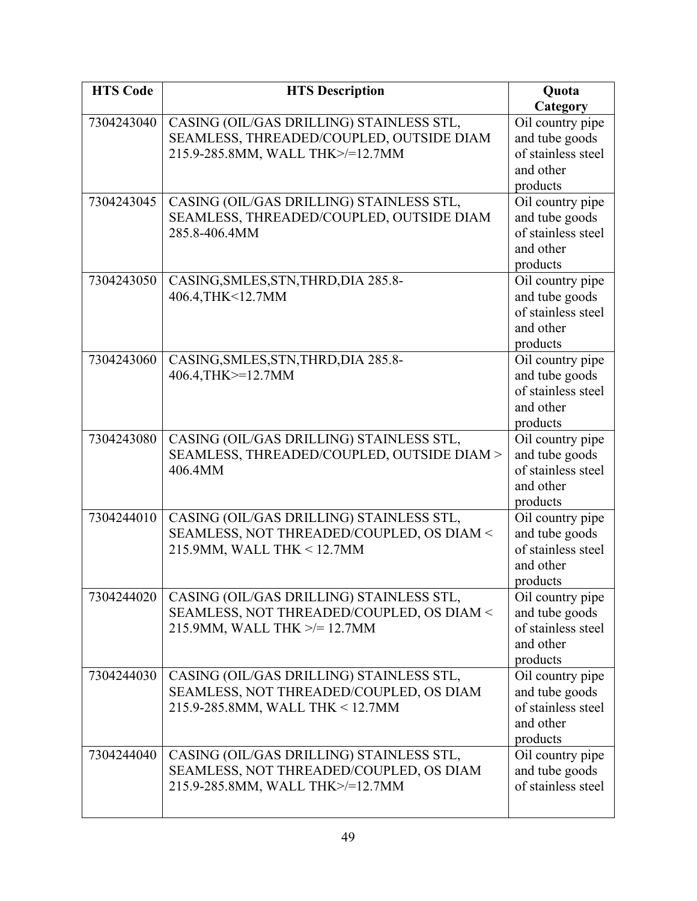| HTS Code | HTS Description | Quota Category |
|---|---|---|
| 7304243040 | CASING (OIL/GAS DRILLING) STAINLESS STL, SEAMLESS, THREADED/COUPLED, OUTSIDE DIAM 215.9-285.8MM, WALL THK>/=12.7MM | Oil country pipe and tube goods of stainless steel and other products |
| 7304243045 | CASING (OIL/GAS DRILLING) STAINLESS STL, SEAMLESS, THREADED/COUPLED, OUTSIDE DIAM 285.8-406.4MM | Oil country pipe and tube goods of stainless steel and other products |
| 7304243050 | CASING,SMLES,STN,THRD,DIA 285.8-406.4,THK<12.7MM | Oil country pipe and tube goods of stainless steel and other products |
| 7304243060 | CASING,SMLES,STN,THRD,DIA 285.8-406.4,THK>=12.7MM | Oil country pipe and tube goods of stainless steel and other products |
| 7304243080 | CASING (OIL/GAS DRILLING) STAINLESS STL, SEAMLESS, THREADED/COUPLED, OUTSIDE DIAM > 406.4MM | Oil country pipe and tube goods of stainless steel and other products |
| 7304244010 | CASING (OIL/GAS DRILLING) STAINLESS STL, SEAMLESS, NOT THREADED/COUPLED, OS DIAM < 215.9MM, WALL THK < 12.7MM | Oil country pipe and tube goods of stainless steel and other products |
| 7304244020 | CASING (OIL/GAS DRILLING) STAINLESS STL, SEAMLESS, NOT THREADED/COUPLED, OS DIAM < 215.9MM, WALL THK >/= 12.7MM | Oil country pipe and tube goods of stainless steel and other products |
| 7304244030 | CASING (OIL/GAS DRILLING) STAINLESS STL, SEAMLESS, NOT THREADED/COUPLED, OS DIAM 215.9-285.8MM, WALL THK < 12.7MM | Oil country pipe and tube goods of stainless steel and other products |
| 7304244040 | CASING (OIL/GAS DRILLING) STAINLESS STL, SEAMLESS, NOT THREADED/COUPLED, OS DIAM 215.9-285.8MM, WALL THK>/=12.7MM | Oil country pipe and tube goods of stainless steel |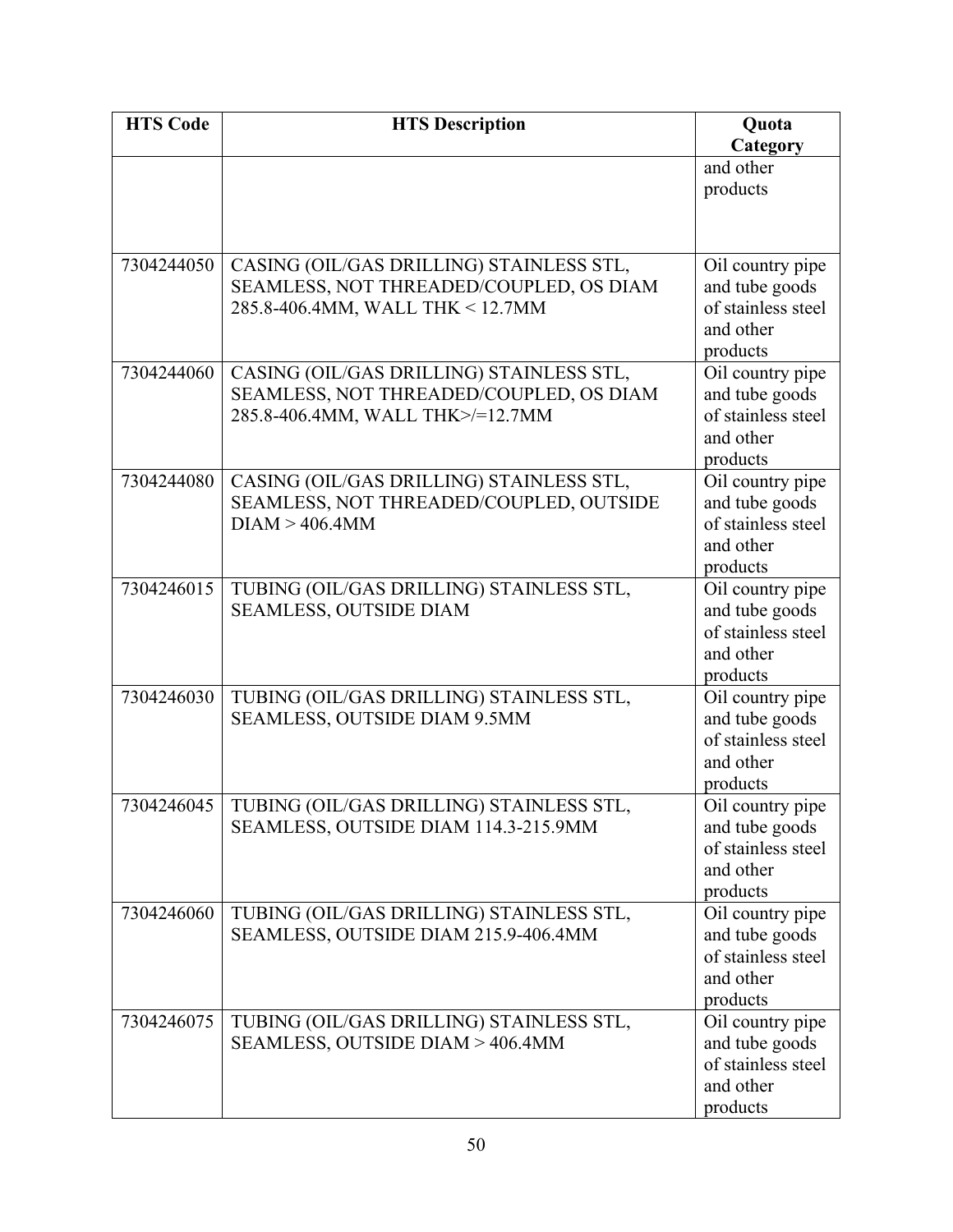| HTS Code | HTS Description | Quota Category |
|---|---|---|
| | | and other products |
| 7304244050 | CASING (OIL/GAS DRILLING) STAINLESS STL, SEAMLESS, NOT THREADED/COUPLED, OS DIAM 285.8-406.4MM, WALL THK < 12.7MM | Oil country pipe and tube goods of stainless steel and other products |
| 7304244060 | CASING (OIL/GAS DRILLING) STAINLESS STL, SEAMLESS, NOT THREADED/COUPLED, OS DIAM 285.8-406.4MM, WALL THK>/=12.7MM | Oil country pipe and tube goods of stainless steel and other products |
| 7304244080 | CASING (OIL/GAS DRILLING) STAINLESS STL, SEAMLESS, NOT THREADED/COUPLED, OUTSIDE DIAM > 406.4MM | Oil country pipe and tube goods of stainless steel and other products |
| 7304246015 | TUBING (OIL/GAS DRILLING) STAINLESS STL, SEAMLESS, OUTSIDE DIAM | Oil country pipe and tube goods of stainless steel and other products |
| 7304246030 | TUBING (OIL/GAS DRILLING) STAINLESS STL, SEAMLESS, OUTSIDE DIAM 9.5MM | Oil country pipe and tube goods of stainless steel and other products |
| 7304246045 | TUBING (OIL/GAS DRILLING) STAINLESS STL, SEAMLESS, OUTSIDE DIAM 114.3-215.9MM | Oil country pipe and tube goods of stainless steel and other products |
| 7304246060 | TUBING (OIL/GAS DRILLING) STAINLESS STL, SEAMLESS, OUTSIDE DIAM 215.9-406.4MM | Oil country pipe and tube goods of stainless steel and other products |
| 7304246075 | TUBING (OIL/GAS DRILLING) STAINLESS STL, SEAMLESS, OUTSIDE DIAM > 406.4MM | Oil country pipe and tube goods of stainless steel and other products |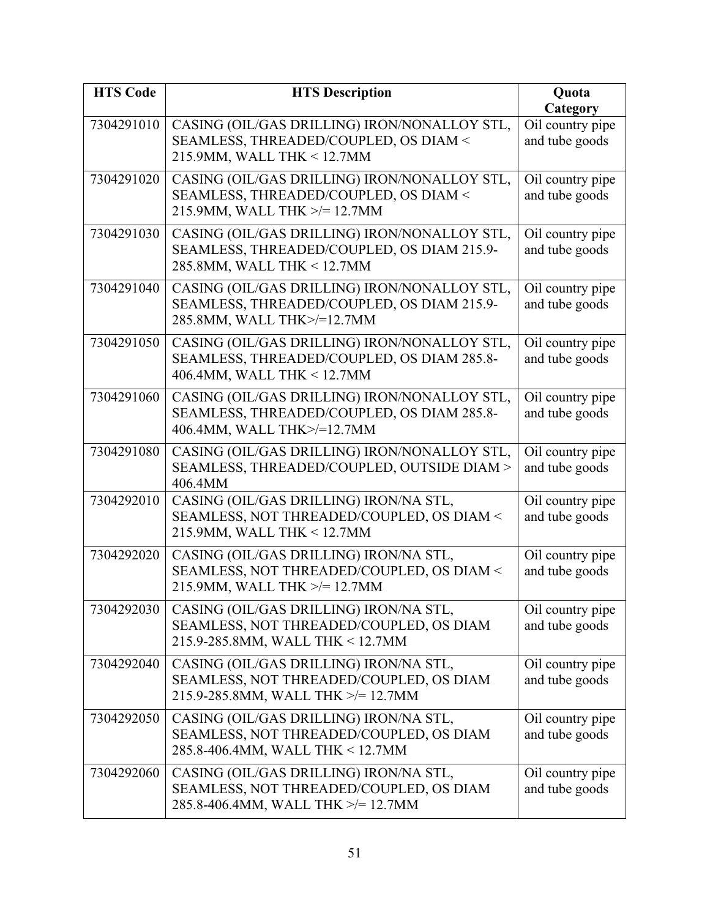| HTS Code | HTS Description | Quota Category |
|---|---|---|
| 7304291010 | CASING (OIL/GAS DRILLING) IRON/NONALLOY STL, SEAMLESS, THREADED/COUPLED, OS DIAM < 215.9MM, WALL THK < 12.7MM | Oil country pipe and tube goods |
| 7304291020 | CASING (OIL/GAS DRILLING) IRON/NONALLOY STL, SEAMLESS, THREADED/COUPLED, OS DIAM < 215.9MM, WALL THK >/= 12.7MM | Oil country pipe and tube goods |
| 7304291030 | CASING (OIL/GAS DRILLING) IRON/NONALLOY STL, SEAMLESS, THREADED/COUPLED, OS DIAM 215.9-285.8MM, WALL THK < 12.7MM | Oil country pipe and tube goods |
| 7304291040 | CASING (OIL/GAS DRILLING) IRON/NONALLOY STL, SEAMLESS, THREADED/COUPLED, OS DIAM 215.9-285.8MM, WALL THK>/=12.7MM | Oil country pipe and tube goods |
| 7304291050 | CASING (OIL/GAS DRILLING) IRON/NONALLOY STL, SEAMLESS, THREADED/COUPLED, OS DIAM 285.8-406.4MM, WALL THK < 12.7MM | Oil country pipe and tube goods |
| 7304291060 | CASING (OIL/GAS DRILLING) IRON/NONALLOY STL, SEAMLESS, THREADED/COUPLED, OS DIAM 285.8-406.4MM, WALL THK>/=12.7MM | Oil country pipe and tube goods |
| 7304291080 | CASING (OIL/GAS DRILLING) IRON/NONALLOY STL, SEAMLESS, THREADED/COUPLED, OUTSIDE DIAM > 406.4MM | Oil country pipe and tube goods |
| 7304292010 | CASING (OIL/GAS DRILLING) IRON/NA STL, SEAMLESS, NOT THREADED/COUPLED, OS DIAM < 215.9MM, WALL THK < 12.7MM | Oil country pipe and tube goods |
| 7304292020 | CASING (OIL/GAS DRILLING) IRON/NA STL, SEAMLESS, NOT THREADED/COUPLED, OS DIAM < 215.9MM, WALL THK >/= 12.7MM | Oil country pipe and tube goods |
| 7304292030 | CASING (OIL/GAS DRILLING) IRON/NA STL, SEAMLESS, NOT THREADED/COUPLED, OS DIAM 215.9-285.8MM, WALL THK < 12.7MM | Oil country pipe and tube goods |
| 7304292040 | CASING (OIL/GAS DRILLING) IRON/NA STL, SEAMLESS, NOT THREADED/COUPLED, OS DIAM 215.9-285.8MM, WALL THK >/= 12.7MM | Oil country pipe and tube goods |
| 7304292050 | CASING (OIL/GAS DRILLING) IRON/NA STL, SEAMLESS, NOT THREADED/COUPLED, OS DIAM 285.8-406.4MM, WALL THK < 12.7MM | Oil country pipe and tube goods |
| 7304292060 | CASING (OIL/GAS DRILLING) IRON/NA STL, SEAMLESS, NOT THREADED/COUPLED, OS DIAM 285.8-406.4MM, WALL THK >/= 12.7MM | Oil country pipe and tube goods |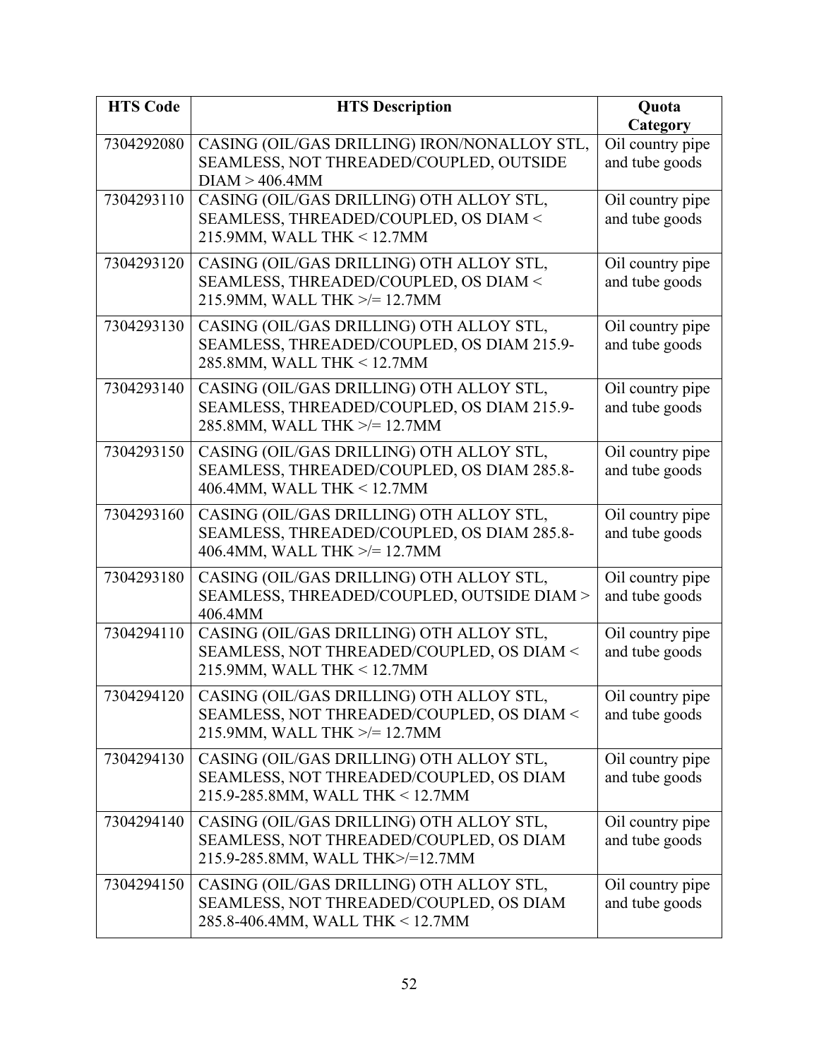| HTS Code | HTS Description | Quota Category |
|---|---|---|
| 7304292080 | CASING (OIL/GAS DRILLING) IRON/NONALLOY STL, SEAMLESS, NOT THREADED/COUPLED, OUTSIDE DIAM > 406.4MM | Oil country pipe and tube goods |
| 7304293110 | CASING (OIL/GAS DRILLING) OTH ALLOY STL, SEAMLESS, THREADED/COUPLED, OS DIAM < 215.9MM, WALL THK < 12.7MM | Oil country pipe and tube goods |
| 7304293120 | CASING (OIL/GAS DRILLING) OTH ALLOY STL, SEAMLESS, THREADED/COUPLED, OS DIAM < 215.9MM, WALL THK >/= 12.7MM | Oil country pipe and tube goods |
| 7304293130 | CASING (OIL/GAS DRILLING) OTH ALLOY STL, SEAMLESS, THREADED/COUPLED, OS DIAM 215.9-285.8MM, WALL THK < 12.7MM | Oil country pipe and tube goods |
| 7304293140 | CASING (OIL/GAS DRILLING) OTH ALLOY STL, SEAMLESS, THREADED/COUPLED, OS DIAM 215.9-285.8MM, WALL THK >/= 12.7MM | Oil country pipe and tube goods |
| 7304293150 | CASING (OIL/GAS DRILLING) OTH ALLOY STL, SEAMLESS, THREADED/COUPLED, OS DIAM 285.8-406.4MM, WALL THK < 12.7MM | Oil country pipe and tube goods |
| 7304293160 | CASING (OIL/GAS DRILLING) OTH ALLOY STL, SEAMLESS, THREADED/COUPLED, OS DIAM 285.8-406.4MM, WALL THK >/= 12.7MM | Oil country pipe and tube goods |
| 7304293180 | CASING (OIL/GAS DRILLING) OTH ALLOY STL, SEAMLESS, THREADED/COUPLED, OUTSIDE DIAM > 406.4MM | Oil country pipe and tube goods |
| 7304294110 | CASING (OIL/GAS DRILLING) OTH ALLOY STL, SEAMLESS, NOT THREADED/COUPLED, OS DIAM < 215.9MM, WALL THK < 12.7MM | Oil country pipe and tube goods |
| 7304294120 | CASING (OIL/GAS DRILLING) OTH ALLOY STL, SEAMLESS, NOT THREADED/COUPLED, OS DIAM < 215.9MM, WALL THK >/= 12.7MM | Oil country pipe and tube goods |
| 7304294130 | CASING (OIL/GAS DRILLING) OTH ALLOY STL, SEAMLESS, NOT THREADED/COUPLED, OS DIAM 215.9-285.8MM, WALL THK < 12.7MM | Oil country pipe and tube goods |
| 7304294140 | CASING (OIL/GAS DRILLING) OTH ALLOY STL, SEAMLESS, NOT THREADED/COUPLED, OS DIAM 215.9-285.8MM, WALL THK>/=12.7MM | Oil country pipe and tube goods |
| 7304294150 | CASING (OIL/GAS DRILLING) OTH ALLOY STL, SEAMLESS, NOT THREADED/COUPLED, OS DIAM 285.8-406.4MM, WALL THK < 12.7MM | Oil country pipe and tube goods |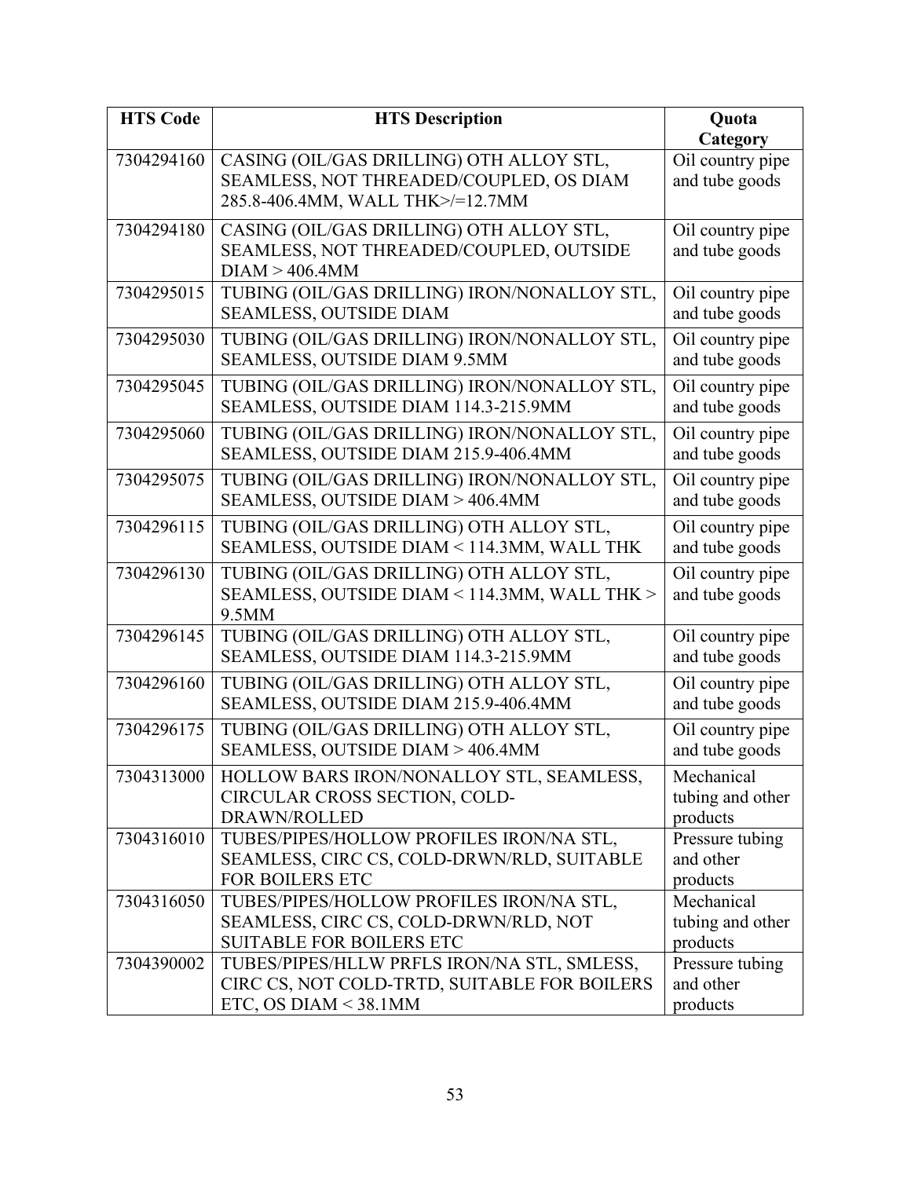| HTS Code | HTS Description | Quota Category |
|---|---|---|
| 7304294160 | CASING (OIL/GAS DRILLING) OTH ALLOY STL, SEAMLESS, NOT THREADED/COUPLED, OS DIAM 285.8-406.4MM, WALL THK>/=12.7MM | Oil country pipe and tube goods |
| 7304294180 | CASING (OIL/GAS DRILLING) OTH ALLOY STL, SEAMLESS, NOT THREADED/COUPLED, OUTSIDE DIAM > 406.4MM | Oil country pipe and tube goods |
| 7304295015 | TUBING (OIL/GAS DRILLING) IRON/NONALLOY STL, SEAMLESS, OUTSIDE DIAM | Oil country pipe and tube goods |
| 7304295030 | TUBING (OIL/GAS DRILLING) IRON/NONALLOY STL, SEAMLESS, OUTSIDE DIAM 9.5MM | Oil country pipe and tube goods |
| 7304295045 | TUBING (OIL/GAS DRILLING) IRON/NONALLOY STL, SEAMLESS, OUTSIDE DIAM 114.3-215.9MM | Oil country pipe and tube goods |
| 7304295060 | TUBING (OIL/GAS DRILLING) IRON/NONALLOY STL, SEAMLESS, OUTSIDE DIAM 215.9-406.4MM | Oil country pipe and tube goods |
| 7304295075 | TUBING (OIL/GAS DRILLING) IRON/NONALLOY STL, SEAMLESS, OUTSIDE DIAM > 406.4MM | Oil country pipe and tube goods |
| 7304296115 | TUBING (OIL/GAS DRILLING) OTH ALLOY STL, SEAMLESS, OUTSIDE DIAM < 114.3MM, WALL THK | Oil country pipe and tube goods |
| 7304296130 | TUBING (OIL/GAS DRILLING) OTH ALLOY STL, SEAMLESS, OUTSIDE DIAM < 114.3MM, WALL THK > 9.5MM | Oil country pipe and tube goods |
| 7304296145 | TUBING (OIL/GAS DRILLING) OTH ALLOY STL, SEAMLESS, OUTSIDE DIAM 114.3-215.9MM | Oil country pipe and tube goods |
| 7304296160 | TUBING (OIL/GAS DRILLING) OTH ALLOY STL, SEAMLESS, OUTSIDE DIAM 215.9-406.4MM | Oil country pipe and tube goods |
| 7304296175 | TUBING (OIL/GAS DRILLING) OTH ALLOY STL, SEAMLESS, OUTSIDE DIAM > 406.4MM | Oil country pipe and tube goods |
| 7304313000 | HOLLOW BARS IRON/NONALLOY STL, SEAMLESS, CIRCULAR CROSS SECTION, COLD-DRAWN/ROLLED | Mechanical tubing and other products |
| 7304316010 | TUBES/PIPES/HOLLOW PROFILES IRON/NA STL, SEAMLESS, CIRC CS, COLD-DRWN/RLD, SUITABLE FOR BOILERS ETC | Pressure tubing and other products |
| 7304316050 | TUBES/PIPES/HOLLOW PROFILES IRON/NA STL, SEAMLESS, CIRC CS, COLD-DRWN/RLD, NOT SUITABLE FOR BOILERS ETC | Mechanical tubing and other products |
| 7304390002 | TUBES/PIPES/HLLW PRFLS IRON/NA STL, SMLESS, CIRC CS, NOT COLD-TRTD, SUITABLE FOR BOILERS ETC, OS DIAM < 38.1MM | Pressure tubing and other products |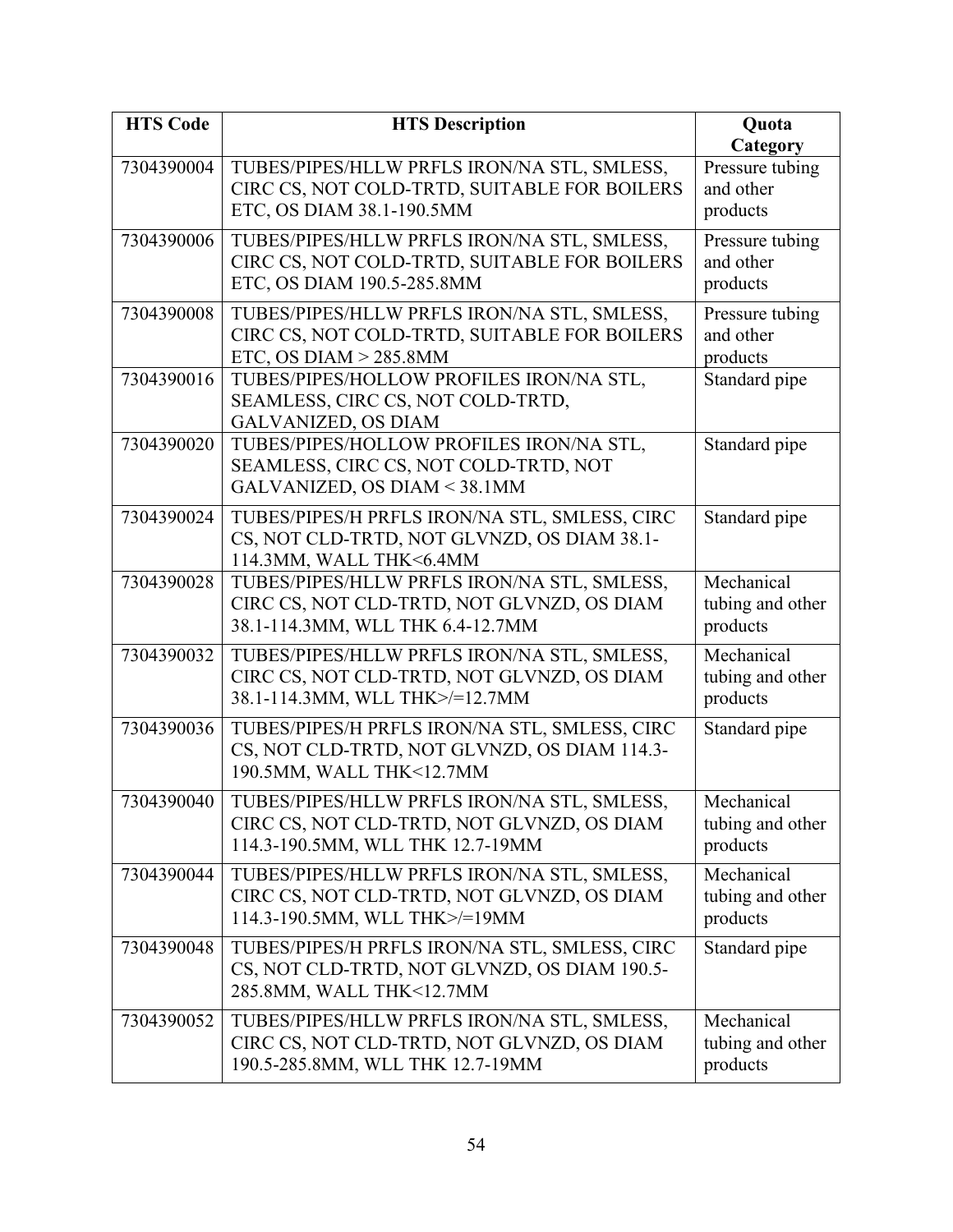| HTS Code | HTS Description | Quota Category |
| --- | --- | --- |
| 7304390004 | TUBES/PIPES/HLLW PRFLS IRON/NA STL, SMLESS, CIRC CS, NOT COLD-TRTD, SUITABLE FOR BOILERS ETC, OS DIAM 38.1-190.5MM | Pressure tubing and other products |
| 7304390006 | TUBES/PIPES/HLLW PRFLS IRON/NA STL, SMLESS, CIRC CS, NOT COLD-TRTD, SUITABLE FOR BOILERS ETC, OS DIAM 190.5-285.8MM | Pressure tubing and other products |
| 7304390008 | TUBES/PIPES/HLLW PRFLS IRON/NA STL, SMLESS, CIRC CS, NOT COLD-TRTD, SUITABLE FOR BOILERS ETC, OS DIAM > 285.8MM | Pressure tubing and other products |
| 7304390016 | TUBES/PIPES/HOLLOW PROFILES IRON/NA STL, SEAMLESS, CIRC CS, NOT COLD-TRTD, GALVANIZED, OS DIAM | Standard pipe |
| 7304390020 | TUBES/PIPES/HOLLOW PROFILES IRON/NA STL, SEAMLESS, CIRC CS, NOT COLD-TRTD, NOT GALVANIZED, OS DIAM < 38.1MM | Standard pipe |
| 7304390024 | TUBES/PIPES/H PRFLS IRON/NA STL, SMLESS, CIRC CS, NOT CLD-TRTD, NOT GLVNZD, OS DIAM 38.1-114.3MM, WALL THK<6.4MM | Standard pipe |
| 7304390028 | TUBES/PIPES/HLLW PRFLS IRON/NA STL, SMLESS, CIRC CS, NOT CLD-TRTD, NOT GLVNZD, OS DIAM 38.1-114.3MM, WLL THK 6.4-12.7MM | Mechanical tubing and other products |
| 7304390032 | TUBES/PIPES/HLLW PRFLS IRON/NA STL, SMLESS, CIRC CS, NOT CLD-TRTD, NOT GLVNZD, OS DIAM 38.1-114.3MM, WLL THK>/=12.7MM | Mechanical tubing and other products |
| 7304390036 | TUBES/PIPES/H PRFLS IRON/NA STL, SMLESS, CIRC CS, NOT CLD-TRTD, NOT GLVNZD, OS DIAM 114.3-190.5MM, WALL THK<12.7MM | Standard pipe |
| 7304390040 | TUBES/PIPES/HLLW PRFLS IRON/NA STL, SMLESS, CIRC CS, NOT CLD-TRTD, NOT GLVNZD, OS DIAM 114.3-190.5MM, WLL THK 12.7-19MM | Mechanical tubing and other products |
| 7304390044 | TUBES/PIPES/HLLW PRFLS IRON/NA STL, SMLESS, CIRC CS, NOT CLD-TRTD, NOT GLVNZD, OS DIAM 114.3-190.5MM, WLL THK>/=19MM | Mechanical tubing and other products |
| 7304390048 | TUBES/PIPES/H PRFLS IRON/NA STL, SMLESS, CIRC CS, NOT CLD-TRTD, NOT GLVNZD, OS DIAM 190.5-285.8MM, WALL THK<12.7MM | Standard pipe |
| 7304390052 | TUBES/PIPES/HLLW PRFLS IRON/NA STL, SMLESS, CIRC CS, NOT CLD-TRTD, NOT GLVNZD, OS DIAM 190.5-285.8MM, WLL THK 12.7-19MM | Mechanical tubing and other products |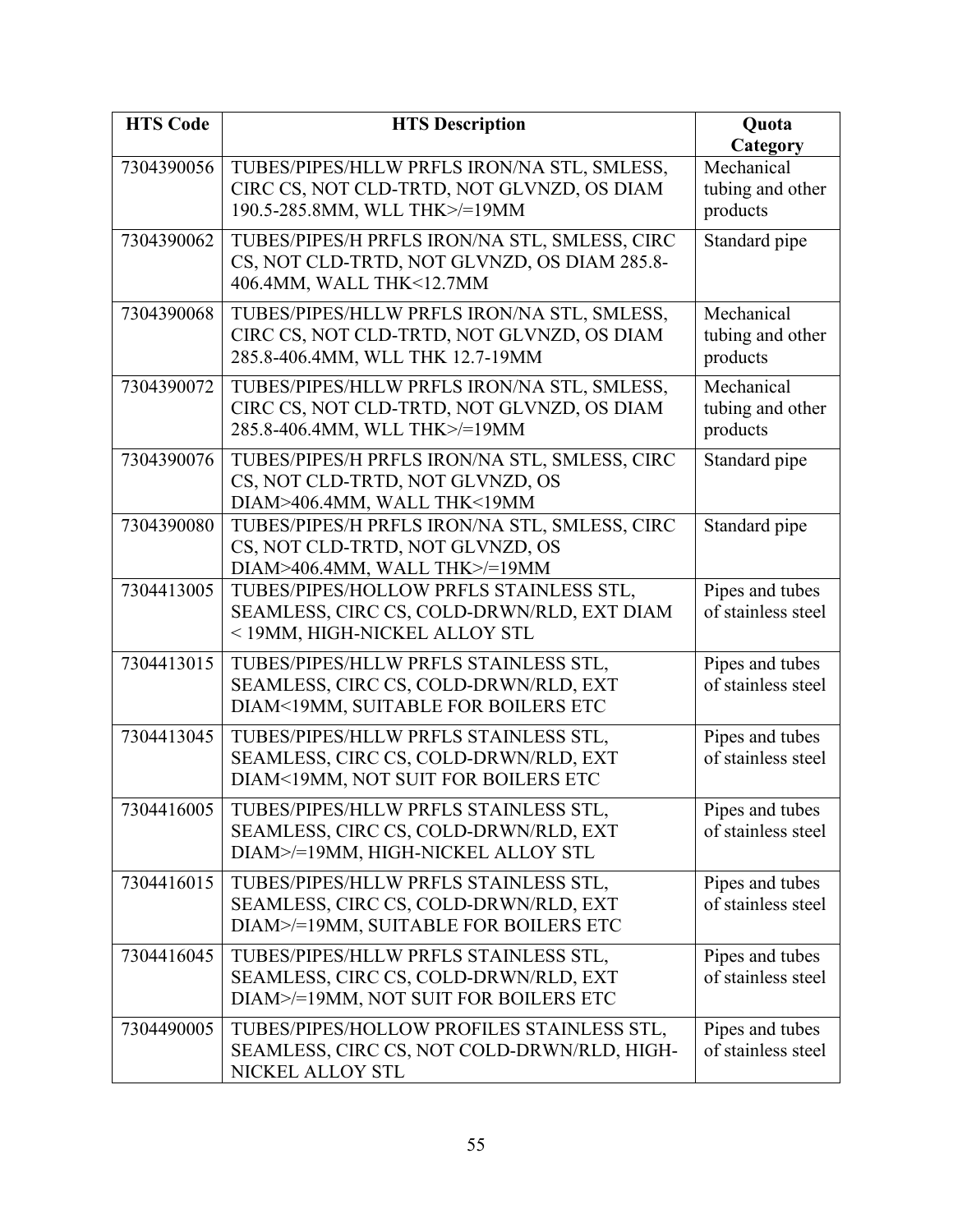| HTS Code | HTS Description | Quota Category |
|---|---|---|
| 7304390056 | TUBES/PIPES/HLLW PRFLS IRON/NA STL, SMLESS, CIRC CS, NOT CLD-TRTD, NOT GLVNZD, OS DIAM 190.5-285.8MM, WLL THK>/=19MM | Mechanical tubing and other products |
| 7304390062 | TUBES/PIPES/H PRFLS IRON/NA STL, SMLESS, CIRC CS, NOT CLD-TRTD, NOT GLVNZD, OS DIAM 285.8-406.4MM, WALL THK<12.7MM | Standard pipe |
| 7304390068 | TUBES/PIPES/HLLW PRFLS IRON/NA STL, SMLESS, CIRC CS, NOT CLD-TRTD, NOT GLVNZD, OS DIAM 285.8-406.4MM, WLL THK 12.7-19MM | Mechanical tubing and other products |
| 7304390072 | TUBES/PIPES/HLLW PRFLS IRON/NA STL, SMLESS, CIRC CS, NOT CLD-TRTD, NOT GLVNZD, OS DIAM 285.8-406.4MM, WLL THK>/=19MM | Mechanical tubing and other products |
| 7304390076 | TUBES/PIPES/H PRFLS IRON/NA STL, SMLESS, CIRC CS, NOT CLD-TRTD, NOT GLVNZD, OS DIAM>406.4MM, WALL THK<19MM | Standard pipe |
| 7304390080 | TUBES/PIPES/H PRFLS IRON/NA STL, SMLESS, CIRC CS, NOT CLD-TRTD, NOT GLVNZD, OS DIAM>406.4MM, WALL THK>/=19MM | Standard pipe |
| 7304413005 | TUBES/PIPES/HOLLOW PRFLS STAINLESS STL, SEAMLESS, CIRC CS, COLD-DRWN/RLD, EXT DIAM < 19MM, HIGH-NICKEL ALLOY STL | Pipes and tubes of stainless steel |
| 7304413015 | TUBES/PIPES/HLLW PRFLS STAINLESS STL, SEAMLESS, CIRC CS, COLD-DRWN/RLD, EXT DIAM<19MM, SUITABLE FOR BOILERS ETC | Pipes and tubes of stainless steel |
| 7304413045 | TUBES/PIPES/HLLW PRFLS STAINLESS STL, SEAMLESS, CIRC CS, COLD-DRWN/RLD, EXT DIAM<19MM, NOT SUIT FOR BOILERS ETC | Pipes and tubes of stainless steel |
| 7304416005 | TUBES/PIPES/HLLW PRFLS STAINLESS STL, SEAMLESS, CIRC CS, COLD-DRWN/RLD, EXT DIAM>/=19MM, HIGH-NICKEL ALLOY STL | Pipes and tubes of stainless steel |
| 7304416015 | TUBES/PIPES/HLLW PRFLS STAINLESS STL, SEAMLESS, CIRC CS, COLD-DRWN/RLD, EXT DIAM>/=19MM, SUITABLE FOR BOILERS ETC | Pipes and tubes of stainless steel |
| 7304416045 | TUBES/PIPES/HLLW PRFLS STAINLESS STL, SEAMLESS, CIRC CS, COLD-DRWN/RLD, EXT DIAM>/=19MM, NOT SUIT FOR BOILERS ETC | Pipes and tubes of stainless steel |
| 7304490005 | TUBES/PIPES/HOLLOW PROFILES STAINLESS STL, SEAMLESS, CIRC CS, NOT COLD-DRWN/RLD, HIGH-NICKEL ALLOY STL | Pipes and tubes of stainless steel |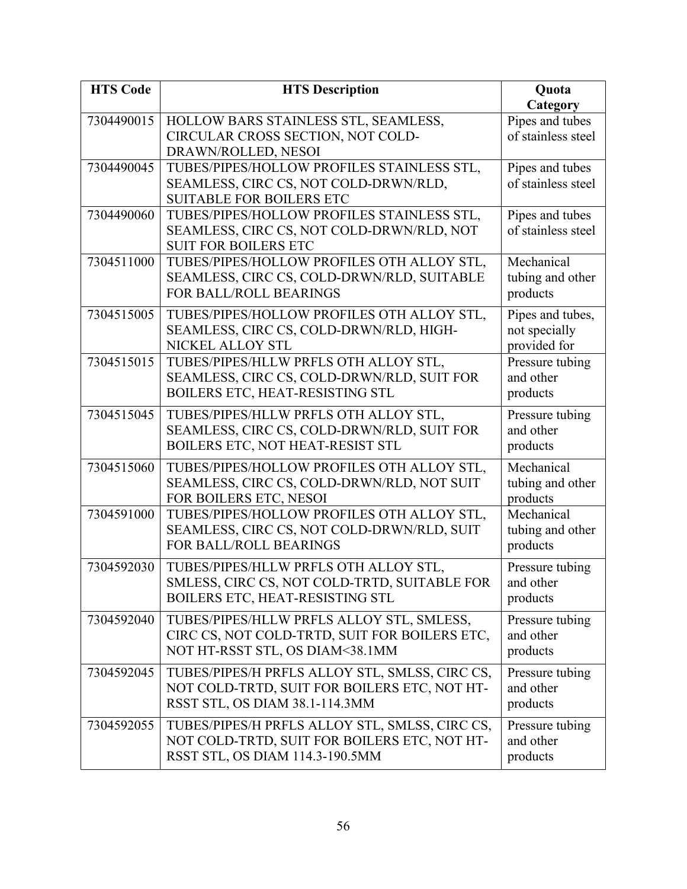| HTS Code | HTS Description | Quota Category |
|---|---|---|
| 7304490015 | HOLLOW BARS STAINLESS STL, SEAMLESS, CIRCULAR CROSS SECTION, NOT COLD-DRAWN/ROLLED, NESOI | Pipes and tubes of stainless steel |
| 7304490045 | TUBES/PIPES/HOLLOW PROFILES STAINLESS STL, SEAMLESS, CIRC CS, NOT COLD-DRWN/RLD, SUITABLE FOR BOILERS ETC | Pipes and tubes of stainless steel |
| 7304490060 | TUBES/PIPES/HOLLOW PROFILES STAINLESS STL, SEAMLESS, CIRC CS, NOT COLD-DRWN/RLD, NOT SUIT FOR BOILERS ETC | Pipes and tubes of stainless steel |
| 7304511000 | TUBES/PIPES/HOLLOW PROFILES OTH ALLOY STL, SEAMLESS, CIRC CS, COLD-DRWN/RLD, SUITABLE FOR BALL/ROLL BEARINGS | Mechanical tubing and other products |
| 7304515005 | TUBES/PIPES/HOLLOW PROFILES OTH ALLOY STL, SEAMLESS, CIRC CS, COLD-DRWN/RLD, HIGH-NICKEL ALLOY STL | Pipes and tubes, not specially provided for |
| 7304515015 | TUBES/PIPES/HLLW PRFLS OTH ALLOY STL, SEAMLESS, CIRC CS, COLD-DRWN/RLD, SUIT FOR BOILERS ETC, HEAT-RESISTING STL | Pressure tubing and other products |
| 7304515045 | TUBES/PIPES/HLLW PRFLS OTH ALLOY STL, SEAMLESS, CIRC CS, COLD-DRWN/RLD, SUIT FOR BOILERS ETC, NOT HEAT-RESIST STL | Pressure tubing and other products |
| 7304515060 | TUBES/PIPES/HOLLOW PROFILES OTH ALLOY STL, SEAMLESS, CIRC CS, COLD-DRWN/RLD, NOT SUIT FOR BOILERS ETC, NESOI | Mechanical tubing and other products |
| 7304591000 | TUBES/PIPES/HOLLOW PROFILES OTH ALLOY STL, SEAMLESS, CIRC CS, NOT COLD-DRWN/RLD, SUIT FOR BALL/ROLL BEARINGS | Mechanical tubing and other products |
| 7304592030 | TUBES/PIPES/HLLW PRFLS OTH ALLOY STL, SMLESS, CIRC CS, NOT COLD-TRTD, SUITABLE FOR BOILERS ETC, HEAT-RESISTING STL | Pressure tubing and other products |
| 7304592040 | TUBES/PIPES/HLLW PRFLS ALLOY STL, SMLESS, CIRC CS, NOT COLD-TRTD, SUIT FOR BOILERS ETC, NOT HT-RSST STL, OS DIAM<38.1MM | Pressure tubing and other products |
| 7304592045 | TUBES/PIPES/H PRFLS ALLOY STL, SMLSS, CIRC CS, NOT COLD-TRTD, SUIT FOR BOILERS ETC, NOT HT-RSST STL, OS DIAM 38.1-114.3MM | Pressure tubing and other products |
| 7304592055 | TUBES/PIPES/H PRFLS ALLOY STL, SMLSS, CIRC CS, NOT COLD-TRTD, SUIT FOR BOILERS ETC, NOT HT-RSST STL, OS DIAM 114.3-190.5MM | Pressure tubing and other products |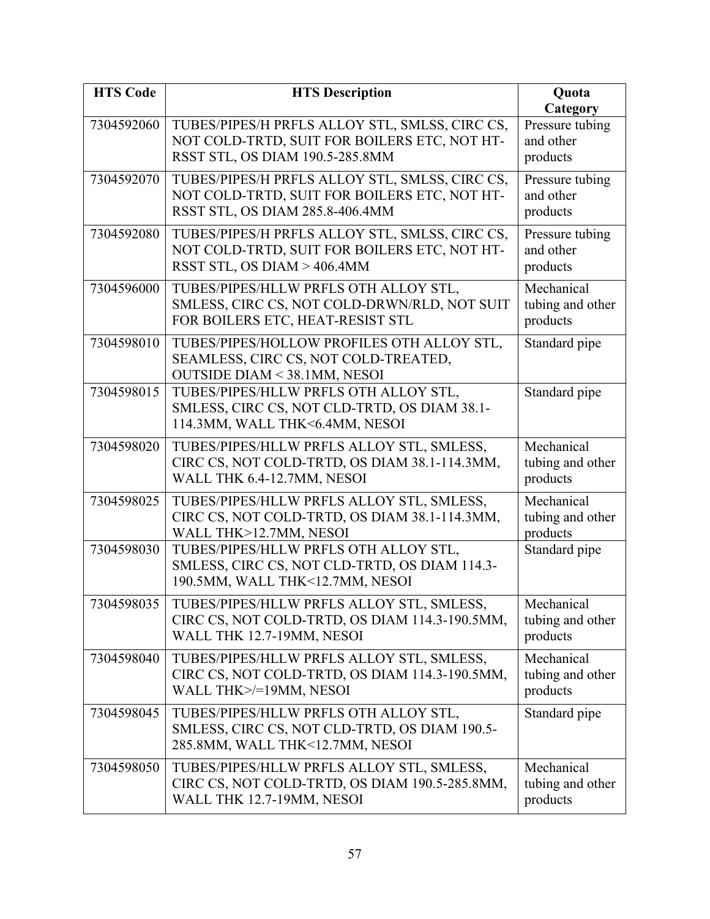| HTS Code | HTS Description | Quota Category |
| --- | --- | --- |
| 7304592060 | TUBES/PIPES/H PRFLS ALLOY STL, SMLSS, CIRC CS, NOT COLD-TRTD, SUIT FOR BOILERS ETC, NOT HT-RSST STL, OS DIAM 190.5-285.8MM | Pressure tubing and other products |
| 7304592070 | TUBES/PIPES/H PRFLS ALLOY STL, SMLSS, CIRC CS, NOT COLD-TRTD, SUIT FOR BOILERS ETC, NOT HT-RSST STL, OS DIAM 285.8-406.4MM | Pressure tubing and other products |
| 7304592080 | TUBES/PIPES/H PRFLS ALLOY STL, SMLSS, CIRC CS, NOT COLD-TRTD, SUIT FOR BOILERS ETC, NOT HT-RSST STL, OS DIAM > 406.4MM | Pressure tubing and other products |
| 7304596000 | TUBES/PIPES/HLLW PRFLS OTH ALLOY STL, SMLESS, CIRC CS, NOT COLD-DRWN/RLD, NOT SUIT FOR BOILERS ETC, HEAT-RESIST STL | Mechanical tubing and other products |
| 7304598010 | TUBES/PIPES/HOLLOW PROFILES OTH ALLOY STL, SEAMLESS, CIRC CS, NOT COLD-TREATED, OUTSIDE DIAM < 38.1MM, NESOI | Standard pipe |
| 7304598015 | TUBES/PIPES/HLLW PRFLS OTH ALLOY STL, SMLESS, CIRC CS, NOT CLD-TRTD, OS DIAM 38.1-114.3MM, WALL THK<6.4MM, NESOI | Standard pipe |
| 7304598020 | TUBES/PIPES/HLLW PRFLS ALLOY STL, SMLESS, CIRC CS, NOT COLD-TRTD, OS DIAM 38.1-114.3MM, WALL THK 6.4-12.7MM, NESOI | Mechanical tubing and other products |
| 7304598025 | TUBES/PIPES/HLLW PRFLS ALLOY STL, SMLESS, CIRC CS, NOT COLD-TRTD, OS DIAM 38.1-114.3MM, WALL THK>12.7MM, NESOI | Mechanical tubing and other products |
| 7304598030 | TUBES/PIPES/HLLW PRFLS OTH ALLOY STL, SMLESS, CIRC CS, NOT CLD-TRTD, OS DIAM 114.3-190.5MM, WALL THK<12.7MM, NESOI | Standard pipe |
| 7304598035 | TUBES/PIPES/HLLW PRFLS ALLOY STL, SMLESS, CIRC CS, NOT COLD-TRTD, OS DIAM 114.3-190.5MM, WALL THK 12.7-19MM, NESOI | Mechanical tubing and other products |
| 7304598040 | TUBES/PIPES/HLLW PRFLS ALLOY STL, SMLESS, CIRC CS, NOT COLD-TRTD, OS DIAM 114.3-190.5MM, WALL THK>/=19MM, NESOI | Mechanical tubing and other products |
| 7304598045 | TUBES/PIPES/HLLW PRFLS OTH ALLOY STL, SMLESS, CIRC CS, NOT CLD-TRTD, OS DIAM 190.5-285.8MM, WALL THK<12.7MM, NESOI | Standard pipe |
| 7304598050 | TUBES/PIPES/HLLW PRFLS ALLOY STL, SMLESS, CIRC CS, NOT COLD-TRTD, OS DIAM 190.5-285.8MM, WALL THK 12.7-19MM, NESOI | Mechanical tubing and other products |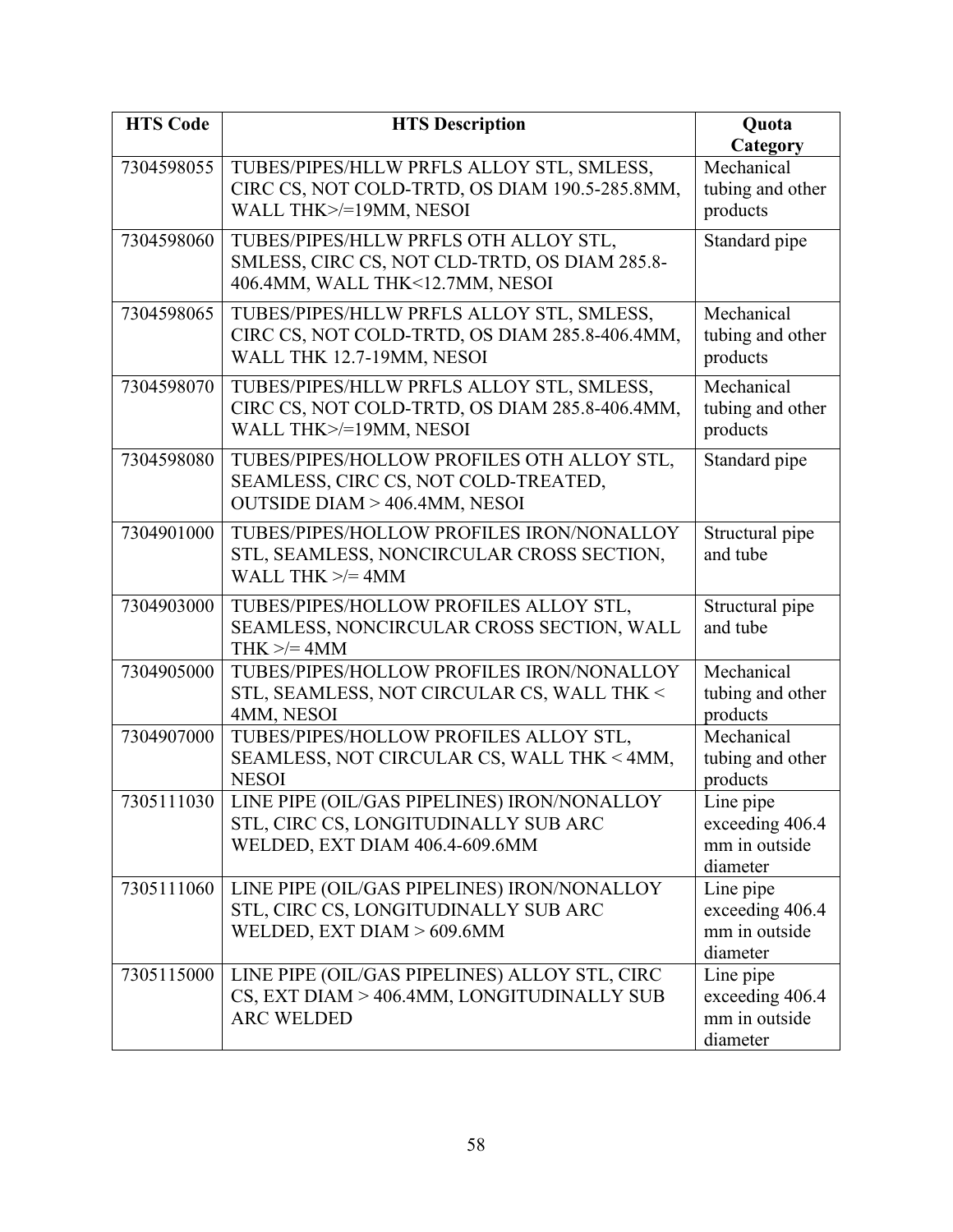| HTS Code | HTS Description | Quota Category |
| --- | --- | --- |
| 7304598055 | TUBES/PIPES/HLLW PRFLS ALLOY STL, SMLESS, CIRC CS, NOT COLD-TRTD, OS DIAM 190.5-285.8MM, WALL THK>/=19MM, NESOI | Mechanical tubing and other products |
| 7304598060 | TUBES/PIPES/HLLW PRFLS OTH ALLOY STL, SMLESS, CIRC CS, NOT CLD-TRTD, OS DIAM 285.8-406.4MM, WALL THK<12.7MM, NESOI | Standard pipe |
| 7304598065 | TUBES/PIPES/HLLW PRFLS ALLOY STL, SMLESS, CIRC CS, NOT COLD-TRTD, OS DIAM 285.8-406.4MM, WALL THK 12.7-19MM, NESOI | Mechanical tubing and other products |
| 7304598070 | TUBES/PIPES/HLLW PRFLS ALLOY STL, SMLESS, CIRC CS, NOT COLD-TRTD, OS DIAM 285.8-406.4MM, WALL THK>/=19MM, NESOI | Mechanical tubing and other products |
| 7304598080 | TUBES/PIPES/HOLLOW PROFILES OTH ALLOY STL, SEAMLESS, CIRC CS, NOT COLD-TREATED, OUTSIDE DIAM > 406.4MM, NESOI | Standard pipe |
| 7304901000 | TUBES/PIPES/HOLLOW PROFILES IRON/NONALLOY STL, SEAMLESS, NONCIRCULAR CROSS SECTION, WALL THK >/= 4MM | Structural pipe and tube |
| 7304903000 | TUBES/PIPES/HOLLOW PROFILES ALLOY STL, SEAMLESS, NONCIRCULAR CROSS SECTION, WALL THK >/= 4MM | Structural pipe and tube |
| 7304905000 | TUBES/PIPES/HOLLOW PROFILES IRON/NONALLOY STL, SEAMLESS, NOT CIRCULAR CS, WALL THK < 4MM, NESOI | Mechanical tubing and other products |
| 7304907000 | TUBES/PIPES/HOLLOW PROFILES ALLOY STL, SEAMLESS, NOT CIRCULAR CS, WALL THK < 4MM, NESOI | Mechanical tubing and other products |
| 7305111030 | LINE PIPE (OIL/GAS PIPELINES) IRON/NONALLOY STL, CIRC CS, LONGITUDINALLY SUB ARC WELDED, EXT DIAM 406.4-609.6MM | Line pipe exceeding 406.4 mm in outside diameter |
| 7305111060 | LINE PIPE (OIL/GAS PIPELINES) IRON/NONALLOY STL, CIRC CS, LONGITUDINALLY SUB ARC WELDED, EXT DIAM > 609.6MM | Line pipe exceeding 406.4 mm in outside diameter |
| 7305115000 | LINE PIPE (OIL/GAS PIPELINES) ALLOY STL, CIRC CS, EXT DIAM > 406.4MM, LONGITUDINALLY SUB ARC WELDED | Line pipe exceeding 406.4 mm in outside diameter |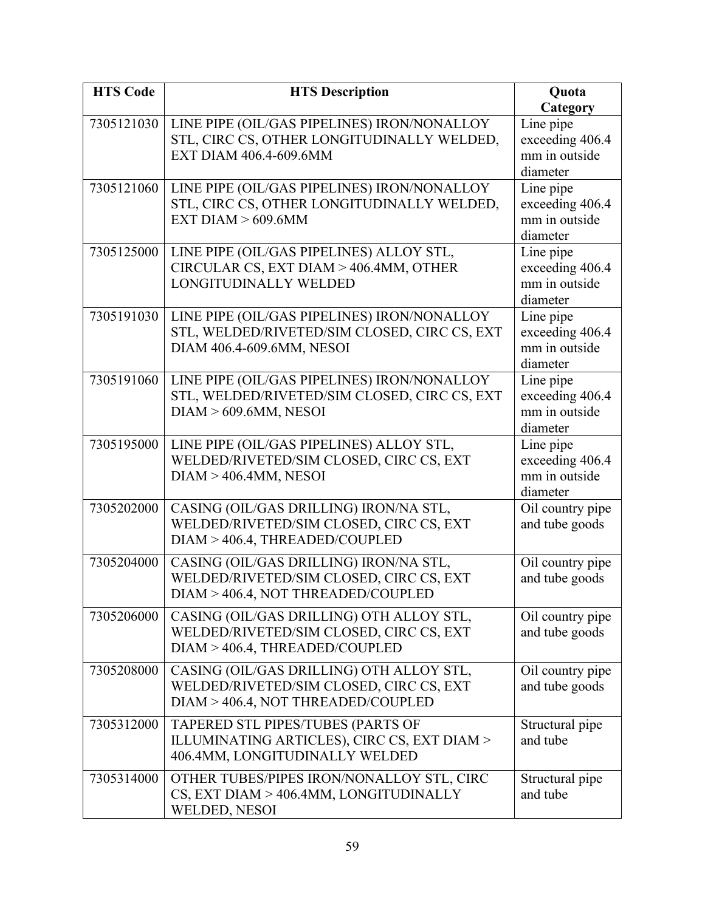| HTS Code | HTS Description | Quota Category |
|---|---|---|
| 7305121030 | LINE PIPE (OIL/GAS PIPELINES) IRON/NONALLOY STL, CIRC CS, OTHER LONGITUDINALLY WELDED, EXT DIAM 406.4-609.6MM | Line pipe exceeding 406.4 mm in outside diameter |
| 7305121060 | LINE PIPE (OIL/GAS PIPELINES) IRON/NONALLOY STL, CIRC CS, OTHER LONGITUDINALLY WELDED, EXT DIAM > 609.6MM | Line pipe exceeding 406.4 mm in outside diameter |
| 7305125000 | LINE PIPE (OIL/GAS PIPELINES) ALLOY STL, CIRCULAR CS, EXT DIAM > 406.4MM, OTHER LONGITUDINALLY WELDED | Line pipe exceeding 406.4 mm in outside diameter |
| 7305191030 | LINE PIPE (OIL/GAS PIPELINES) IRON/NONALLOY STL, WELDED/RIVETED/SIM CLOSED, CIRC CS, EXT DIAM 406.4-609.6MM, NESOI | Line pipe exceeding 406.4 mm in outside diameter |
| 7305191060 | LINE PIPE (OIL/GAS PIPELINES) IRON/NONALLOY STL, WELDED/RIVETED/SIM CLOSED, CIRC CS, EXT DIAM > 609.6MM, NESOI | Line pipe exceeding 406.4 mm in outside diameter |
| 7305195000 | LINE PIPE (OIL/GAS PIPELINES) ALLOY STL, WELDED/RIVETED/SIM CLOSED, CIRC CS, EXT DIAM > 406.4MM, NESOI | Line pipe exceeding 406.4 mm in outside diameter |
| 7305202000 | CASING (OIL/GAS DRILLING) IRON/NA STL, WELDED/RIVETED/SIM CLOSED, CIRC CS, EXT DIAM > 406.4, THREADED/COUPLED | Oil country pipe and tube goods |
| 7305204000 | CASING (OIL/GAS DRILLING) IRON/NA STL, WELDED/RIVETED/SIM CLOSED, CIRC CS, EXT DIAM > 406.4, NOT THREADED/COUPLED | Oil country pipe and tube goods |
| 7305206000 | CASING (OIL/GAS DRILLING) OTH ALLOY STL, WELDED/RIVETED/SIM CLOSED, CIRC CS, EXT DIAM > 406.4, THREADED/COUPLED | Oil country pipe and tube goods |
| 7305208000 | CASING (OIL/GAS DRILLING) OTH ALLOY STL, WELDED/RIVETED/SIM CLOSED, CIRC CS, EXT DIAM > 406.4, NOT THREADED/COUPLED | Oil country pipe and tube goods |
| 7305312000 | TAPERED STL PIPES/TUBES (PARTS OF ILLUMINATING ARTICLES), CIRC CS, EXT DIAM > 406.4MM, LONGITUDINALLY WELDED | Structural pipe and tube |
| 7305314000 | OTHER TUBES/PIPES IRON/NONALLOY STL, CIRC CS, EXT DIAM > 406.4MM, LONGITUDINALLY WELDED, NESOI | Structural pipe and tube |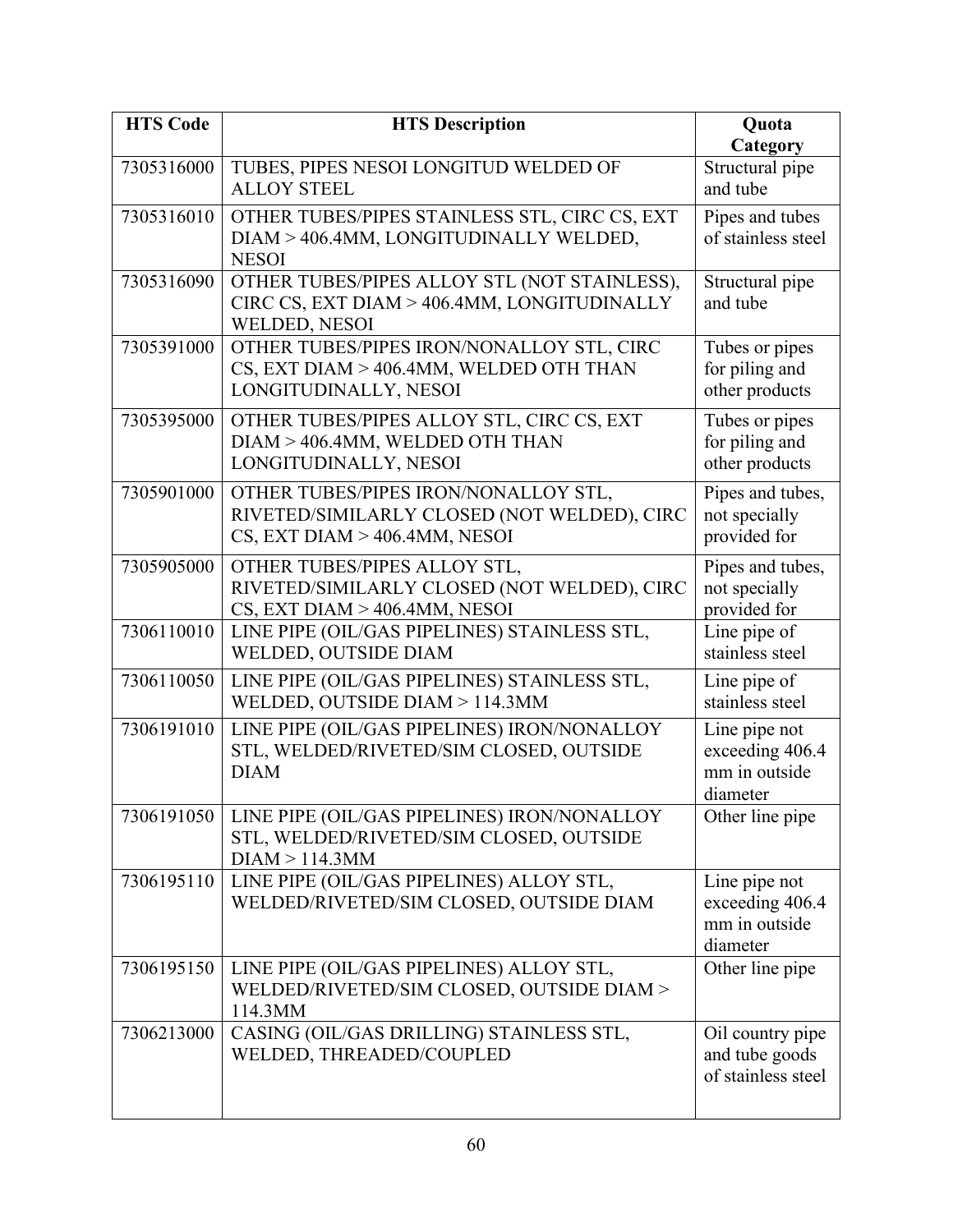| HTS Code | HTS Description | Quota Category |
| --- | --- | --- |
| 7305316000 | TUBES, PIPES NESOI LONGITUD WELDED OF ALLOY STEEL | Structural pipe and tube |
| 7305316010 | OTHER TUBES/PIPES STAINLESS STL, CIRC CS, EXT DIAM > 406.4MM, LONGITUDINALLY WELDED, NESOI | Pipes and tubes of stainless steel |
| 7305316090 | OTHER TUBES/PIPES ALLOY STL (NOT STAINLESS), CIRC CS, EXT DIAM > 406.4MM, LONGITUDINALLY WELDED, NESOI | Structural pipe and tube |
| 7305391000 | OTHER TUBES/PIPES IRON/NONALLOY STL, CIRC CS, EXT DIAM > 406.4MM, WELDED OTH THAN LONGITUDINALLY, NESOI | Tubes or pipes for piling and other products |
| 7305395000 | OTHER TUBES/PIPES ALLOY STL, CIRC CS, EXT DIAM > 406.4MM, WELDED OTH THAN LONGITUDINALLY, NESOI | Tubes or pipes for piling and other products |
| 7305901000 | OTHER TUBES/PIPES IRON/NONALLOY STL, RIVETED/SIMILARLY CLOSED (NOT WELDED), CIRC CS, EXT DIAM > 406.4MM, NESOI | Pipes and tubes, not specially provided for |
| 7305905000 | OTHER TUBES/PIPES ALLOY STL, RIVETED/SIMILARLY CLOSED (NOT WELDED), CIRC CS, EXT DIAM > 406.4MM, NESOI | Pipes and tubes, not specially provided for |
| 7306110010 | LINE PIPE (OIL/GAS PIPELINES) STAINLESS STL, WELDED, OUTSIDE DIAM | Line pipe of stainless steel |
| 7306110050 | LINE PIPE (OIL/GAS PIPELINES) STAINLESS STL, WELDED, OUTSIDE DIAM > 114.3MM | Line pipe of stainless steel |
| 7306191010 | LINE PIPE (OIL/GAS PIPELINES) IRON/NONALLOY STL, WELDED/RIVETED/SIM CLOSED, OUTSIDE DIAM | Line pipe not exceeding 406.4 mm in outside diameter |
| 7306191050 | LINE PIPE (OIL/GAS PIPELINES) IRON/NONALLOY STL, WELDED/RIVETED/SIM CLOSED, OUTSIDE DIAM > 114.3MM | Other line pipe |
| 7306195110 | LINE PIPE (OIL/GAS PIPELINES) ALLOY STL, WELDED/RIVETED/SIM CLOSED, OUTSIDE DIAM | Line pipe not exceeding 406.4 mm in outside diameter |
| 7306195150 | LINE PIPE (OIL/GAS PIPELINES) ALLOY STL, WELDED/RIVETED/SIM CLOSED, OUTSIDE DIAM > 114.3MM | Other line pipe |
| 7306213000 | CASING (OIL/GAS DRILLING) STAINLESS STL, WELDED, THREADED/COUPLED | Oil country pipe and tube goods of stainless steel |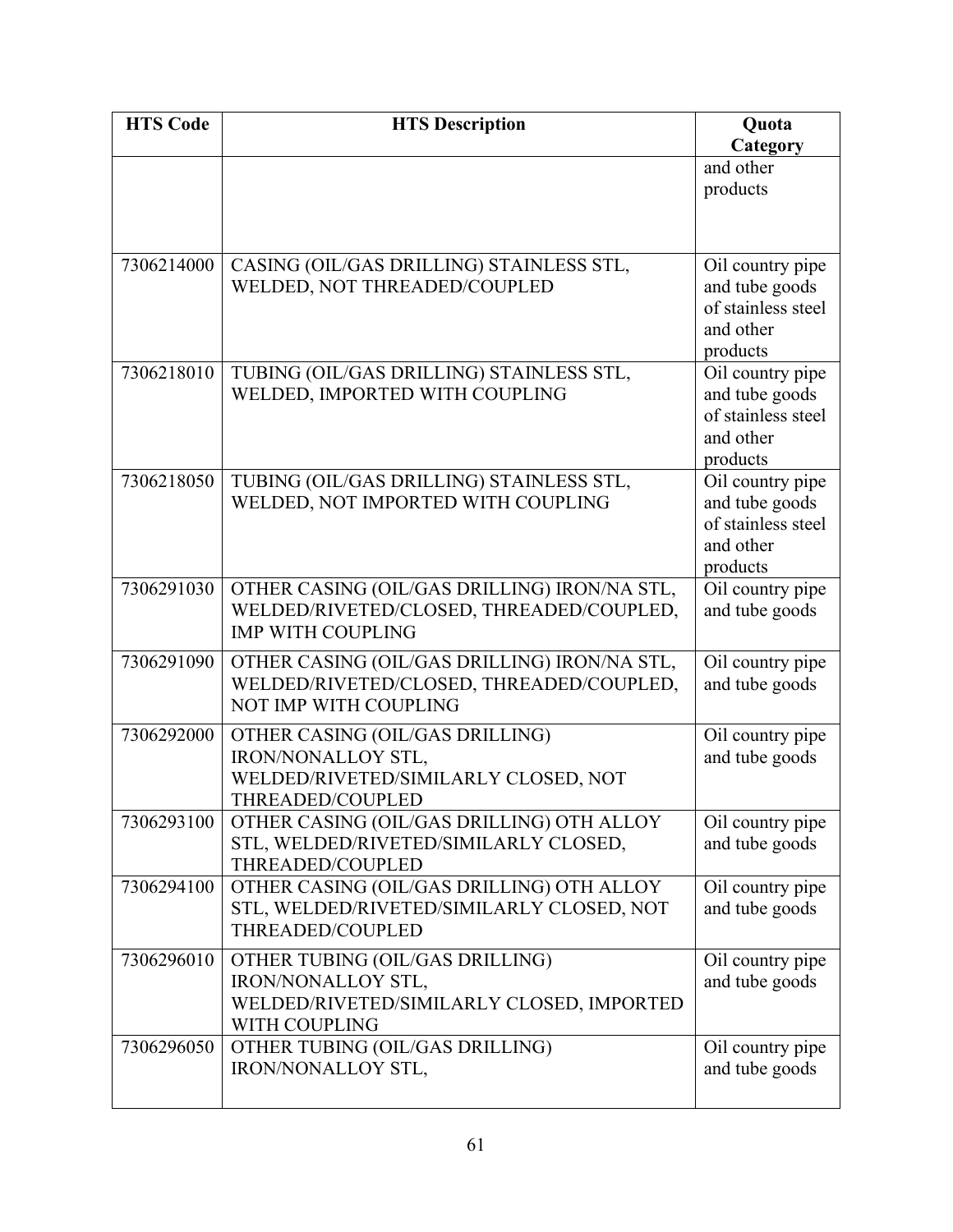| HTS Code | HTS Description | Quota Category |
|---|---|---|
| | | and other products |
| 7306214000 | CASING (OIL/GAS DRILLING) STAINLESS STL, WELDED, NOT THREADED/COUPLED | Oil country pipe and tube goods of stainless steel and other products |
| 7306218010 | TUBING (OIL/GAS DRILLING) STAINLESS STL, WELDED, IMPORTED WITH COUPLING | Oil country pipe and tube goods of stainless steel and other products |
| 7306218050 | TUBING (OIL/GAS DRILLING) STAINLESS STL, WELDED, NOT IMPORTED WITH COUPLING | Oil country pipe and tube goods of stainless steel and other products |
| 7306291030 | OTHER CASING (OIL/GAS DRILLING) IRON/NA STL, WELDED/RIVETED/CLOSED, THREADED/COUPLED, IMP WITH COUPLING | Oil country pipe and tube goods |
| 7306291090 | OTHER CASING (OIL/GAS DRILLING) IRON/NA STL, WELDED/RIVETED/CLOSED, THREADED/COUPLED, NOT IMP WITH COUPLING | Oil country pipe and tube goods |
| 7306292000 | OTHER CASING (OIL/GAS DRILLING) IRON/NONALLOY STL, WELDED/RIVETED/SIMILARLY CLOSED, NOT THREADED/COUPLED | Oil country pipe and tube goods |
| 7306293100 | OTHER CASING (OIL/GAS DRILLING) OTH ALLOY STL, WELDED/RIVETED/SIMILARLY CLOSED, THREADED/COUPLED | Oil country pipe and tube goods |
| 7306294100 | OTHER CASING (OIL/GAS DRILLING) OTH ALLOY STL, WELDED/RIVETED/SIMILARLY CLOSED, NOT THREADED/COUPLED | Oil country pipe and tube goods |
| 7306296010 | OTHER TUBING (OIL/GAS DRILLING) IRON/NONALLOY STL, WELDED/RIVETED/SIMILARLY CLOSED, IMPORTED WITH COUPLING | Oil country pipe and tube goods |
| 7306296050 | OTHER TUBING (OIL/GAS DRILLING) IRON/NONALLOY STL, | Oil country pipe and tube goods |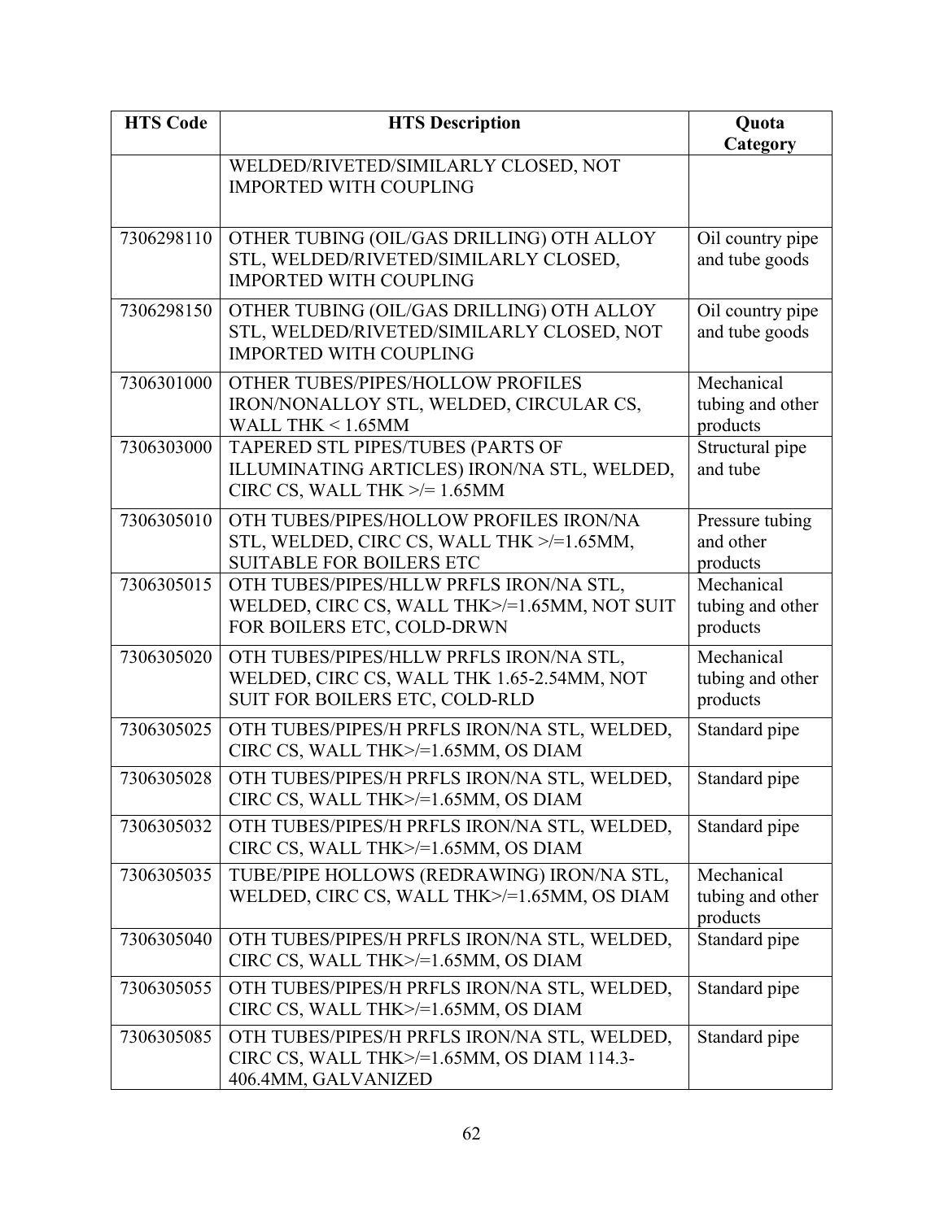| HTS Code | HTS Description | Quota Category |
|---|---|---|
| | WELDED/RIVETED/SIMILARLY CLOSED, NOT IMPORTED WITH COUPLING | |
| 7306298110 | OTHER TUBING (OIL/GAS DRILLING) OTH ALLOY STL, WELDED/RIVETED/SIMILARLY CLOSED, IMPORTED WITH COUPLING | Oil country pipe and tube goods |
| 7306298150 | OTHER TUBING (OIL/GAS DRILLING) OTH ALLOY STL, WELDED/RIVETED/SIMILARLY CLOSED, NOT IMPORTED WITH COUPLING | Oil country pipe and tube goods |
| 7306301000 | OTHER TUBES/PIPES/HOLLOW PROFILES IRON/NONALLOY STL, WELDED, CIRCULAR CS, WALL THK < 1.65MM | Mechanical tubing and other products |
| 7306303000 | TAPERED STL PIPES/TUBES (PARTS OF ILLUMINATING ARTICLES) IRON/NA STL, WELDED, CIRC CS, WALL THK >/= 1.65MM | Structural pipe and tube |
| 7306305010 | OTH TUBES/PIPES/HOLLOW PROFILES IRON/NA STL, WELDED, CIRC CS, WALL THK >/=1.65MM, SUITABLE FOR BOILERS ETC | Pressure tubing and other products |
| 7306305015 | OTH TUBES/PIPES/HLLW PRFLS IRON/NA STL, WELDED, CIRC CS, WALL THK>/=1.65MM, NOT SUIT FOR BOILERS ETC, COLD-DRWN | Mechanical tubing and other products |
| 7306305020 | OTH TUBES/PIPES/HLLW PRFLS IRON/NA STL, WELDED, CIRC CS, WALL THK 1.65-2.54MM, NOT SUIT FOR BOILERS ETC, COLD-RLD | Mechanical tubing and other products |
| 7306305025 | OTH TUBES/PIPES/H PRFLS IRON/NA STL, WELDED, CIRC CS, WALL THK>/=1.65MM, OS DIAM | Standard pipe |
| 7306305028 | OTH TUBES/PIPES/H PRFLS IRON/NA STL, WELDED, CIRC CS, WALL THK>/=1.65MM, OS DIAM | Standard pipe |
| 7306305032 | OTH TUBES/PIPES/H PRFLS IRON/NA STL, WELDED, CIRC CS, WALL THK>/=1.65MM, OS DIAM | Standard pipe |
| 7306305035 | TUBE/PIPE HOLLOWS (REDRAWING) IRON/NA STL, WELDED, CIRC CS, WALL THK>/=1.65MM, OS DIAM | Mechanical tubing and other products |
| 7306305040 | OTH TUBES/PIPES/H PRFLS IRON/NA STL, WELDED, CIRC CS, WALL THK>/=1.65MM, OS DIAM | Standard pipe |
| 7306305055 | OTH TUBES/PIPES/H PRFLS IRON/NA STL, WELDED, CIRC CS, WALL THK>/=1.65MM, OS DIAM | Standard pipe |
| 7306305085 | OTH TUBES/PIPES/H PRFLS IRON/NA STL, WELDED, CIRC CS, WALL THK>/=1.65MM, OS DIAM 114.3-406.4MM, GALVANIZED | Standard pipe |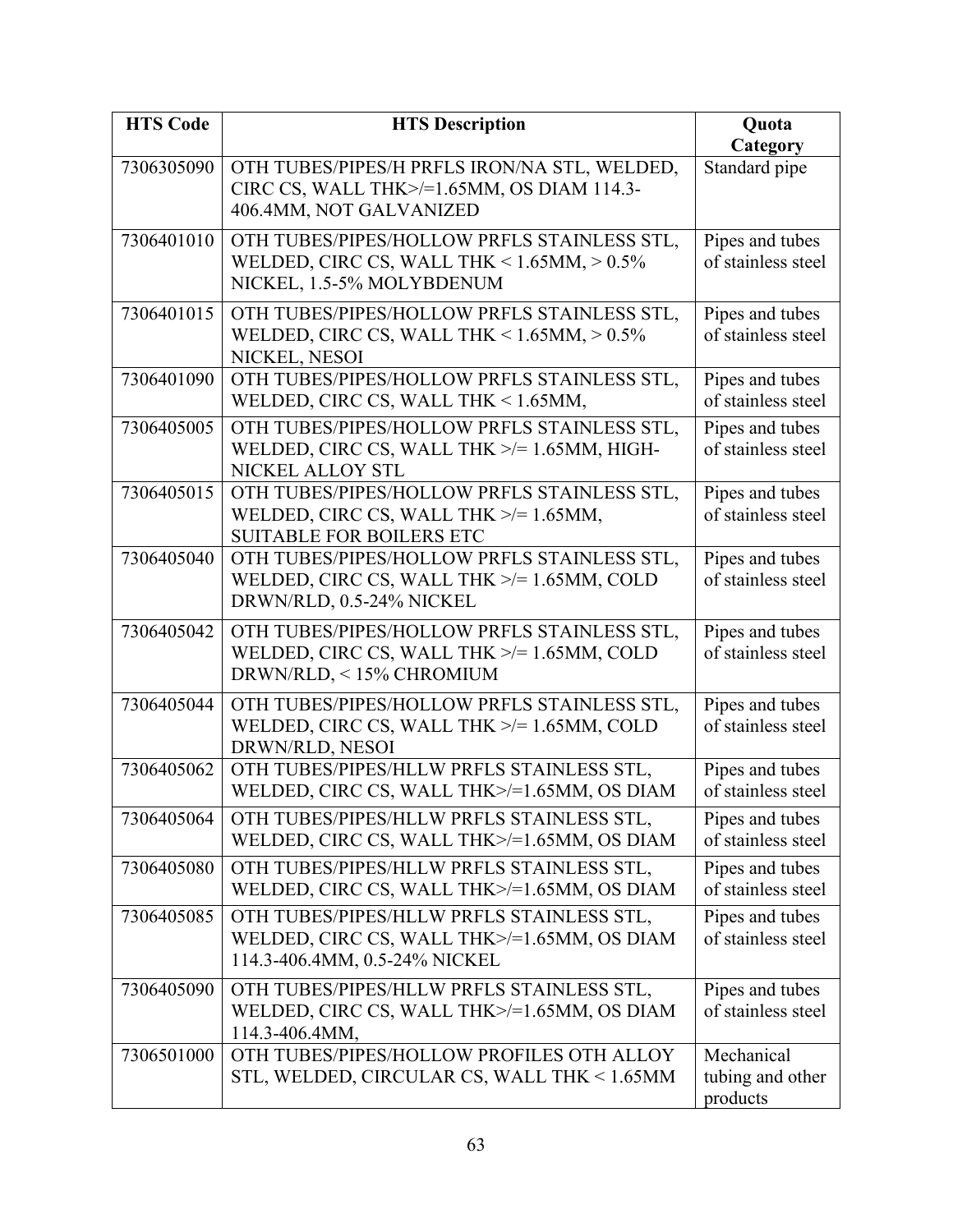| HTS Code | HTS Description | Quota Category |
|---|---|---|
| 7306305090 | OTH TUBES/PIPES/H PRFLS IRON/NA STL, WELDED, CIRC CS, WALL THK>/=1.65MM, OS DIAM 114.3-406.4MM, NOT GALVANIZED | Standard pipe |
| 7306401010 | OTH TUBES/PIPES/HOLLOW PRFLS STAINLESS STL, WELDED, CIRC CS, WALL THK < 1.65MM, > 0.5% NICKEL, 1.5-5% MOLYBDENUM | Pipes and tubes of stainless steel |
| 7306401015 | OTH TUBES/PIPES/HOLLOW PRFLS STAINLESS STL, WELDED, CIRC CS, WALL THK < 1.65MM, > 0.5% NICKEL, NESOI | Pipes and tubes of stainless steel |
| 7306401090 | OTH TUBES/PIPES/HOLLOW PRFLS STAINLESS STL, WELDED, CIRC CS, WALL THK < 1.65MM, | Pipes and tubes of stainless steel |
| 7306405005 | OTH TUBES/PIPES/HOLLOW PRFLS STAINLESS STL, WELDED, CIRC CS, WALL THK >/= 1.65MM, HIGH-NICKEL ALLOY STL | Pipes and tubes of stainless steel |
| 7306405015 | OTH TUBES/PIPES/HOLLOW PRFLS STAINLESS STL, WELDED, CIRC CS, WALL THK >/= 1.65MM, SUITABLE FOR BOILERS ETC | Pipes and tubes of stainless steel |
| 7306405040 | OTH TUBES/PIPES/HOLLOW PRFLS STAINLESS STL, WELDED, CIRC CS, WALL THK >/= 1.65MM, COLD DRWN/RLD, 0.5-24% NICKEL | Pipes and tubes of stainless steel |
| 7306405042 | OTH TUBES/PIPES/HOLLOW PRFLS STAINLESS STL, WELDED, CIRC CS, WALL THK >/= 1.65MM, COLD DRWN/RLD, < 15% CHROMIUM | Pipes and tubes of stainless steel |
| 7306405044 | OTH TUBES/PIPES/HOLLOW PRFLS STAINLESS STL, WELDED, CIRC CS, WALL THK >/= 1.65MM, COLD DRWN/RLD, NESOI | Pipes and tubes of stainless steel |
| 7306405062 | OTH TUBES/PIPES/HLLW PRFLS STAINLESS STL, WELDED, CIRC CS, WALL THK>/=1.65MM, OS DIAM | Pipes and tubes of stainless steel |
| 7306405064 | OTH TUBES/PIPES/HLLW PRFLS STAINLESS STL, WELDED, CIRC CS, WALL THK>/=1.65MM, OS DIAM | Pipes and tubes of stainless steel |
| 7306405080 | OTH TUBES/PIPES/HLLW PRFLS STAINLESS STL, WELDED, CIRC CS, WALL THK>/=1.65MM, OS DIAM | Pipes and tubes of stainless steel |
| 7306405085 | OTH TUBES/PIPES/HLLW PRFLS STAINLESS STL, WELDED, CIRC CS, WALL THK>/=1.65MM, OS DIAM 114.3-406.4MM, 0.5-24% NICKEL | Pipes and tubes of stainless steel |
| 7306405090 | OTH TUBES/PIPES/HLLW PRFLS STAINLESS STL, WELDED, CIRC CS, WALL THK>/=1.65MM, OS DIAM 114.3-406.4MM, | Pipes and tubes of stainless steel |
| 7306501000 | OTH TUBES/PIPES/HOLLOW PROFILES OTH ALLOY STL, WELDED, CIRCULAR CS, WALL THK < 1.65MM | Mechanical tubing and other products |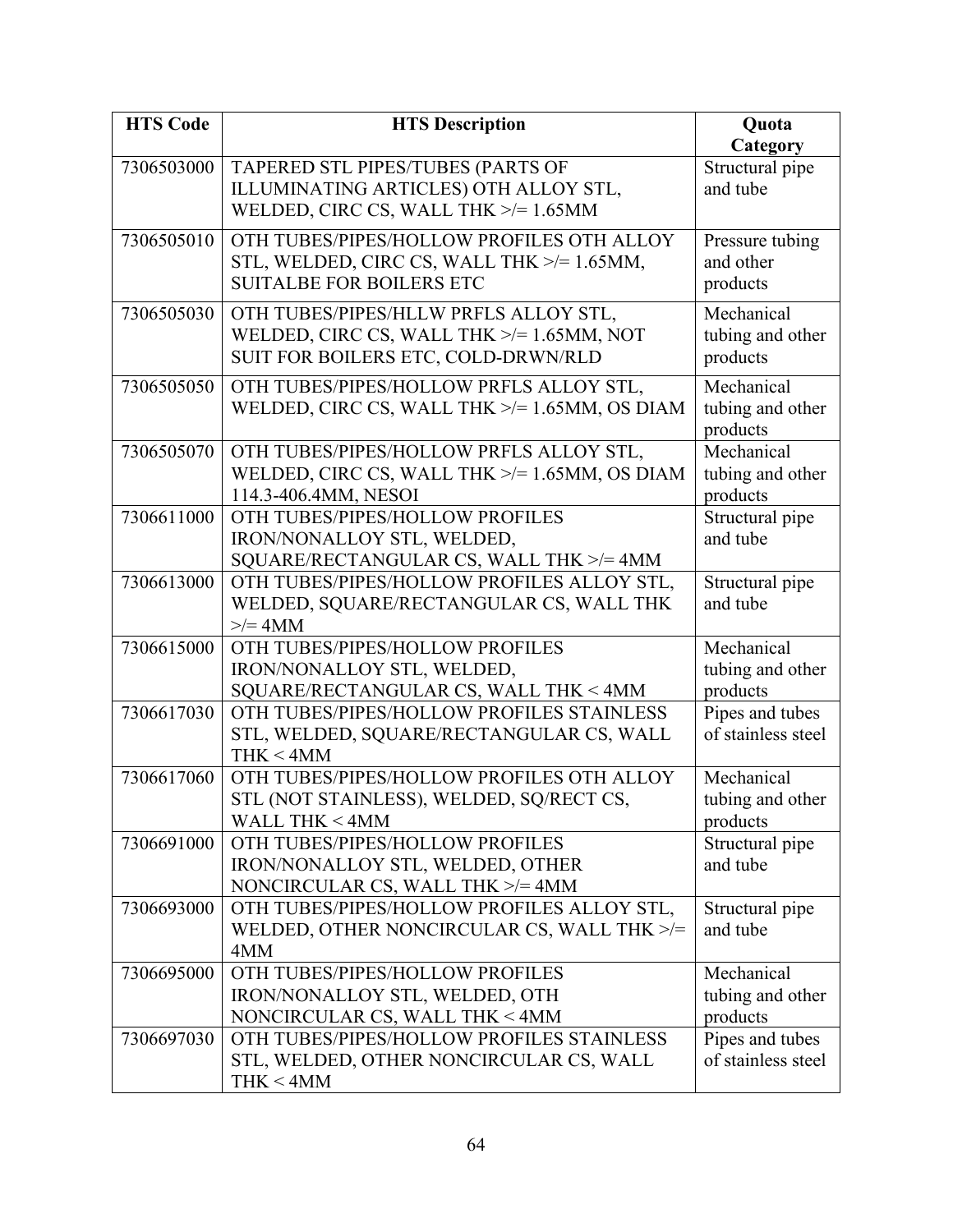| HTS Code | HTS Description | Quota Category |
| --- | --- | --- |
| 7306503000 | TAPERED STL PIPES/TUBES (PARTS OF ILLUMINATING ARTICLES) OTH ALLOY STL, WELDED, CIRC CS, WALL THK >/= 1.65MM | Structural pipe and tube |
| 7306505010 | OTH TUBES/PIPES/HOLLOW PROFILES OTH ALLOY STL, WELDED, CIRC CS, WALL THK >/= 1.65MM, SUITALBE FOR BOILERS ETC | Pressure tubing and other products |
| 7306505030 | OTH TUBES/PIPES/HLLW PRFLS ALLOY STL, WELDED, CIRC CS, WALL THK >/= 1.65MM, NOT SUIT FOR BOILERS ETC, COLD-DRWN/RLD | Mechanical tubing and other products |
| 7306505050 | OTH TUBES/PIPES/HOLLOW PRFLS ALLOY STL, WELDED, CIRC CS, WALL THK >/= 1.65MM, OS DIAM | Mechanical tubing and other products |
| 7306505070 | OTH TUBES/PIPES/HOLLOW PRFLS ALLOY STL, WELDED, CIRC CS, WALL THK >/= 1.65MM, OS DIAM 114.3-406.4MM, NESOI | Mechanical tubing and other products |
| 7306611000 | OTH TUBES/PIPES/HOLLOW PROFILES IRON/NONALLOY STL, WELDED, SQUARE/RECTANGULAR CS, WALL THK >/= 4MM | Structural pipe and tube |
| 7306613000 | OTH TUBES/PIPES/HOLLOW PROFILES ALLOY STL, WELDED, SQUARE/RECTANGULAR CS, WALL THK >/= 4MM | Structural pipe and tube |
| 7306615000 | OTH TUBES/PIPES/HOLLOW PROFILES IRON/NONALLOY STL, WELDED, SQUARE/RECTANGULAR CS, WALL THK < 4MM | Mechanical tubing and other products |
| 7306617030 | OTH TUBES/PIPES/HOLLOW PROFILES STAINLESS STL, WELDED, SQUARE/RECTANGULAR CS, WALL THK < 4MM | Pipes and tubes of stainless steel |
| 7306617060 | OTH TUBES/PIPES/HOLLOW PROFILES OTH ALLOY STL (NOT STAINLESS), WELDED, SQ/RECT CS, WALL THK < 4MM | Mechanical tubing and other products |
| 7306691000 | OTH TUBES/PIPES/HOLLOW PROFILES IRON/NONALLOY STL, WELDED, OTHER NONCIRCULAR CS, WALL THK >/= 4MM | Structural pipe and tube |
| 7306693000 | OTH TUBES/PIPES/HOLLOW PROFILES ALLOY STL, WELDED, OTHER NONCIRCULAR CS, WALL THK >/= 4MM | Structural pipe and tube |
| 7306695000 | OTH TUBES/PIPES/HOLLOW PROFILES IRON/NONALLOY STL, WELDED, OTH NONCIRCULAR CS, WALL THK < 4MM | Mechanical tubing and other products |
| 7306697030 | OTH TUBES/PIPES/HOLLOW PROFILES STAINLESS STL, WELDED, OTHER NONCIRCULAR CS, WALL THK < 4MM | Pipes and tubes of stainless steel |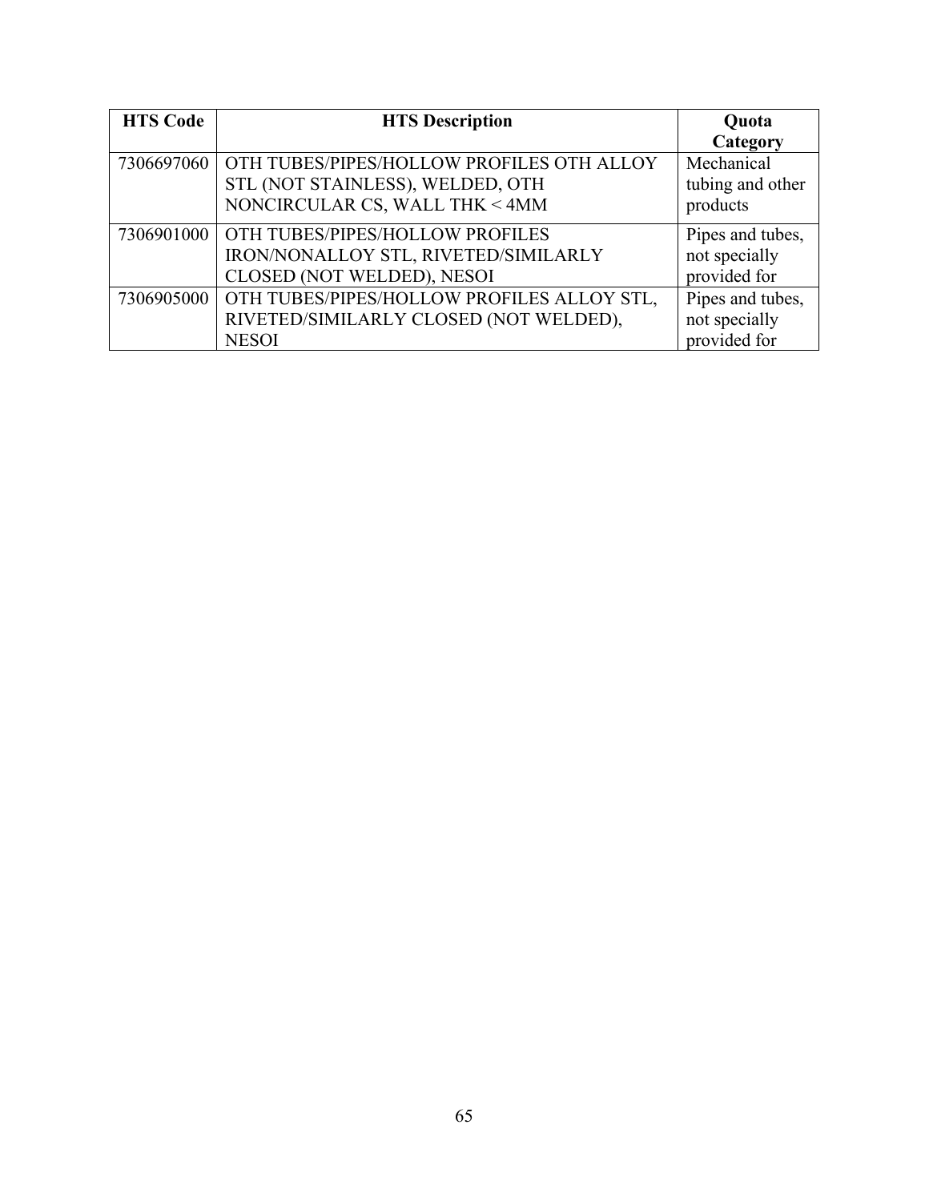| HTS Code | HTS Description | Quota Category |
| --- | --- | --- |
| 7306697060 | OTH TUBES/PIPES/HOLLOW PROFILES OTH ALLOY STL (NOT STAINLESS), WELDED, OTH NONCIRCULAR CS, WALL THK < 4MM | Mechanical tubing and other products |
| 7306901000 | OTH TUBES/PIPES/HOLLOW PROFILES IRON/NONALLOY STL, RIVETED/SIMILARLY CLOSED (NOT WELDED), NESOI | Pipes and tubes, not specially provided for |
| 7306905000 | OTH TUBES/PIPES/HOLLOW PROFILES ALLOY STL, RIVETED/SIMILARLY CLOSED (NOT WELDED), NESOI | Pipes and tubes, not specially provided for |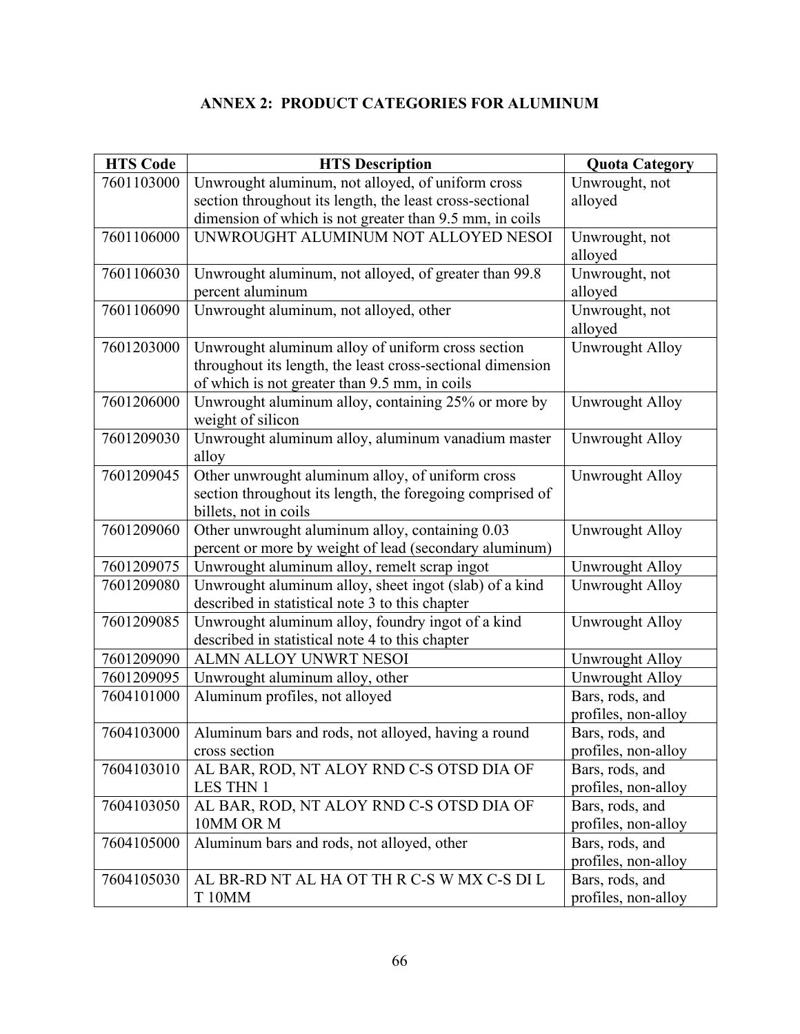## ANNEX 2: PRODUCT CATEGORIES FOR ALUMINUM

| HTS Code | HTS Description | Quota Category |
|---|---|---|
| 7601103000 | Unwrought aluminum, not alloyed, of uniform cross section throughout its length, the least cross-sectional dimension of which is not greater than 9.5 mm, in coils | Unwrought, not alloyed |
| 7601106000 | UNWROUGHT ALUMINUM NOT ALLOYED NESOI | Unwrought, not alloyed |
| 7601106030 | Unwrought aluminum, not alloyed, of greater than 99.8 percent aluminum | Unwrought, not alloyed |
| 7601106090 | Unwrought aluminum, not alloyed, other | Unwrought, not alloyed |
| 7601203000 | Unwrought aluminum alloy of uniform cross section throughout its length, the least cross-sectional dimension of which is not greater than 9.5 mm, in coils | Unwrought Alloy |
| 7601206000 | Unwrought aluminum alloy, containing 25% or more by weight of silicon | Unwrought Alloy |
| 7601209030 | Unwrought aluminum alloy, aluminum vanadium master alloy | Unwrought Alloy |
| 7601209045 | Other unwrought aluminum alloy, of uniform cross section throughout its length, the foregoing comprised of billets, not in coils | Unwrought Alloy |
| 7601209060 | Other unwrought aluminum alloy, containing 0.03 percent or more by weight of lead (secondary aluminum) | Unwrought Alloy |
| 7601209075 | Unwrought aluminum alloy, remelt scrap ingot | Unwrought Alloy |
| 7601209080 | Unwrought aluminum alloy, sheet ingot (slab) of a kind described in statistical note 3 to this chapter | Unwrought Alloy |
| 7601209085 | Unwrought aluminum alloy, foundry ingot of a kind described in statistical note 4 to this chapter | Unwrought Alloy |
| 7601209090 | ALMN ALLOY UNWRT NESOI | Unwrought Alloy |
| 7601209095 | Unwrought aluminum alloy, other | Unwrought Alloy |
| 7604101000 | Aluminum profiles, not alloyed | Bars, rods, and profiles, non-alloy |
| 7604103000 | Aluminum bars and rods, not alloyed, having a round cross section | Bars, rods, and profiles, non-alloy |
| 7604103010 | AL BAR, ROD, NT ALOY RND C-S OTSD DIA OF LES THN 1 | Bars, rods, and profiles, non-alloy |
| 7604103050 | AL BAR, ROD, NT ALOY RND C-S OTSD DIA OF 10MM OR M | Bars, rods, and profiles, non-alloy |
| 7604105000 | Aluminum bars and rods, not alloyed, other | Bars, rods, and profiles, non-alloy |
| 7604105030 | AL BR-RD NT AL HA OT TH R C-S W MX C-S DI L T 10MM | Bars, rods, and profiles, non-alloy |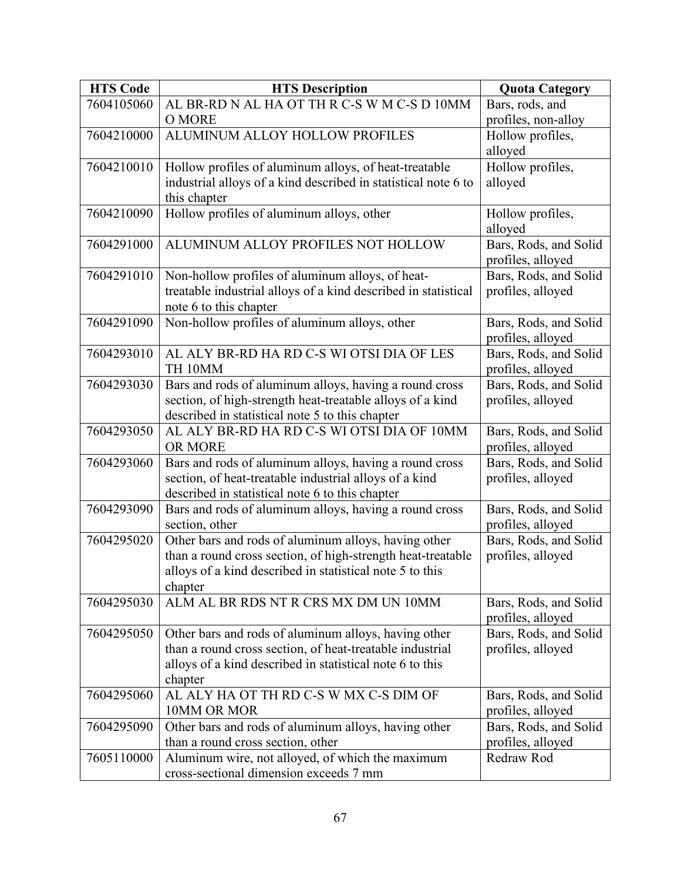| HTS Code | HTS Description | Quota Category |
|---|---|---|
| 7604105060 | AL BR-RD N AL HA OT TH R C-S W M C-S D 10MM O MORE | Bars, rods, and profiles, non-alloy |
| 7604210000 | ALUMINUM ALLOY HOLLOW PROFILES | Hollow profiles, alloyed |
| 7604210010 | Hollow profiles of aluminum alloys, of heat-treatable industrial alloys of a kind described in statistical note 6 to this chapter | Hollow profiles, alloyed |
| 7604210090 | Hollow profiles of aluminum alloys, other | Hollow profiles, alloyed |
| 7604291000 | ALUMINUM ALLOY PROFILES NOT HOLLOW | Bars, Rods, and Solid profiles, alloyed |
| 7604291010 | Non-hollow profiles of aluminum alloys, of heat-treatable industrial alloys of a kind described in statistical note 6 to this chapter | Bars, Rods, and Solid profiles, alloyed |
| 7604291090 | Non-hollow profiles of aluminum alloys, other | Bars, Rods, and Solid profiles, alloyed |
| 7604293010 | AL ALY BR-RD HA RD C-S WI OTSI DIA OF LES TH 10MM | Bars, Rods, and Solid profiles, alloyed |
| 7604293030 | Bars and rods of aluminum alloys, having a round cross section, of high-strength heat-treatable alloys of a kind described in statistical note 5 to this chapter | Bars, Rods, and Solid profiles, alloyed |
| 7604293050 | AL ALY BR-RD HA RD C-S WI OTSI DIA OF 10MM OR MORE | Bars, Rods, and Solid profiles, alloyed |
| 7604293060 | Bars and rods of aluminum alloys, having a round cross section, of heat-treatable industrial alloys of a kind described in statistical note 6 to this chapter | Bars, Rods, and Solid profiles, alloyed |
| 7604293090 | Bars and rods of aluminum alloys, having a round cross section, other | Bars, Rods, and Solid profiles, alloyed |
| 7604295020 | Other bars and rods of aluminum alloys, having other than a round cross section, of high-strength heat-treatable alloys of a kind described in statistical note 5 to this chapter | Bars, Rods, and Solid profiles, alloyed |
| 7604295030 | ALM AL BR RDS NT R CRS MX DM UN 10MM | Bars, Rods, and Solid profiles, alloyed |
| 7604295050 | Other bars and rods of aluminum alloys, having other than a round cross section, of heat-treatable industrial alloys of a kind described in statistical note 6 to this chapter | Bars, Rods, and Solid profiles, alloyed |
| 7604295060 | AL ALY HA OT TH RD C-S W MX C-S DIM OF 10MM OR MOR | Bars, Rods, and Solid profiles, alloyed |
| 7604295090 | Other bars and rods of aluminum alloys, having other than a round cross section, other | Bars, Rods, and Solid profiles, alloyed |
| 7605110000 | Aluminum wire, not alloyed, of which the maximum cross-sectional dimension exceeds 7 mm | Redraw Rod |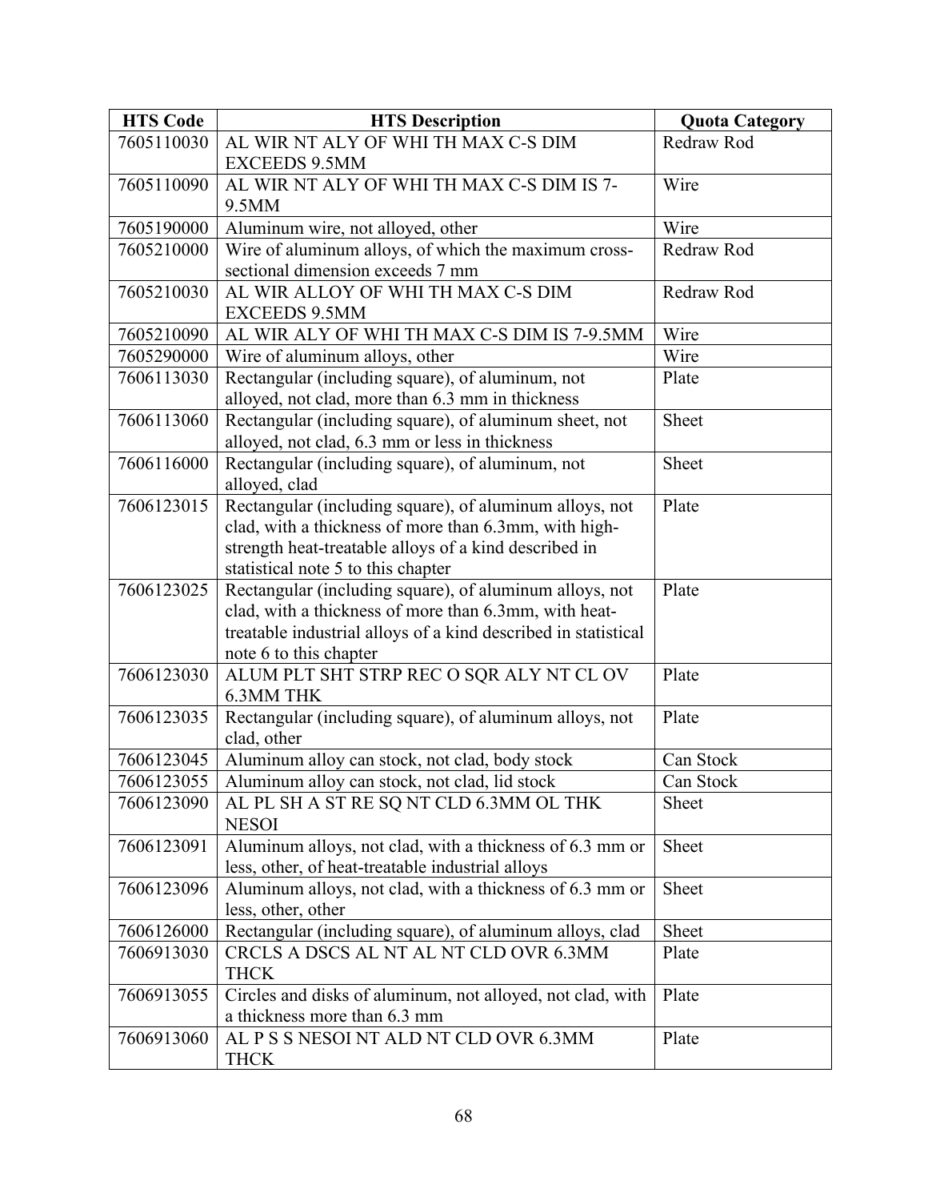| HTS Code | HTS Description | Quota Category |
|---|---|---|
| 7605110030 | AL WIR NT ALY OF WHI TH MAX C-S DIM EXCEEDS 9.5MM | Redraw Rod |
| 7605110090 | AL WIR NT ALY OF WHI TH MAX C-S DIM IS 7-9.5MM | Wire |
| 7605190000 | Aluminum wire, not alloyed, other | Wire |
| 7605210000 | Wire of aluminum alloys, of which the maximum cross-sectional dimension exceeds 7 mm | Redraw Rod |
| 7605210030 | AL WIR ALLOY OF WHI TH MAX C-S DIM EXCEEDS 9.5MM | Redraw Rod |
| 7605210090 | AL WIR ALY OF WHI TH MAX C-S DIM IS 7-9.5MM | Wire |
| 7605290000 | Wire of aluminum alloys, other | Wire |
| 7606113030 | Rectangular (including square), of aluminum, not alloyed, not clad, more than 6.3 mm in thickness | Plate |
| 7606113060 | Rectangular (including square), of aluminum sheet, not alloyed, not clad, 6.3 mm or less in thickness | Sheet |
| 7606116000 | Rectangular (including square), of aluminum, not alloyed, clad | Sheet |
| 7606123015 | Rectangular (including square), of aluminum alloys, not clad, with a thickness of more than 6.3mm, with high-strength heat-treatable alloys of a kind described in statistical note 5 to this chapter | Plate |
| 7606123025 | Rectangular (including square), of aluminum alloys, not clad, with a thickness of more than 6.3mm, with heat-treatable industrial alloys of a kind described in statistical note 6 to this chapter | Plate |
| 7606123030 | ALUM PLT SHT STRP REC O SQR ALY NT CL OV 6.3MM THK | Plate |
| 7606123035 | Rectangular (including square), of aluminum alloys, not clad, other | Plate |
| 7606123045 | Aluminum alloy can stock, not clad, body stock | Can Stock |
| 7606123055 | Aluminum alloy can stock, not clad, lid stock | Can Stock |
| 7606123090 | AL PL SH A ST RE SQ NT CLD 6.3MM OL THK NESOI | Sheet |
| 7606123091 | Aluminum alloys, not clad, with a thickness of 6.3 mm or less, other, of heat-treatable industrial alloys | Sheet |
| 7606123096 | Aluminum alloys, not clad, with a thickness of 6.3 mm or less, other, other | Sheet |
| 7606126000 | Rectangular (including square), of aluminum alloys, clad | Sheet |
| 7606913030 | CRCLS A DSCS AL NT AL NT CLD OVR 6.3MM THCK | Plate |
| 7606913055 | Circles and disks of aluminum, not alloyed, not clad, with a thickness more than 6.3 mm | Plate |
| 7606913060 | AL P S S NESOI NT ALD NT CLD OVR 6.3MM THCK | Plate |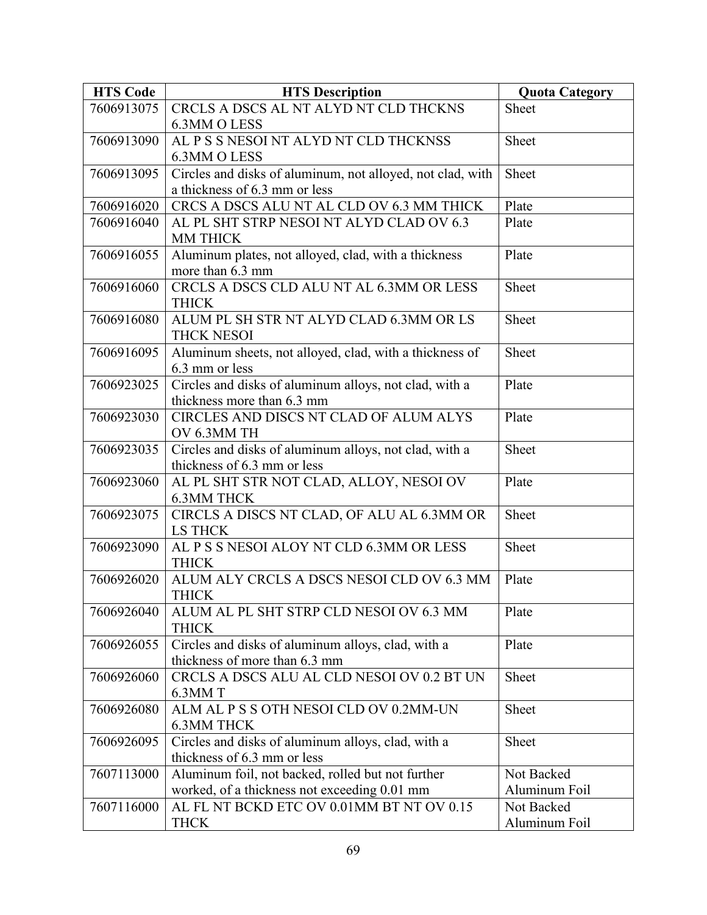| HTS Code | HTS Description | Quota Category |
|---|---|---|
| 7606913075 | CRCLS A DSCS AL NT ALYD NT CLD THCKNS 6.3MM O LESS | Sheet |
| 7606913090 | AL P S S NESOI NT ALYD NT CLD THCKNSS 6.3MM O LESS | Sheet |
| 7606913095 | Circles and disks of aluminum, not alloyed, not clad, with a thickness of 6.3 mm or less | Sheet |
| 7606916020 | CRCS A DSCS ALU NT AL CLD OV 6.3 MM THICK | Plate |
| 7606916040 | AL PL SHT STRP NESOI NT ALYD CLAD OV 6.3 MM THICK | Plate |
| 7606916055 | Aluminum plates, not alloyed, clad, with a thickness more than 6.3 mm | Plate |
| 7606916060 | CRCLS A DSCS CLD ALU NT AL 6.3MM OR LESS THICK | Sheet |
| 7606916080 | ALUM PL SH STR NT ALYD CLAD 6.3MM OR LS THCK NESOI | Sheet |
| 7606916095 | Aluminum sheets, not alloyed, clad, with a thickness of 6.3 mm or less | Sheet |
| 7606923025 | Circles and disks of aluminum alloys, not clad, with a thickness more than 6.3 mm | Plate |
| 7606923030 | CIRCLES AND DISCS NT CLAD OF ALUM ALYS OV 6.3MM TH | Plate |
| 7606923035 | Circles and disks of aluminum alloys, not clad, with a thickness of 6.3 mm or less | Sheet |
| 7606923060 | AL PL SHT STR NOT CLAD, ALLOY, NESOI OV 6.3MM THCK | Plate |
| 7606923075 | CIRCLS A DISCS NT CLAD, OF ALU AL 6.3MM OR LS THCK | Sheet |
| 7606923090 | AL P S S NESOI ALOY NT CLD 6.3MM OR LESS THICK | Sheet |
| 7606926020 | ALUM ALY CRCLS A DSCS NESOI CLD OV 6.3 MM THICK | Plate |
| 7606926040 | ALUM AL PL SHT STRP CLD NESOI OV 6.3 MM THICK | Plate |
| 7606926055 | Circles and disks of aluminum alloys, clad, with a thickness of more than 6.3 mm | Plate |
| 7606926060 | CRCLS A DSCS ALU AL CLD NESOI OV 0.2 BT UN 6.3MM T | Sheet |
| 7606926080 | ALM AL P S S OTH NESOI CLD OV 0.2MM-UN 6.3MM THCK | Sheet |
| 7606926095 | Circles and disks of aluminum alloys, clad, with a thickness of 6.3 mm or less | Sheet |
| 7607113000 | Aluminum foil, not backed, rolled but not further worked, of a thickness not exceeding 0.01 mm | Not Backed Aluminum Foil |
| 7607116000 | AL FL NT BCKD ETC OV 0.01MM BT NT OV 0.15 THCK | Not Backed Aluminum Foil |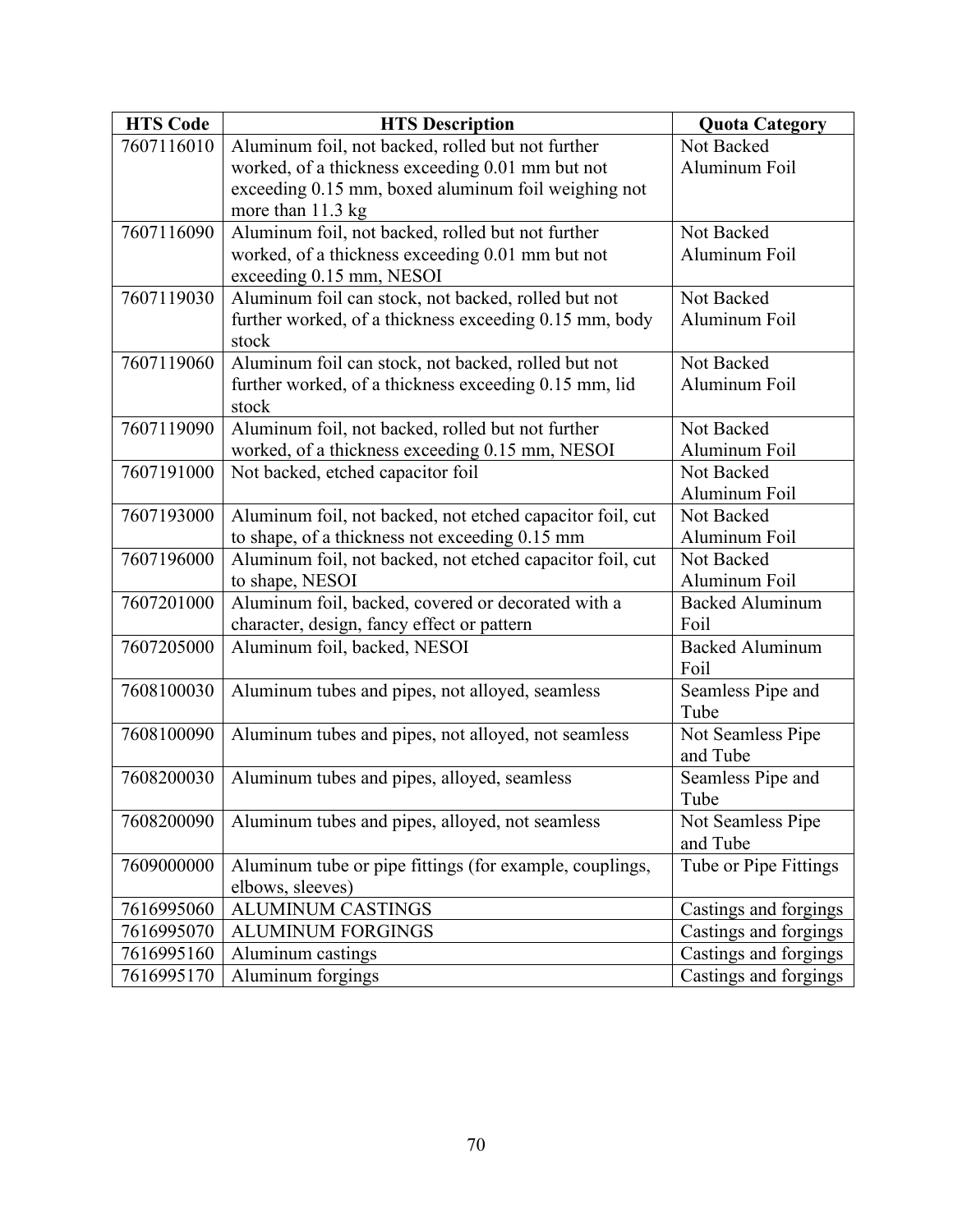| HTS Code | HTS Description | Quota Category |
|---|---|---|
| 7607116010 | Aluminum foil, not backed, rolled but not further worked, of a thickness exceeding 0.01 mm but not exceeding 0.15 mm, boxed aluminum foil weighing not more than 11.3 kg | Not Backed Aluminum Foil |
| 7607116090 | Aluminum foil, not backed, rolled but not further worked, of a thickness exceeding 0.01 mm but not exceeding 0.15 mm, NESOI | Not Backed Aluminum Foil |
| 7607119030 | Aluminum foil can stock, not backed, rolled but not further worked, of a thickness exceeding 0.15 mm, body stock | Not Backed Aluminum Foil |
| 7607119060 | Aluminum foil can stock, not backed, rolled but not further worked, of a thickness exceeding 0.15 mm, lid stock | Not Backed Aluminum Foil |
| 7607119090 | Aluminum foil, not backed, rolled but not further worked, of a thickness exceeding 0.15 mm, NESOI | Not Backed Aluminum Foil |
| 7607191000 | Not backed, etched capacitor foil | Not Backed Aluminum Foil |
| 7607193000 | Aluminum foil, not backed, not etched capacitor foil, cut to shape, of a thickness not exceeding 0.15 mm | Not Backed Aluminum Foil |
| 7607196000 | Aluminum foil, not backed, not etched capacitor foil, cut to shape, NESOI | Not Backed Aluminum Foil |
| 7607201000 | Aluminum foil, backed, covered or decorated with a character, design, fancy effect or pattern | Backed Aluminum Foil |
| 7607205000 | Aluminum foil, backed, NESOI | Backed Aluminum Foil |
| 7608100030 | Aluminum tubes and pipes, not alloyed, seamless | Seamless Pipe and Tube |
| 7608100090 | Aluminum tubes and pipes, not alloyed, not seamless | Not Seamless Pipe and Tube |
| 7608200030 | Aluminum tubes and pipes, alloyed, seamless | Seamless Pipe and Tube |
| 7608200090 | Aluminum tubes and pipes, alloyed, not seamless | Not Seamless Pipe and Tube |
| 7609000000 | Aluminum tube or pipe fittings (for example, couplings, elbows, sleeves) | Tube or Pipe Fittings |
| 7616995060 | ALUMINUM CASTINGS | Castings and forgings |
| 7616995070 | ALUMINUM FORGINGS | Castings and forgings |
| 7616995160 | Aluminum castings | Castings and forgings |
| 7616995170 | Aluminum forgings | Castings and forgings |